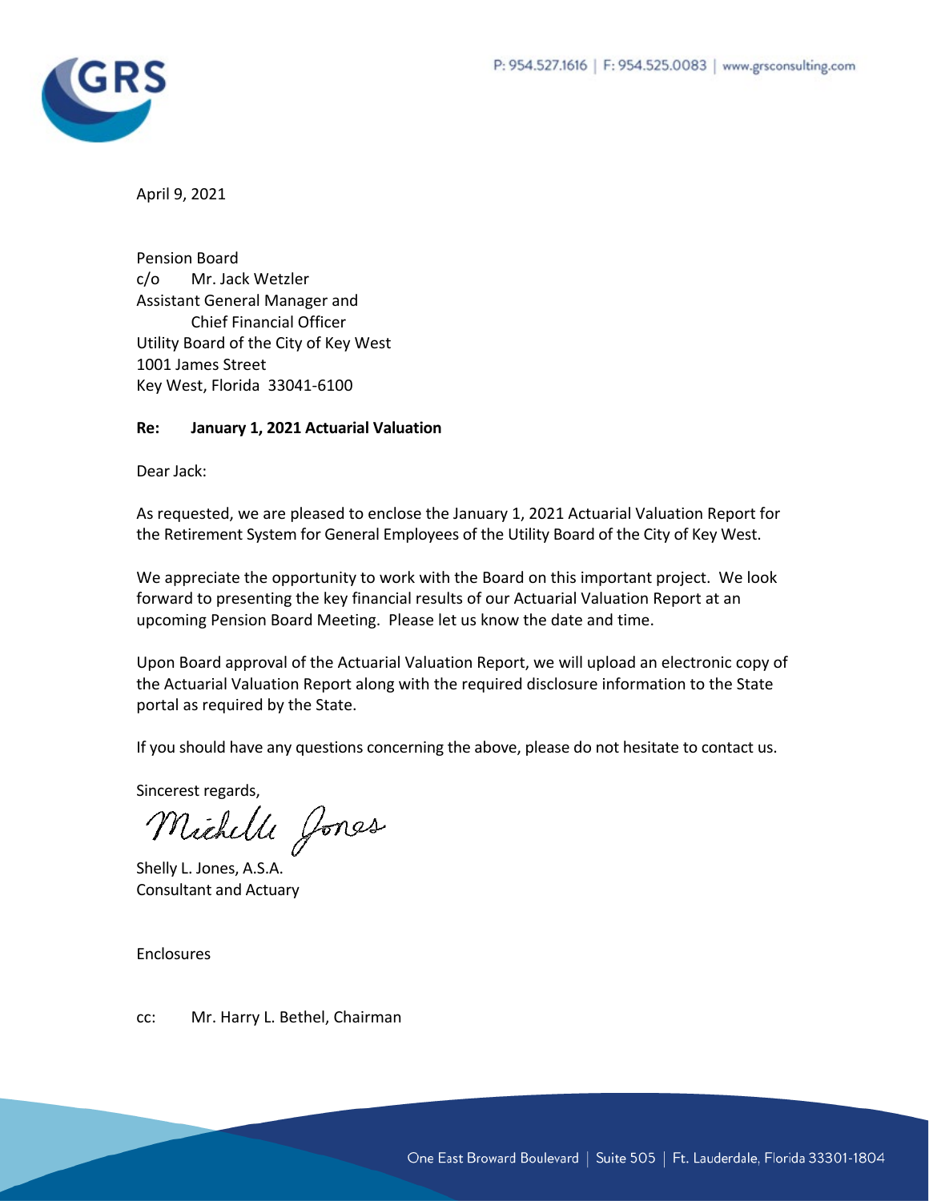P: 954.527.1616 | F: 954.525.0083 | www.grsconsulting.com

April 9, 2021

Pension Board
c/o Mr. Jack Wetzler
Assistant General Manager and
Chief Financial Officer
Utility Board of the City of Key West
1001 James Street
Key West, Florida 33041-6100

**Re: January 1, 2021 Actuarial Valuation**

Dear Jack:

As requested, we are pleased to enclose the January 1, 2021 Actuarial Valuation Report for the Retirement System for General Employees of the Utility Board of the City of Key West.

We appreciate the opportunity to work with the Board on this important project. We look forward to presenting the key financial results of our Actuarial Valuation Report at an upcoming Pension Board Meeting. Please let us know the date and time.

Upon Board approval of the Actuarial Valuation Report, we will upload an electronic copy of the Actuarial Valuation Report along with the required disclosure information to the State portal as required by the State.

If you should have any questions concerning the above, please do not hesitate to contact us.

Sincerest regards,

Shelly L. Jones, A.S.A.
Consultant and Actuary

Enclosures

cc: Mr. Harry L. Bethel, Chairman

One East Broward Boulevard | Suite 505 | Ft. Lauderdale, Florida 33301-1804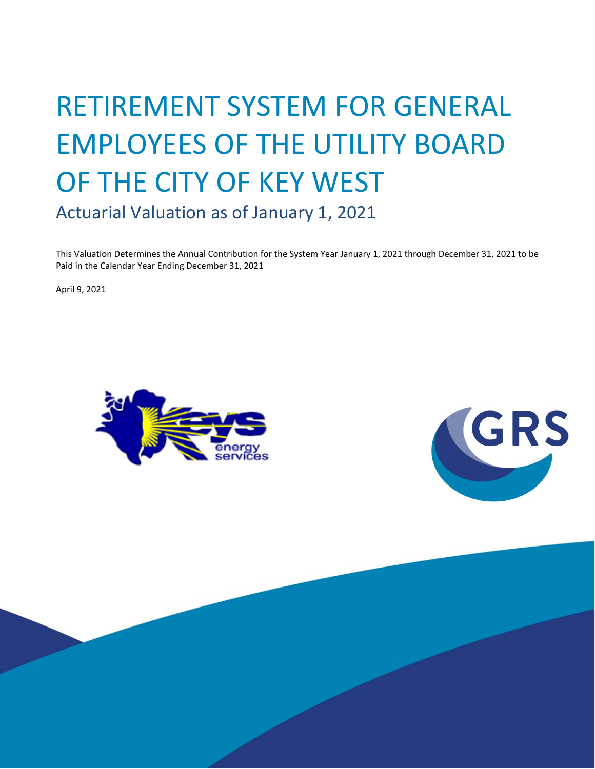# RETIREMENT SYSTEM FOR GENERAL EMPLOYEES OF THE UTILITY BOARD OF THE CITY OF KEY WEST

## Actuarial Valuation as of January 1, 2021

This Valuation Determines the Annual Contribution for the System Year January 1, 2021 through December 31, 2021 to be Paid in the Calendar Year Ending December 31, 2021

April 9, 2021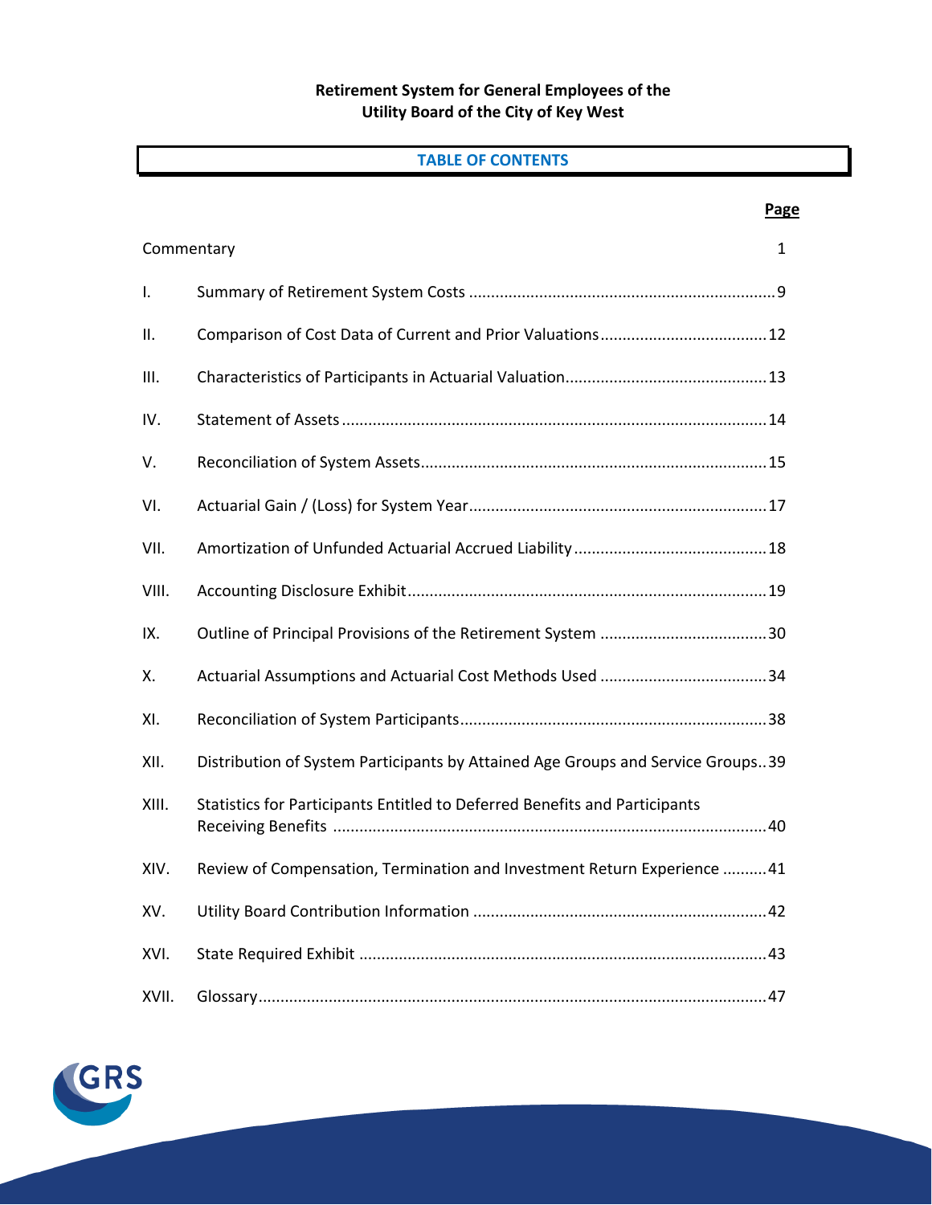**Retirement System for General Employees of the Utility Board of the City of Key West**

## TABLE OF CONTENTS

| | | Page |
|---|---|---|
| Commentary | | 1 |
| I. | Summary of Retirement System Costs | 9 |
| II. | Comparison of Cost Data of Current and Prior Valuations | 12 |
| III. | Characteristics of Participants in Actuarial Valuation | 13 |
| IV. | Statement of Assets | 14 |
| V. | Reconciliation of System Assets | 15 |
| VI. | Actuarial Gain / (Loss) for System Year | 17 |
| VII. | Amortization of Unfunded Actuarial Accrued Liability | 18 |
| VIII. | Accounting Disclosure Exhibit | 19 |
| IX. | Outline of Principal Provisions of the Retirement System | 30 |
| X. | Actuarial Assumptions and Actuarial Cost Methods Used | 34 |
| XI. | Reconciliation of System Participants | 38 |
| XII. | Distribution of System Participants by Attained Age Groups and Service Groups | 39 |
| XIII. | Statistics for Participants Entitled to Deferred Benefits and Participants Receiving Benefits | 40 |
| XIV. | Review of Compensation, Termination and Investment Return Experience | 41 |
| XV. | Utility Board Contribution Information | 42 |
| XVI. | State Required Exhibit | 43 |
| XVII. | Glossary | 47 |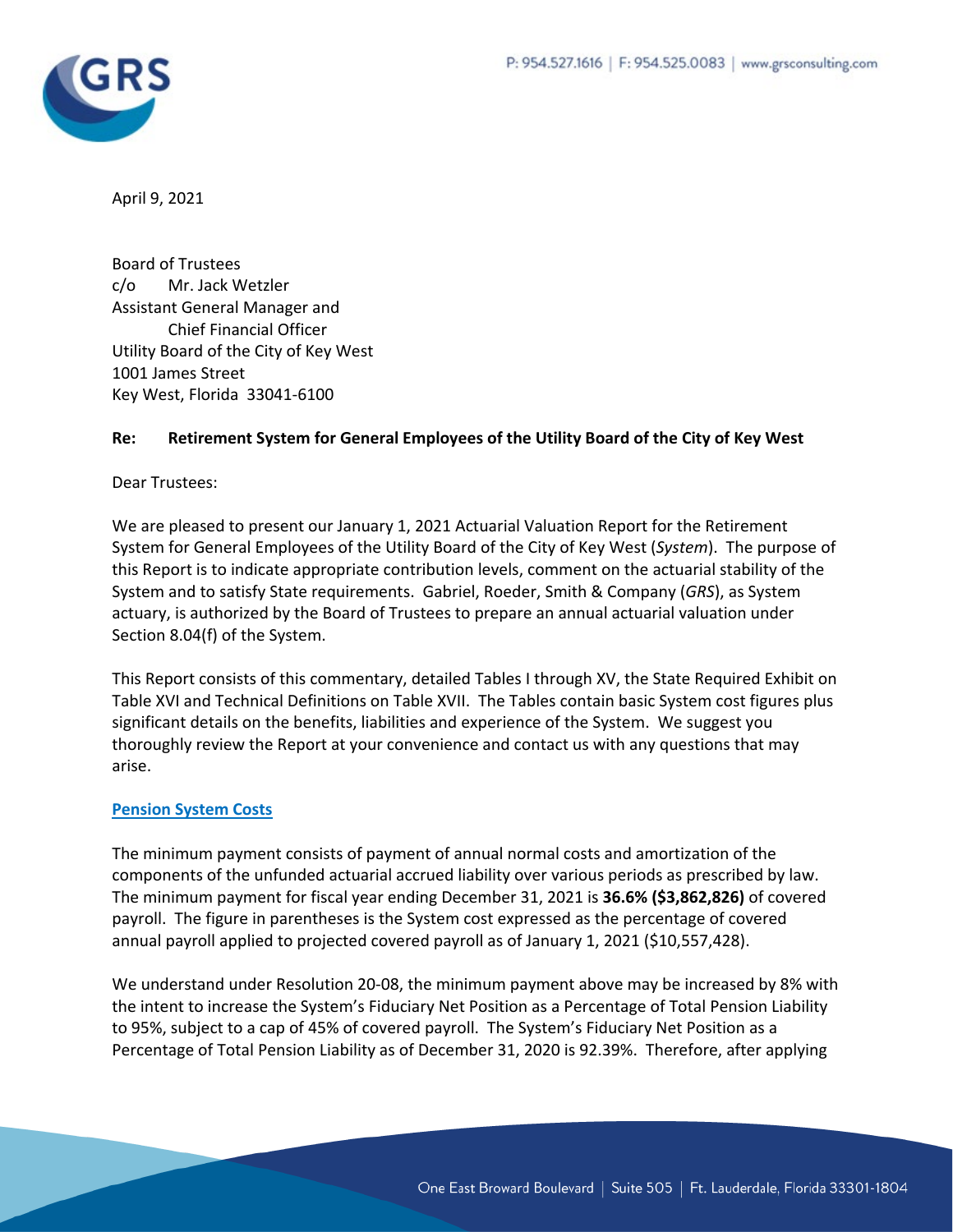April 9, 2021

Board of Trustees
c/o Mr. Jack Wetzler
Assistant General Manager and
Chief Financial Officer
Utility Board of the City of Key West
1001 James Street
Key West, Florida 33041-6100

**Re: Retirement System for General Employees of the Utility Board of the City of Key West**

Dear Trustees:

We are pleased to present our January 1, 2021 Actuarial Valuation Report for the Retirement System for General Employees of the Utility Board of the City of Key West (*System*). The purpose of this Report is to indicate appropriate contribution levels, comment on the actuarial stability of the System and to satisfy State requirements. Gabriel, Roeder, Smith & Company (*GRS*), as System actuary, is authorized by the Board of Trustees to prepare an annual actuarial valuation under Section 8.04(f) of the System.

This Report consists of this commentary, detailed Tables I through XV, the State Required Exhibit on Table XVI and Technical Definitions on Table XVII. The Tables contain basic System cost figures plus significant details on the benefits, liabilities and experience of the System. We suggest you thoroughly review the Report at your convenience and contact us with any questions that may arise.

## Pension System Costs

The minimum payment consists of payment of annual normal costs and amortization of the components of the unfunded actuarial accrued liability over various periods as prescribed by law. The minimum payment for fiscal year ending December 31, 2021 is **36.6% ($3,862,826)** of covered payroll. The figure in parentheses is the System cost expressed as the percentage of covered annual payroll applied to projected covered payroll as of January 1, 2021 ($10,557,428).

We understand under Resolution 20-08, the minimum payment above may be increased by 8% with the intent to increase the System's Fiduciary Net Position as a Percentage of Total Pension Liability to 95%, subject to a cap of 45% of covered payroll. The System's Fiduciary Net Position as a Percentage of Total Pension Liability as of December 31, 2020 is 92.39%. Therefore, after applying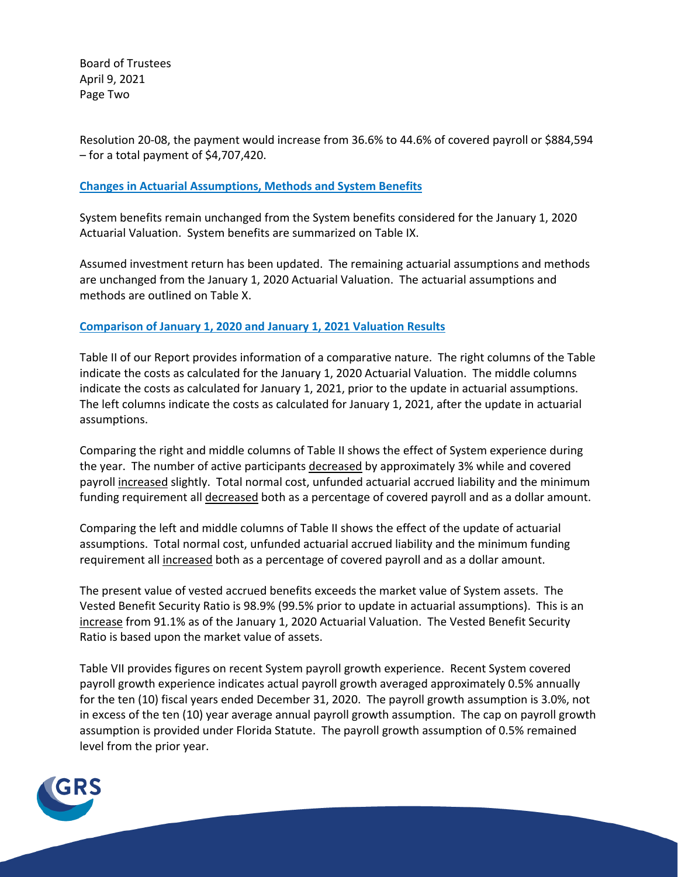Resolution 20-08, the payment would increase from 36.6% to 44.6% of covered payroll or $884,594 – for a total payment of $4,707,420.

**Changes in Actuarial Assumptions, Methods and System Benefits**

System benefits remain unchanged from the System benefits considered for the January 1, 2020 Actuarial Valuation. System benefits are summarized on Table IX.

Assumed investment return has been updated. The remaining actuarial assumptions and methods are unchanged from the January 1, 2020 Actuarial Valuation. The actuarial assumptions and methods are outlined on Table X.

**Comparison of January 1, 2020 and January 1, 2021 Valuation Results**

Table II of our Report provides information of a comparative nature. The right columns of the Table indicate the costs as calculated for the January 1, 2020 Actuarial Valuation. The middle columns indicate the costs as calculated for January 1, 2021, prior to the update in actuarial assumptions. The left columns indicate the costs as calculated for January 1, 2021, after the update in actuarial assumptions.

Comparing the right and middle columns of Table II shows the effect of System experience during the year. The number of active participants decreased by approximately 3% while and covered payroll increased slightly. Total normal cost, unfunded actuarial accrued liability and the minimum funding requirement all decreased both as a percentage of covered payroll and as a dollar amount.

Comparing the left and middle columns of Table II shows the effect of the update of actuarial assumptions. Total normal cost, unfunded actuarial accrued liability and the minimum funding requirement all increased both as a percentage of covered payroll and as a dollar amount.

The present value of vested accrued benefits exceeds the market value of System assets. The Vested Benefit Security Ratio is 98.9% (99.5% prior to update in actuarial assumptions). This is an increase from 91.1% as of the January 1, 2020 Actuarial Valuation. The Vested Benefit Security Ratio is based upon the market value of assets.

Table VII provides figures on recent System payroll growth experience. Recent System covered payroll growth experience indicates actual payroll growth averaged approximately 0.5% annually for the ten (10) fiscal years ended December 31, 2020. The payroll growth assumption is 3.0%, not in excess of the ten (10) year average annual payroll growth assumption. The cap on payroll growth assumption is provided under Florida Statute. The payroll growth assumption of 0.5% remained level from the prior year.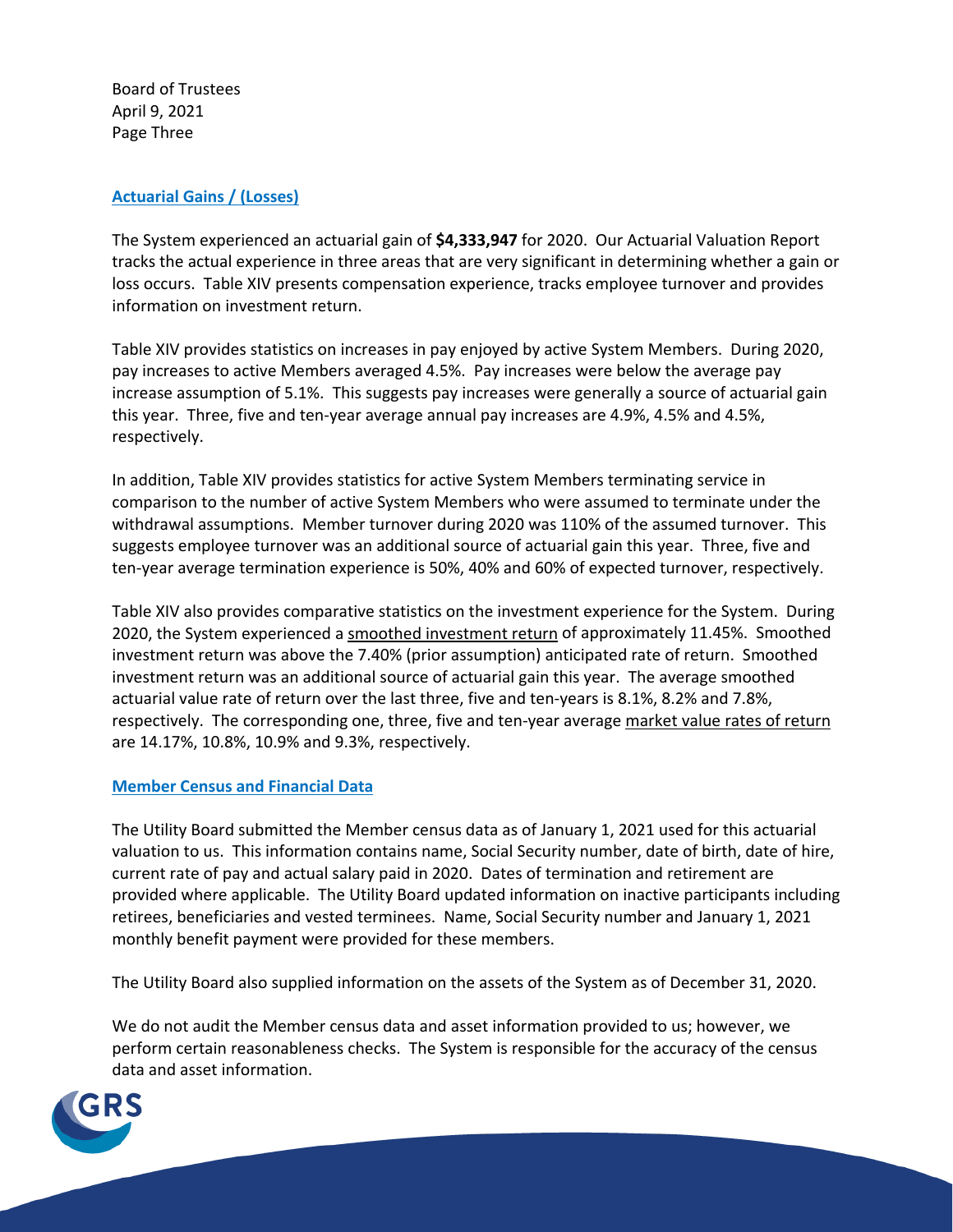Board of Trustees
April 9, 2021
Page Three

## Actuarial Gains / (Losses)

The System experienced an actuarial gain of **$4,333,947** for 2020. Our Actuarial Valuation Report tracks the actual experience in three areas that are very significant in determining whether a gain or loss occurs. Table XIV presents compensation experience, tracks employee turnover and provides information on investment return.

Table XIV provides statistics on increases in pay enjoyed by active System Members. During 2020, pay increases to active Members averaged 4.5%. Pay increases were below the average pay increase assumption of 5.1%. This suggests pay increases were generally a source of actuarial gain this year. Three, five and ten-year average annual pay increases are 4.9%, 4.5% and 4.5%, respectively.

In addition, Table XIV provides statistics for active System Members terminating service in comparison to the number of active System Members who were assumed to terminate under the withdrawal assumptions. Member turnover during 2020 was 110% of the assumed turnover. This suggests employee turnover was an additional source of actuarial gain this year. Three, five and ten-year average termination experience is 50%, 40% and 60% of expected turnover, respectively.

Table XIV also provides comparative statistics on the investment experience for the System. During 2020, the System experienced a smoothed investment return of approximately 11.45%. Smoothed investment return was above the 7.40% (prior assumption) anticipated rate of return. Smoothed investment return was an additional source of actuarial gain this year. The average smoothed actuarial value rate of return over the last three, five and ten-years is 8.1%, 8.2% and 7.8%, respectively. The corresponding one, three, five and ten-year average market value rates of return are 14.17%, 10.8%, 10.9% and 9.3%, respectively.

## Member Census and Financial Data

The Utility Board submitted the Member census data as of January 1, 2021 used for this actuarial valuation to us. This information contains name, Social Security number, date of birth, date of hire, current rate of pay and actual salary paid in 2020. Dates of termination and retirement are provided where applicable. The Utility Board updated information on inactive participants including retirees, beneficiaries and vested terminees. Name, Social Security number and January 1, 2021 monthly benefit payment were provided for these members.

The Utility Board also supplied information on the assets of the System as of December 31, 2020.

We do not audit the Member census data and asset information provided to us; however, we perform certain reasonableness checks. The System is responsible for the accuracy of the census data and asset information.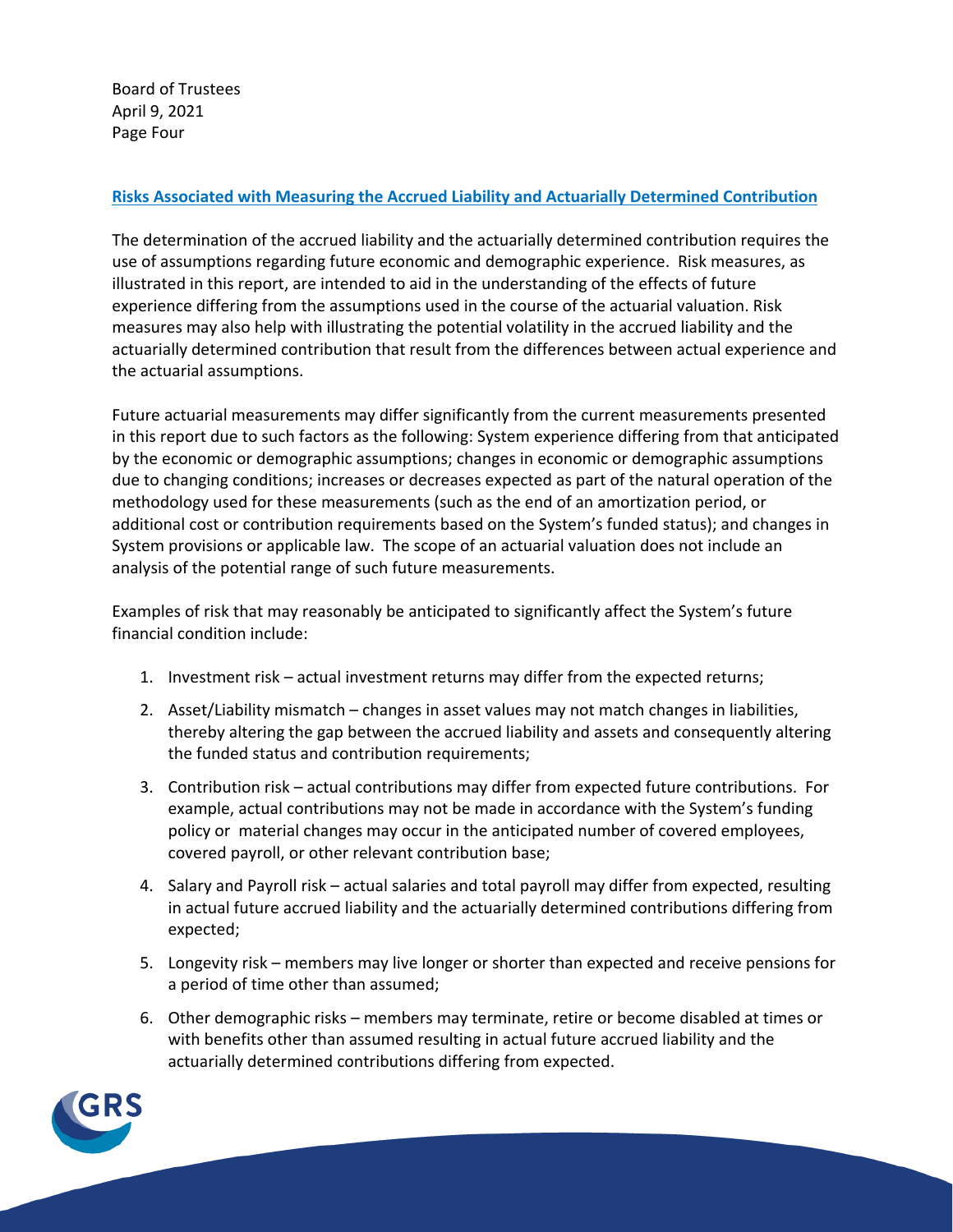## Risks Associated with Measuring the Accrued Liability and Actuarially Determined Contribution

The determination of the accrued liability and the actuarially determined contribution requires the use of assumptions regarding future economic and demographic experience. Risk measures, as illustrated in this report, are intended to aid in the understanding of the effects of future experience differing from the assumptions used in the course of the actuarial valuation. Risk measures may also help with illustrating the potential volatility in the accrued liability and the actuarially determined contribution that result from the differences between actual experience and the actuarial assumptions.

Future actuarial measurements may differ significantly from the current measurements presented in this report due to such factors as the following: System experience differing from that anticipated by the economic or demographic assumptions; changes in economic or demographic assumptions due to changing conditions; increases or decreases expected as part of the natural operation of the methodology used for these measurements (such as the end of an amortization period, or additional cost or contribution requirements based on the System's funded status); and changes in System provisions or applicable law. The scope of an actuarial valuation does not include an analysis of the potential range of such future measurements.

Examples of risk that may reasonably be anticipated to significantly affect the System's future financial condition include:

1. Investment risk – actual investment returns may differ from the expected returns;
2. Asset/Liability mismatch – changes in asset values may not match changes in liabilities, thereby altering the gap between the accrued liability and assets and consequently altering the funded status and contribution requirements;
3. Contribution risk – actual contributions may differ from expected future contributions. For example, actual contributions may not be made in accordance with the System's funding policy or material changes may occur in the anticipated number of covered employees, covered payroll, or other relevant contribution base;
4. Salary and Payroll risk – actual salaries and total payroll may differ from expected, resulting in actual future accrued liability and the actuarially determined contributions differing from expected;
5. Longevity risk – members may live longer or shorter than expected and receive pensions for a period of time other than assumed;
6. Other demographic risks – members may terminate, retire or become disabled at times or with benefits other than assumed resulting in actual future accrued liability and the actuarially determined contributions differing from expected.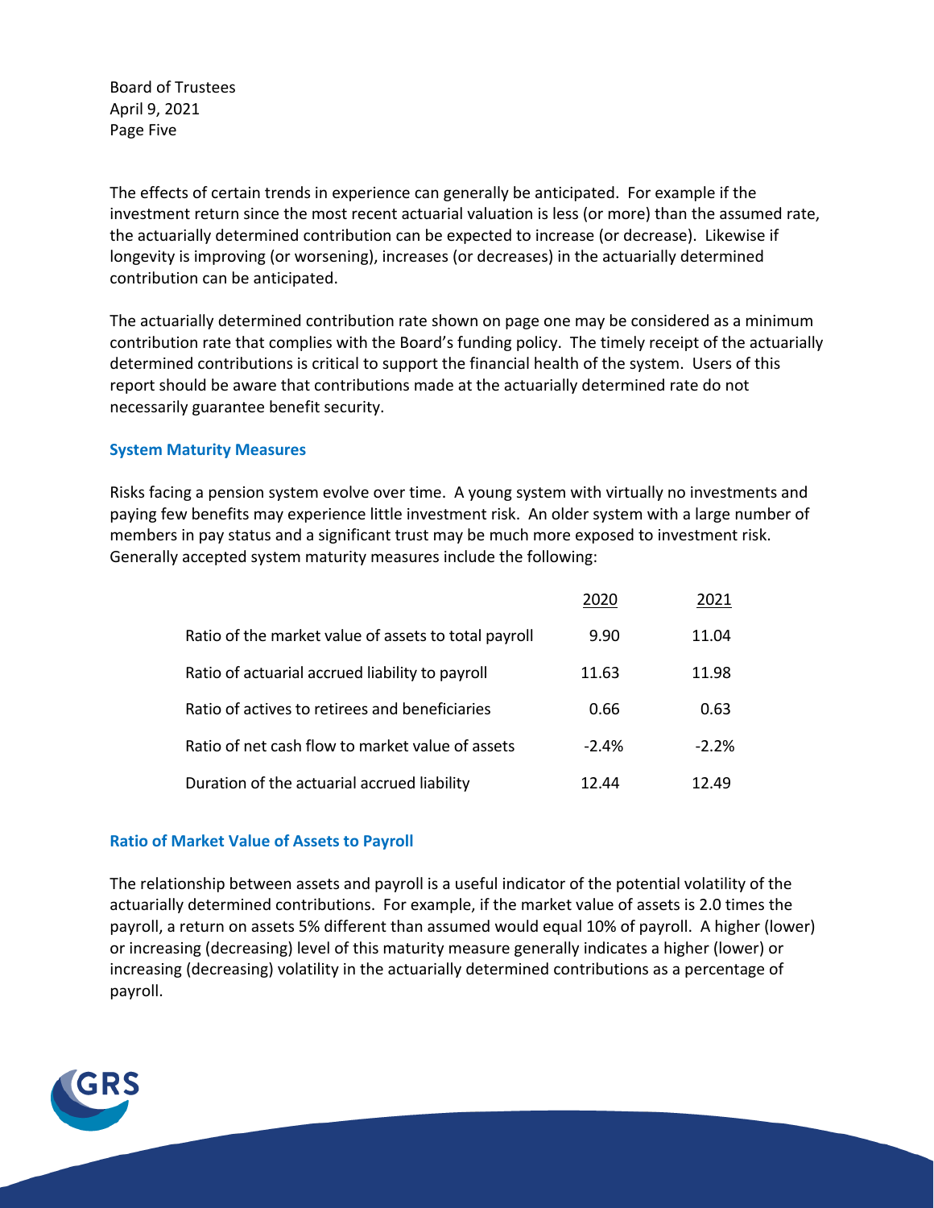The effects of certain trends in experience can generally be anticipated. For example if the investment return since the most recent actuarial valuation is less (or more) than the assumed rate, the actuarially determined contribution can be expected to increase (or decrease). Likewise if longevity is improving (or worsening), increases (or decreases) in the actuarially determined contribution can be anticipated.

The actuarially determined contribution rate shown on page one may be considered as a minimum contribution rate that complies with the Board's funding policy. The timely receipt of the actuarially determined contributions is critical to support the financial health of the system. Users of this report should be aware that contributions made at the actuarially determined rate do not necessarily guarantee benefit security.

### System Maturity Measures

Risks facing a pension system evolve over time. A young system with virtually no investments and paying few benefits may experience little investment risk. An older system with a large number of members in pay status and a significant trust may be much more exposed to investment risk. Generally accepted system maturity measures include the following:

| | 2020 | 2021 |
|---|---|---|
| Ratio of the market value of assets to total payroll | 9.90 | 11.04 |
| Ratio of actuarial accrued liability to payroll | 11.63 | 11.98 |
| Ratio of actives to retirees and beneficiaries | 0.66 | 0.63 |
| Ratio of net cash flow to market value of assets | -2.4% | -2.2% |
| Duration of the actuarial accrued liability | 12.44 | 12.49 |

### Ratio of Market Value of Assets to Payroll

The relationship between assets and payroll is a useful indicator of the potential volatility of the actuarially determined contributions. For example, if the market value of assets is 2.0 times the payroll, a return on assets 5% different than assumed would equal 10% of payroll. A higher (lower) or increasing (decreasing) level of this maturity measure generally indicates a higher (lower) or increasing (decreasing) volatility in the actuarially determined contributions as a percentage of payroll.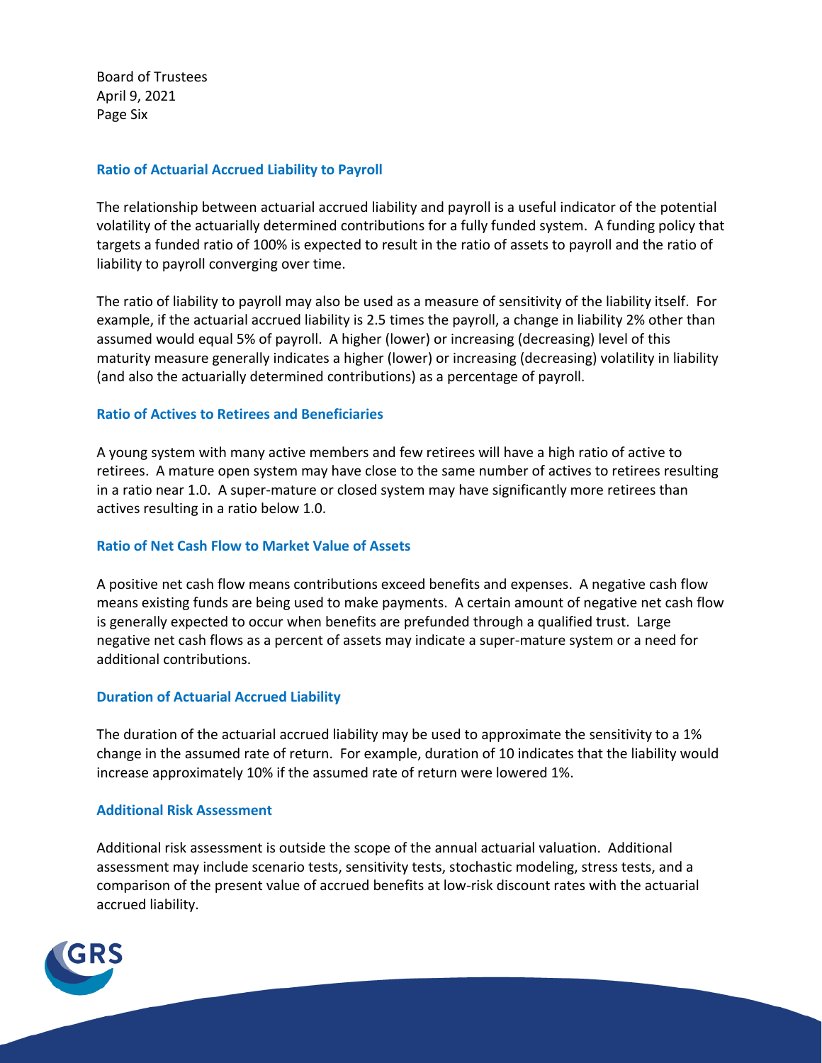Board of Trustees
April 9, 2021
Page Six

### Ratio of Actuarial Accrued Liability to Payroll

The relationship between actuarial accrued liability and payroll is a useful indicator of the potential volatility of the actuarially determined contributions for a fully funded system. A funding policy that targets a funded ratio of 100% is expected to result in the ratio of assets to payroll and the ratio of liability to payroll converging over time.

The ratio of liability to payroll may also be used as a measure of sensitivity of the liability itself. For example, if the actuarial accrued liability is 2.5 times the payroll, a change in liability 2% other than assumed would equal 5% of payroll. A higher (lower) or increasing (decreasing) level of this maturity measure generally indicates a higher (lower) or increasing (decreasing) volatility in liability (and also the actuarially determined contributions) as a percentage of payroll.

### Ratio of Actives to Retirees and Beneficiaries

A young system with many active members and few retirees will have a high ratio of active to retirees. A mature open system may have close to the same number of actives to retirees resulting in a ratio near 1.0. A super-mature or closed system may have significantly more retirees than actives resulting in a ratio below 1.0.

### Ratio of Net Cash Flow to Market Value of Assets

A positive net cash flow means contributions exceed benefits and expenses. A negative cash flow means existing funds are being used to make payments. A certain amount of negative net cash flow is generally expected to occur when benefits are prefunded through a qualified trust. Large negative net cash flows as a percent of assets may indicate a super-mature system or a need for additional contributions.

### Duration of Actuarial Accrued Liability

The duration of the actuarial accrued liability may be used to approximate the sensitivity to a 1% change in the assumed rate of return. For example, duration of 10 indicates that the liability would increase approximately 10% if the assumed rate of return were lowered 1%.

### Additional Risk Assessment

Additional risk assessment is outside the scope of the annual actuarial valuation. Additional assessment may include scenario tests, sensitivity tests, stochastic modeling, stress tests, and a comparison of the present value of accrued benefits at low-risk discount rates with the actuarial accrued liability.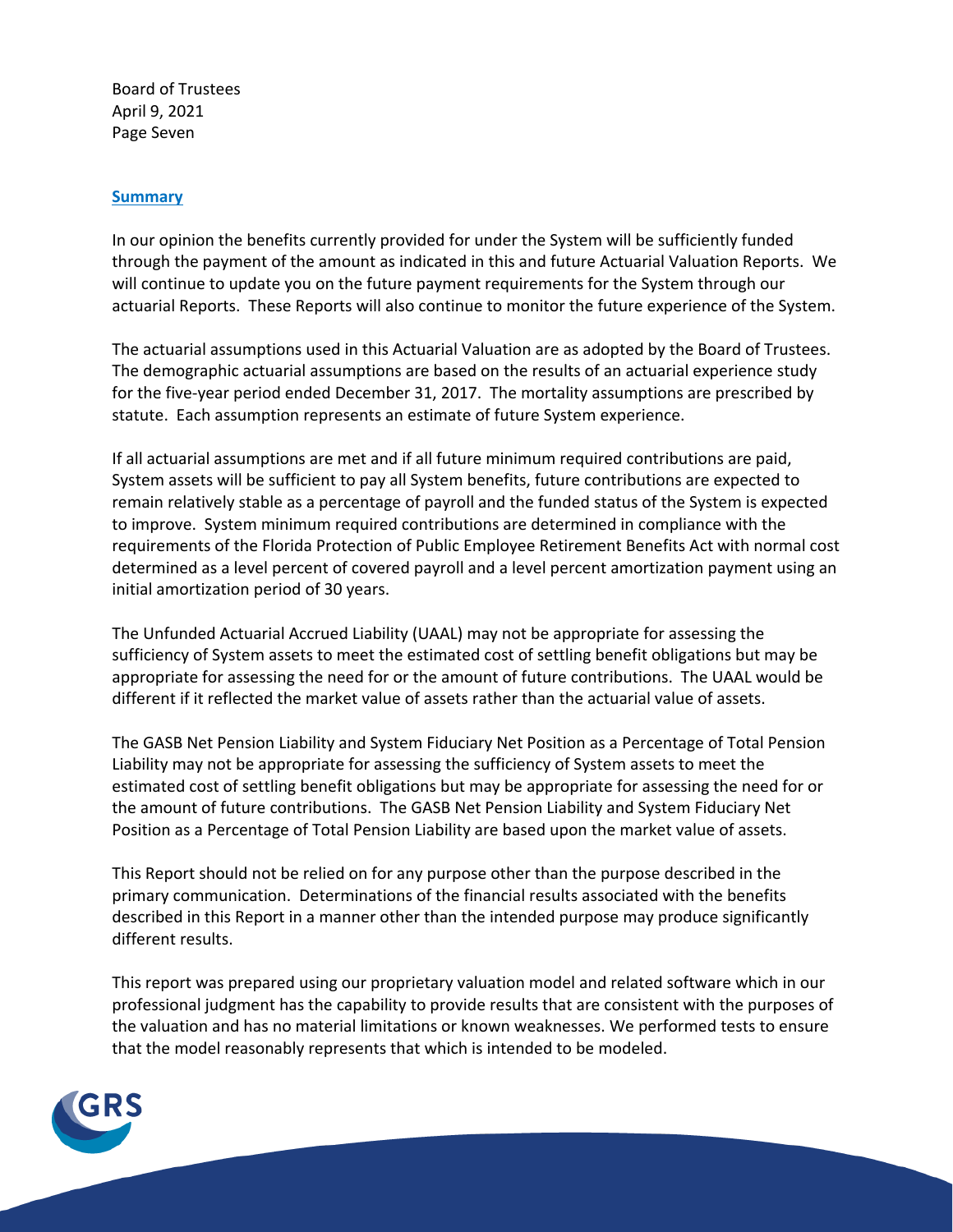## Summary

In our opinion the benefits currently provided for under the System will be sufficiently funded through the payment of the amount as indicated in this and future Actuarial Valuation Reports. We will continue to update you on the future payment requirements for the System through our actuarial Reports. These Reports will also continue to monitor the future experience of the System.

The actuarial assumptions used in this Actuarial Valuation are as adopted by the Board of Trustees. The demographic actuarial assumptions are based on the results of an actuarial experience study for the five-year period ended December 31, 2017. The mortality assumptions are prescribed by statute. Each assumption represents an estimate of future System experience.

If all actuarial assumptions are met and if all future minimum required contributions are paid, System assets will be sufficient to pay all System benefits, future contributions are expected to remain relatively stable as a percentage of payroll and the funded status of the System is expected to improve. System minimum required contributions are determined in compliance with the requirements of the Florida Protection of Public Employee Retirement Benefits Act with normal cost determined as a level percent of covered payroll and a level percent amortization payment using an initial amortization period of 30 years.

The Unfunded Actuarial Accrued Liability (UAAL) may not be appropriate for assessing the sufficiency of System assets to meet the estimated cost of settling benefit obligations but may be appropriate for assessing the need for or the amount of future contributions. The UAAL would be different if it reflected the market value of assets rather than the actuarial value of assets.

The GASB Net Pension Liability and System Fiduciary Net Position as a Percentage of Total Pension Liability may not be appropriate for assessing the sufficiency of System assets to meet the estimated cost of settling benefit obligations but may be appropriate for assessing the need for or the amount of future contributions. The GASB Net Pension Liability and System Fiduciary Net Position as a Percentage of Total Pension Liability are based upon the market value of assets.

This Report should not be relied on for any purpose other than the purpose described in the primary communication. Determinations of the financial results associated with the benefits described in this Report in a manner other than the intended purpose may produce significantly different results.

This report was prepared using our proprietary valuation model and related software which in our professional judgment has the capability to provide results that are consistent with the purposes of the valuation and has no material limitations or known weaknesses. We performed tests to ensure that the model reasonably represents that which is intended to be modeled.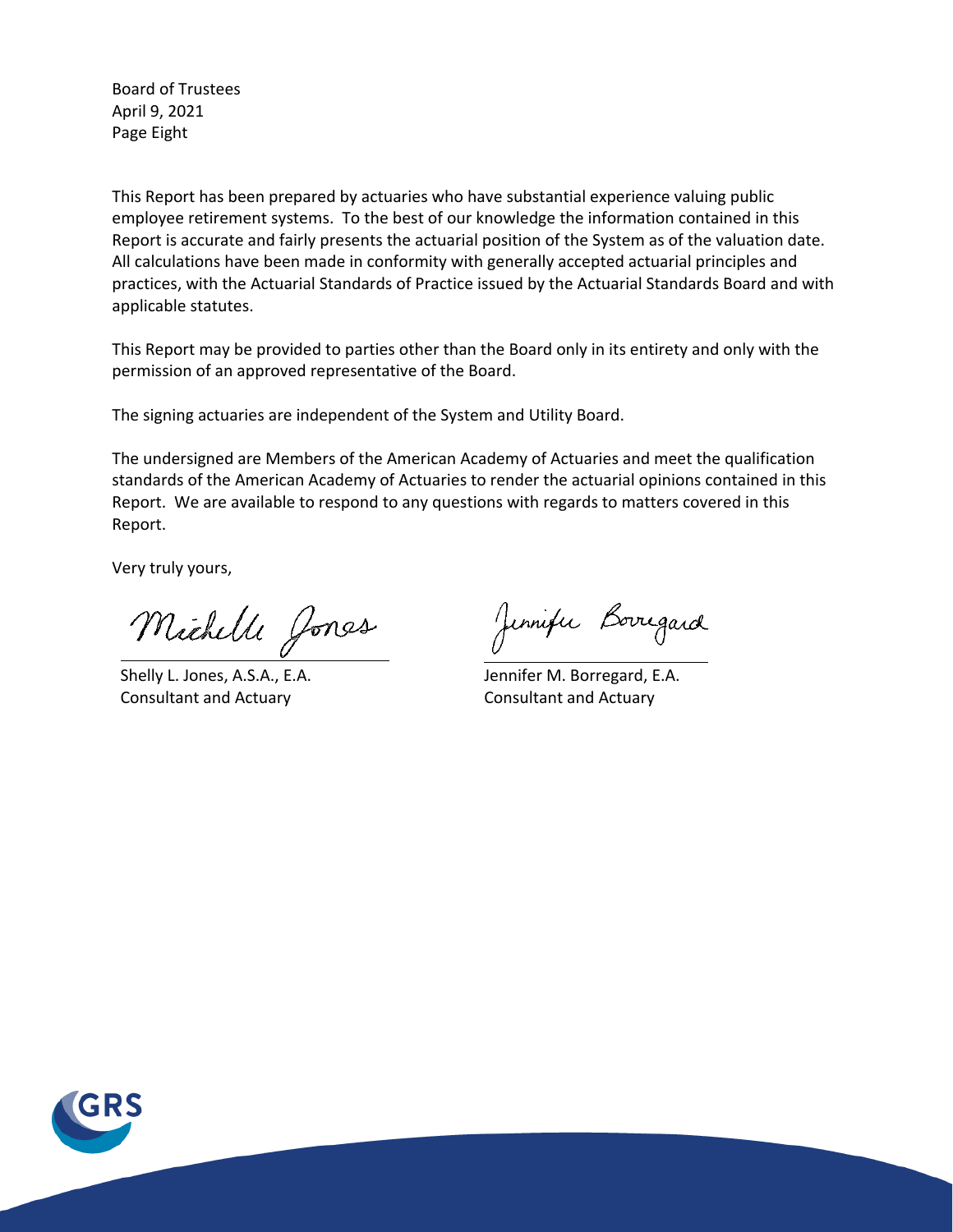Board of Trustees
April 9, 2021
Page Eight

This Report has been prepared by actuaries who have substantial experience valuing public employee retirement systems. To the best of our knowledge the information contained in this Report is accurate and fairly presents the actuarial position of the System as of the valuation date. All calculations have been made in conformity with generally accepted actuarial principles and practices, with the Actuarial Standards of Practice issued by the Actuarial Standards Board and with applicable statutes.

This Report may be provided to parties other than the Board only in its entirety and only with the permission of an approved representative of the Board.

The signing actuaries are independent of the System and Utility Board.

The undersigned are Members of the American Academy of Actuaries and meet the qualification standards of the American Academy of Actuaries to render the actuarial opinions contained in this Report. We are available to respond to any questions with regards to matters covered in this Report.

Very truly yours,

Shelly L. Jones, A.S.A., E.A.
Consultant and Actuary

Jennifer M. Borregard, E.A.
Consultant and Actuary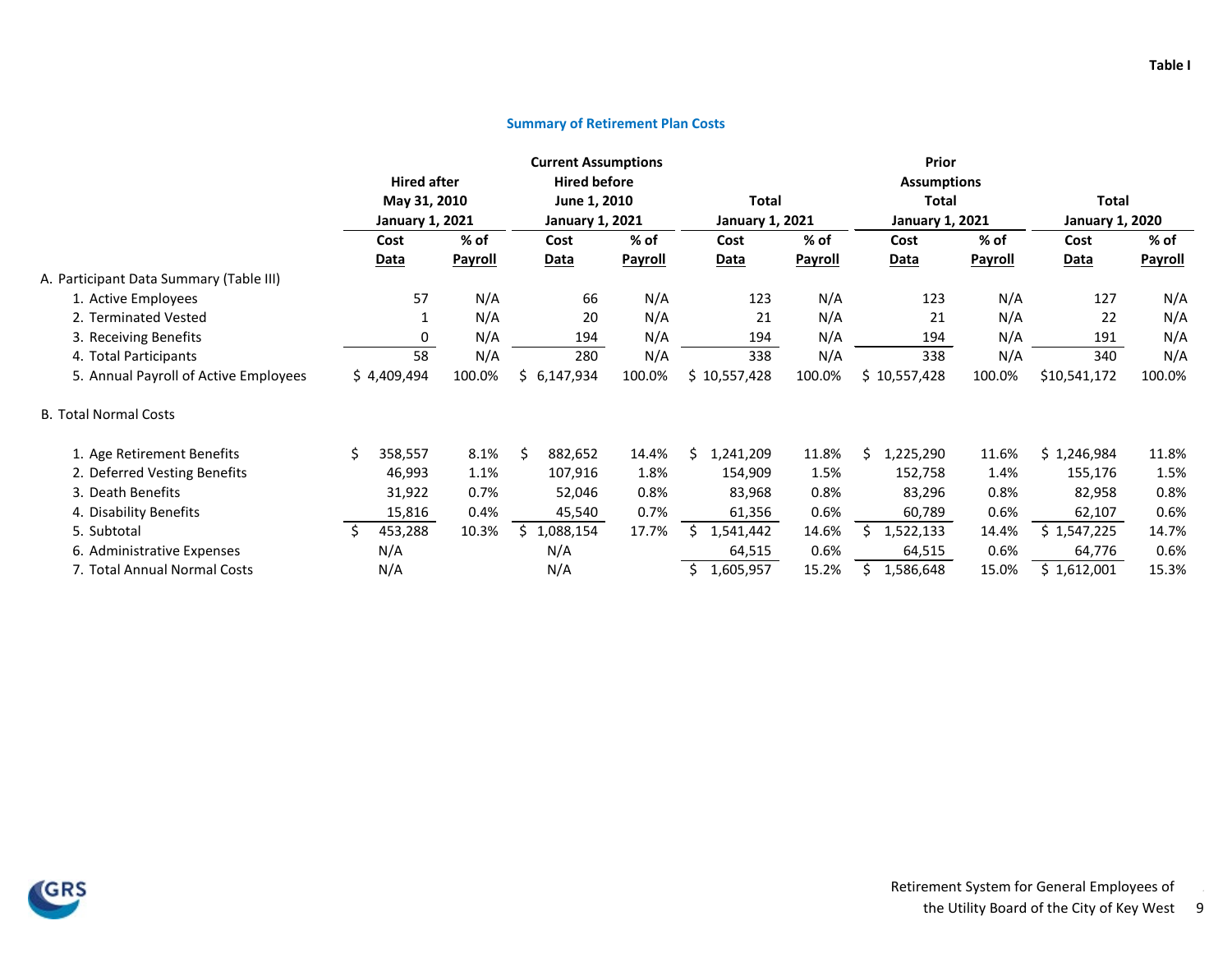Table I

## Summary of Retirement Plan Costs

| | Current Assumptions Hired after May 31, 2010 January 1, 2021 | | Current Assumptions Hired before June 1, 2010 January 1, 2021 | | Current Assumptions Total January 1, 2021 | | Prior Assumptions Total January 1, 2021 | | Total January 1, 2020 | |
|---|---|---|---|---|---|---|---|---|---|---|
| | **Cost Data** | **% of Payroll** | **Cost Data** | **% of Payroll** | **Cost Data** | **% of Payroll** | **Cost Data** | **% of Payroll** | **Cost Data** | **% of Payroll** |
| A. Participant Data Summary (Table III) | | | | | | | | | | |
| 1. Active Employees | 57 | N/A | 66 | N/A | 123 | N/A | 123 | N/A | 127 | N/A |
| 2. Terminated Vested | 1 | N/A | 20 | N/A | 21 | N/A | 21 | N/A | 22 | N/A |
| 3. Receiving Benefits | 0 | N/A | 194 | N/A | 194 | N/A | 194 | N/A | 191 | N/A |
| 4. Total Participants | 58 | N/A | 280 | N/A | 338 | N/A | 338 | N/A | 340 | N/A |
| 5. Annual Payroll of Active Employees | $ 4,409,494 | 100.0% | $ 6,147,934 | 100.0% | $ 10,557,428 | 100.0% | $ 10,557,428 | 100.0% | $10,541,172 | 100.0% |
| B. Total Normal Costs | | | | | | | | | | |
| 1. Age Retirement Benefits | $ 358,557 | 8.1% | $ 882,652 | 14.4% | $ 1,241,209 | 11.8% | $ 1,225,290 | 11.6% | $ 1,246,984 | 11.8% |
| 2. Deferred Vesting Benefits | 46,993 | 1.1% | 107,916 | 1.8% | 154,909 | 1.5% | 152,758 | 1.4% | 155,176 | 1.5% |
| 3. Death Benefits | 31,922 | 0.7% | 52,046 | 0.8% | 83,968 | 0.8% | 83,296 | 0.8% | 82,958 | 0.8% |
| 4. Disability Benefits | 15,816 | 0.4% | 45,540 | 0.7% | 61,356 | 0.6% | 60,789 | 0.6% | 62,107 | 0.6% |
| 5. Subtotal | $ 453,288 | 10.3% | $ 1,088,154 | 17.7% | $ 1,541,442 | 14.6% | $ 1,522,133 | 14.4% | $ 1,547,225 | 14.7% |
| 6. Administrative Expenses | N/A | | N/A | | 64,515 | 0.6% | 64,515 | 0.6% | 64,776 | 0.6% |
| 7. Total Annual Normal Costs | N/A | | N/A | | $ 1,605,957 | 15.2% | $ 1,586,648 | 15.0% | $ 1,612,001 | 15.3% |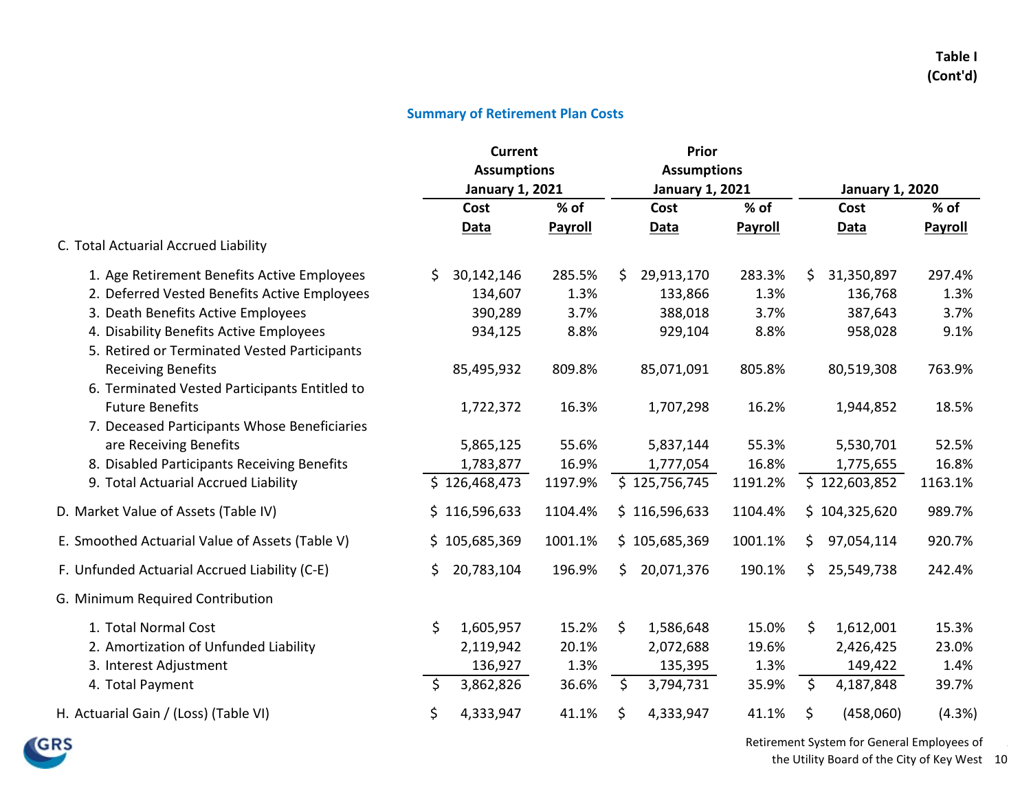Table I
(Cont'd)

## Summary of Retirement Plan Costs

| | Current Assumptions January 1, 2021 | | Prior Assumptions January 1, 2021 | | January 1, 2020 | |
|---|---|---|---|---|---|---|
| | Cost Data | % of Payroll | Cost Data | % of Payroll | Cost Data | % of Payroll |
| **C. Total Actuarial Accrued Liability** | | | | | | |
| 1. Age Retirement Benefits Active Employees | $ 30,142,146 | 285.5% | $ 29,913,170 | 283.3% | $ 31,350,897 | 297.4% |
| 2. Deferred Vested Benefits Active Employees | 134,607 | 1.3% | 133,866 | 1.3% | 136,768 | 1.3% |
| 3. Death Benefits Active Employees | 390,289 | 3.7% | 388,018 | 3.7% | 387,643 | 3.7% |
| 4. Disability Benefits Active Employees | 934,125 | 8.8% | 929,104 | 8.8% | 958,028 | 9.1% |
| 5. Retired or Terminated Vested Participants Receiving Benefits | 85,495,932 | 809.8% | 85,071,091 | 805.8% | 80,519,308 | 763.9% |
| 6. Terminated Vested Participants Entitled to Future Benefits | 1,722,372 | 16.3% | 1,707,298 | 16.2% | 1,944,852 | 18.5% |
| 7. Deceased Participants Whose Beneficiaries are Receiving Benefits | 5,865,125 | 55.6% | 5,837,144 | 55.3% | 5,530,701 | 52.5% |
| 8. Disabled Participants Receiving Benefits | 1,783,877 | 16.9% | 1,777,054 | 16.8% | 1,775,655 | 16.8% |
| 9. Total Actuarial Accrued Liability | $ 126,468,473 | 1197.9% | $ 125,756,745 | 1191.2% | $ 122,603,852 | 1163.1% |
| **D. Market Value of Assets (Table IV)** | $ 116,596,633 | 1104.4% | $ 116,596,633 | 1104.4% | $ 104,325,620 | 989.7% |
| **E. Smoothed Actuarial Value of Assets (Table V)** | $ 105,685,369 | 1001.1% | $ 105,685,369 | 1001.1% | $ 97,054,114 | 920.7% |
| **F. Unfunded Actuarial Accrued Liability (C-E)** | $ 20,783,104 | 196.9% | $ 20,071,376 | 190.1% | $ 25,549,738 | 242.4% |
| **G. Minimum Required Contribution** | | | | | | |
| 1. Total Normal Cost | $ 1,605,957 | 15.2% | $ 1,586,648 | 15.0% | $ 1,612,001 | 15.3% |
| 2. Amortization of Unfunded Liability | 2,119,942 | 20.1% | 2,072,688 | 19.6% | 2,426,425 | 23.0% |
| 3. Interest Adjustment | 136,927 | 1.3% | 135,395 | 1.3% | 149,422 | 1.4% |
| 4. Total Payment | $ 3,862,826 | 36.6% | $ 3,794,731 | 35.9% | $ 4,187,848 | 39.7% |
| **H. Actuarial Gain / (Loss) (Table VI)** | $ 4,333,947 | 41.1% | $ 4,333,947 | 41.1% | $ (458,060) | (4.3%) |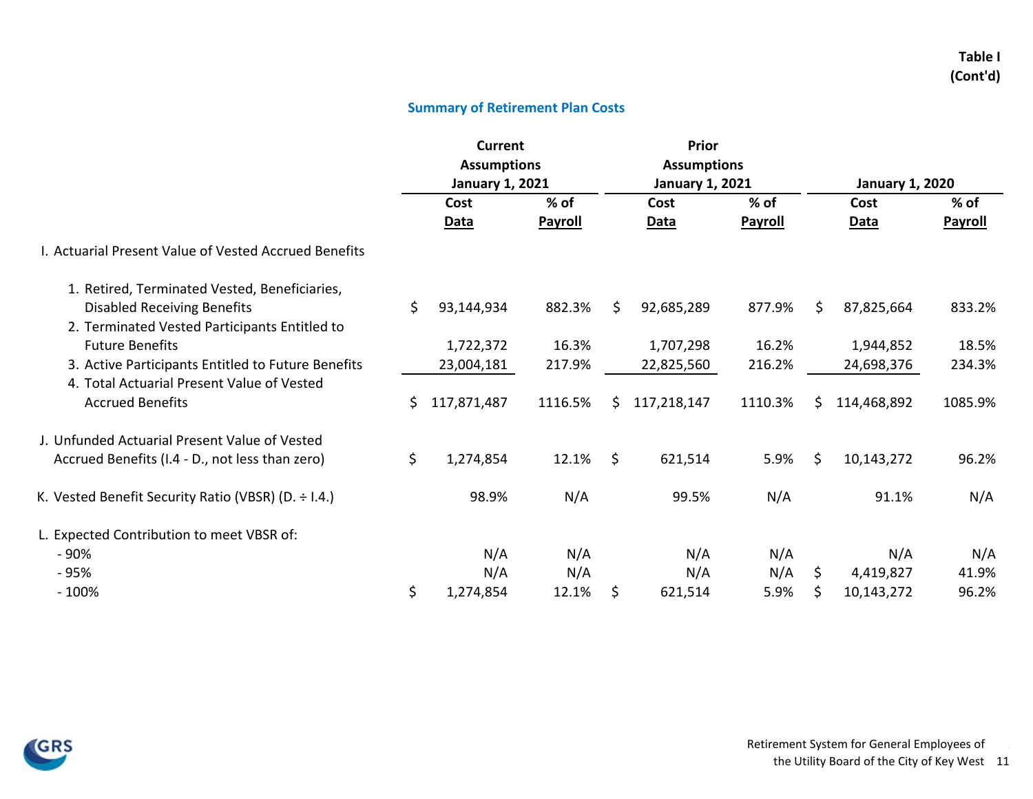Table I
(Cont'd)

## Summary of Retirement Plan Costs

| | Current Assumptions January 1, 2021 | | Prior Assumptions January 1, 2021 | | January 1, 2020 | |
|---|---|---|---|---|---|---|
| | Cost Data | % of Payroll | Cost Data | % of Payroll | Cost Data | % of Payroll |
| I. Actuarial Present Value of Vested Accrued Benefits | | | | | | |
| 1. Retired, Terminated Vested, Beneficiaries, Disabled Receiving Benefits | $ 93,144,934 | 882.3% | $ 92,685,289 | 877.9% | $ 87,825,664 | 833.2% |
| 2. Terminated Vested Participants Entitled to Future Benefits | 1,722,372 | 16.3% | 1,707,298 | 16.2% | 1,944,852 | 18.5% |
| 3. Active Participants Entitled to Future Benefits | 23,004,181 | 217.9% | 22,825,560 | 216.2% | 24,698,376 | 234.3% |
| 4. Total Actuarial Present Value of Vested Accrued Benefits | $ 117,871,487 | 1116.5% | $ 117,218,147 | 1110.3% | $ 114,468,892 | 1085.9% |
| J. Unfunded Actuarial Present Value of Vested Accrued Benefits (I.4 - D., not less than zero) | $ 1,274,854 | 12.1% | $ 621,514 | 5.9% | $ 10,143,272 | 96.2% |
| K. Vested Benefit Security Ratio (VBSR) (D. ÷ I.4.) | 98.9% | N/A | 99.5% | N/A | 91.1% | N/A |
| L. Expected Contribution to meet VBSR of: | | | | | | |
| - 90% | N/A | N/A | N/A | N/A | N/A | N/A |
| - 95% | N/A | N/A | N/A | N/A | $ 4,419,827 | 41.9% |
| - 100% | $ 1,274,854 | 12.1% | $ 621,514 | 5.9% | $ 10,143,272 | 96.2% |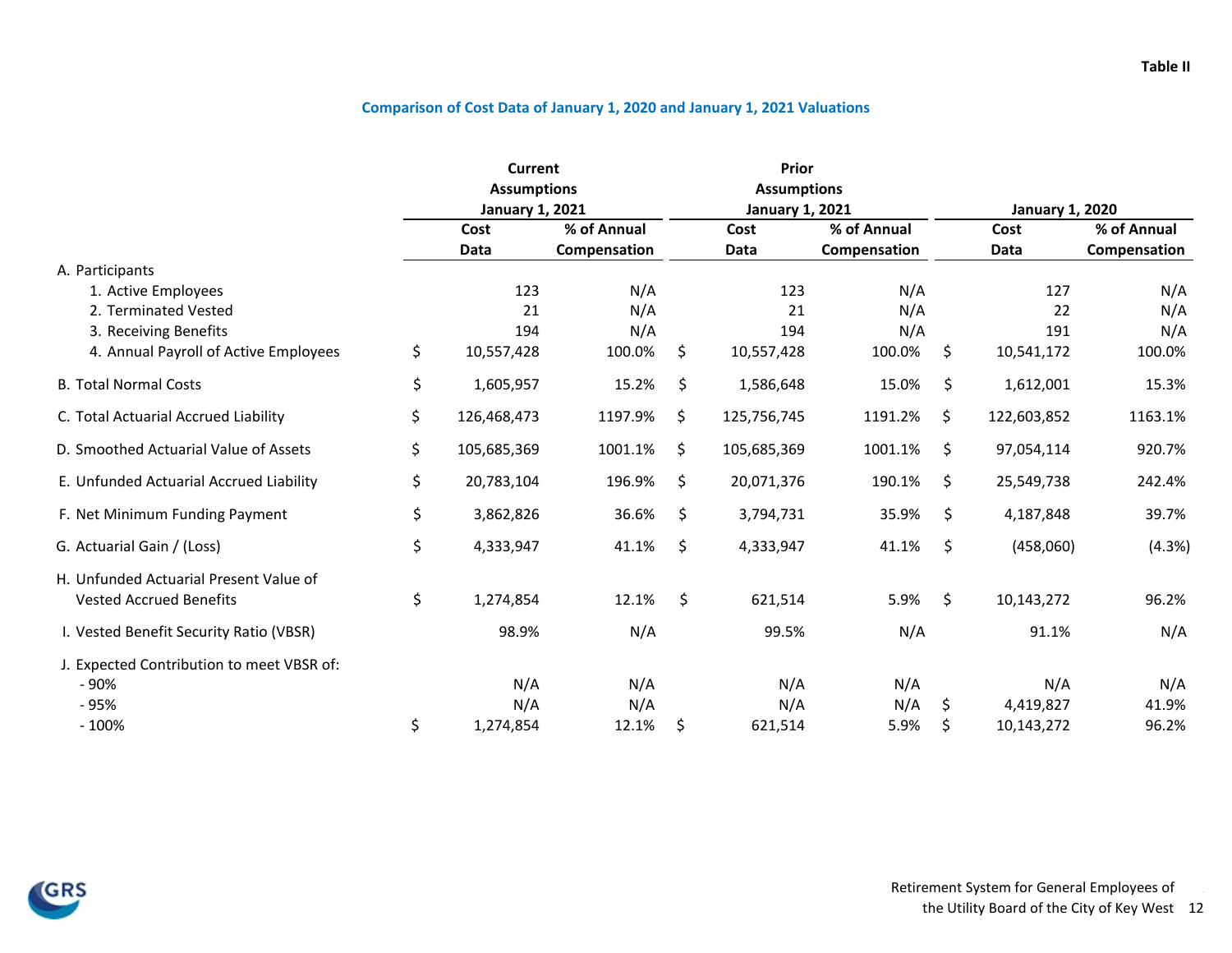**Table II**

## Comparison of Cost Data of January 1, 2020 and January 1, 2021 Valuations

| | Current Assumptions January 1, 2021 | | Prior Assumptions January 1, 2021 | | January 1, 2020 | |
|---|---|---|---|---|---|---|
| | Cost Data | % of Annual Compensation | Cost Data | % of Annual Compensation | Cost Data | % of Annual Compensation |
| A. Participants | | | | | | |
| 1. Active Employees | 123 | N/A | 123 | N/A | 127 | N/A |
| 2. Terminated Vested | 21 | N/A | 21 | N/A | 22 | N/A |
| 3. Receiving Benefits | 194 | N/A | 194 | N/A | 191 | N/A |
| 4. Annual Payroll of Active Employees | $ 10,557,428 | 100.0% | $ 10,557,428 | 100.0% | $ 10,541,172 | 100.0% |
| B. Total Normal Costs | $ 1,605,957 | 15.2% | $ 1,586,648 | 15.0% | $ 1,612,001 | 15.3% |
| C. Total Actuarial Accrued Liability | $ 126,468,473 | 1197.9% | $ 125,756,745 | 1191.2% | $ 122,603,852 | 1163.1% |
| D. Smoothed Actuarial Value of Assets | $ 105,685,369 | 1001.1% | $ 105,685,369 | 1001.1% | $ 97,054,114 | 920.7% |
| E. Unfunded Actuarial Accrued Liability | $ 20,783,104 | 196.9% | $ 20,071,376 | 190.1% | $ 25,549,738 | 242.4% |
| F. Net Minimum Funding Payment | $ 3,862,826 | 36.6% | $ 3,794,731 | 35.9% | $ 4,187,848 | 39.7% |
| G. Actuarial Gain / (Loss) | $ 4,333,947 | 41.1% | $ 4,333,947 | 41.1% | $ (458,060) | (4.3%) |
| H. Unfunded Actuarial Present Value of Vested Accrued Benefits | $ 1,274,854 | 12.1% | $ 621,514 | 5.9% | $ 10,143,272 | 96.2% |
| I. Vested Benefit Security Ratio (VBSR) | 98.9% | N/A | 99.5% | N/A | 91.1% | N/A |
| J. Expected Contribution to meet VBSR of: | | | | | | |
| - 90% | N/A | N/A | N/A | N/A | N/A | N/A |
| - 95% | N/A | N/A | N/A | N/A | $ 4,419,827 | 41.9% |
| - 100% | $ 1,274,854 | 12.1% | $ 621,514 | 5.9% | $ 10,143,272 | 96.2% |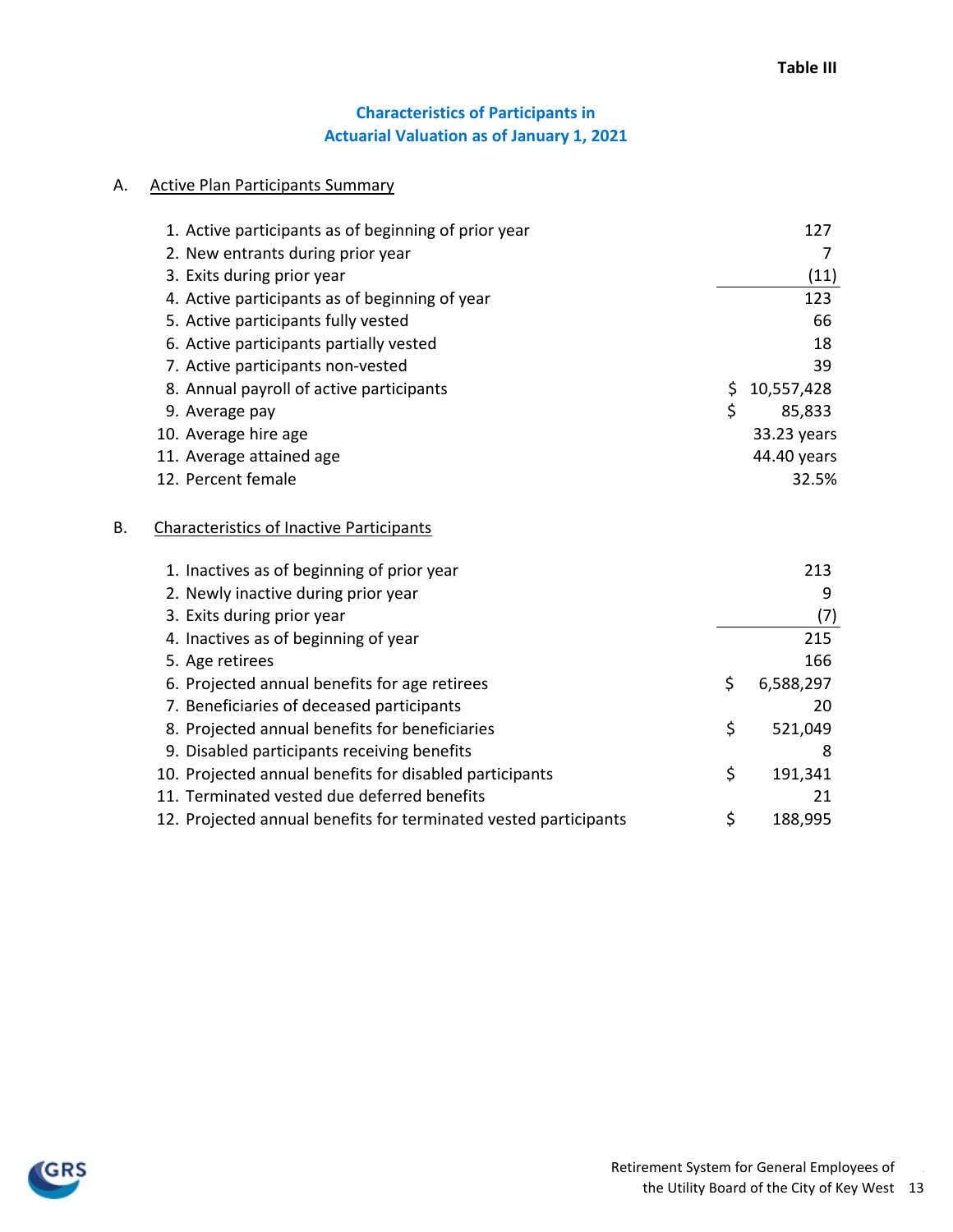Table III

## Characteristics of Participants in Actuarial Valuation as of January 1, 2021

### A. Active Plan Participants Summary

| | |
|---|---|
| 1. Active participants as of beginning of prior year | 127 |
| 2. New entrants during prior year | 7 |
| 3. Exits during prior year | (11) |
| 4. Active participants as of beginning of year | 123 |
| 5. Active participants fully vested | 66 |
| 6. Active participants partially vested | 18 |
| 7. Active participants non-vested | 39 |
| 8. Annual payroll of active participants | $ 10,557,428 |
| 9. Average pay | $ 85,833 |
| 10. Average hire age | 33.23 years |
| 11. Average attained age | 44.40 years |
| 12. Percent female | 32.5% |

### B. Characteristics of Inactive Participants

| | |
|---|---|
| 1. Inactives as of beginning of prior year | 213 |
| 2. Newly inactive during prior year | 9 |
| 3. Exits during prior year | (7) |
| 4. Inactives as of beginning of year | 215 |
| 5. Age retirees | 166 |
| 6. Projected annual benefits for age retirees | $ 6,588,297 |
| 7. Beneficiaries of deceased participants | 20 |
| 8. Projected annual benefits for beneficiaries | $ 521,049 |
| 9. Disabled participants receiving benefits | 8 |
| 10. Projected annual benefits for disabled participants | $ 191,341 |
| 11. Terminated vested due deferred benefits | 21 |
| 12. Projected annual benefits for terminated vested participants | $ 188,995 |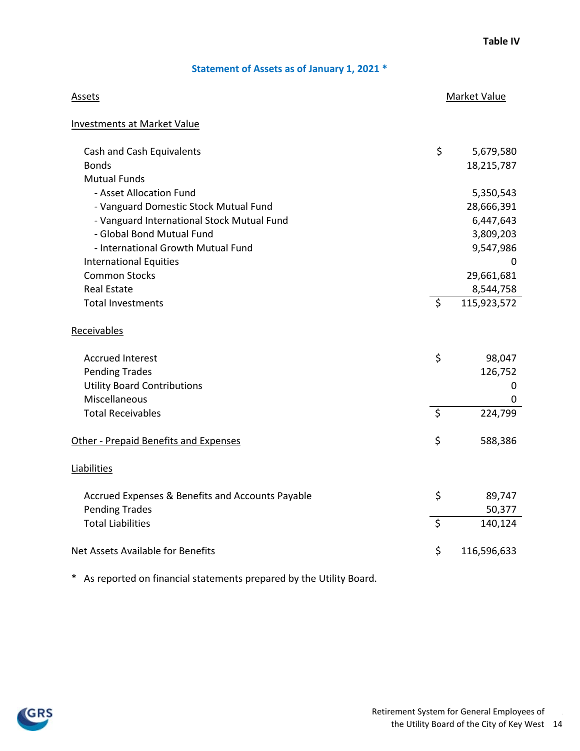**Table IV**

## Statement of Assets as of January 1, 2021 *

| Assets | | Market Value |
|---|---|---|
| **Investments at Market Value** | | |
| Cash and Cash Equivalents | $ | 5,679,580 |
| Bonds | | 18,215,787 |
| Mutual Funds | | |
| - Asset Allocation Fund | | 5,350,543 |
| - Vanguard Domestic Stock Mutual Fund | | 28,666,391 |
| - Vanguard International Stock Mutual Fund | | 6,447,643 |
| - Global Bond Mutual Fund | | 3,809,203 |
| - International Growth Mutual Fund | | 9,547,986 |
| International Equities | | 0 |
| Common Stocks | | 29,661,681 |
| Real Estate | | 8,544,758 |
| Total Investments | $ | 115,923,572 |
| **Receivables** | | |
| Accrued Interest | $ | 98,047 |
| Pending Trades | | 126,752 |
| Utility Board Contributions | | 0 |
| Miscellaneous | | 0 |
| Total Receivables | $ | 224,799 |
| **Other - Prepaid Benefits and Expenses** | $ | 588,386 |
| **Liabilities** | | |
| Accrued Expenses & Benefits and Accounts Payable | $ | 89,747 |
| Pending Trades | | 50,377 |
| Total Liabilities | $ | 140,124 |
| **Net Assets Available for Benefits** | $ | 116,596,633 |

* As reported on financial statements prepared by the Utility Board.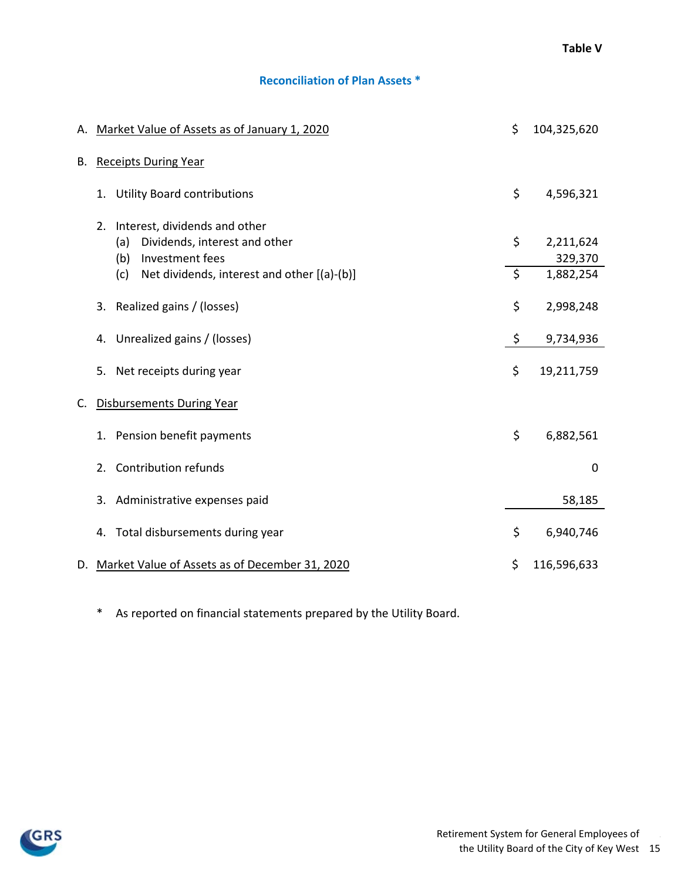**Table V**

## Reconciliation of Plan Assets *

| | | |
|---|---|---|
| A. Market Value of Assets as of January 1, 2020 | $ | 104,325,620 |
| B. Receipts During Year | | |
| 1. Utility Board contributions | $ | 4,596,321 |
| 2. Interest, dividends and other | | |
| (a) Dividends, interest and other | $ | 2,211,624 |
| (b) Investment fees | | 329,370 |
| (c) Net dividends, interest and other [(a)-(b)] | $ | 1,882,254 |
| 3. Realized gains / (losses) | $ | 2,998,248 |
| 4. Unrealized gains / (losses) | $ | 9,734,936 |
| 5. Net receipts during year | $ | 19,211,759 |
| C. Disbursements During Year | | |
| 1. Pension benefit payments | $ | 6,882,561 |
| 2. Contribution refunds | | 0 |
| 3. Administrative expenses paid | | 58,185 |
| 4. Total disbursements during year | $ | 6,940,746 |
| D. Market Value of Assets as of December 31, 2020 | $ | 116,596,633 |

* As reported on financial statements prepared by the Utility Board.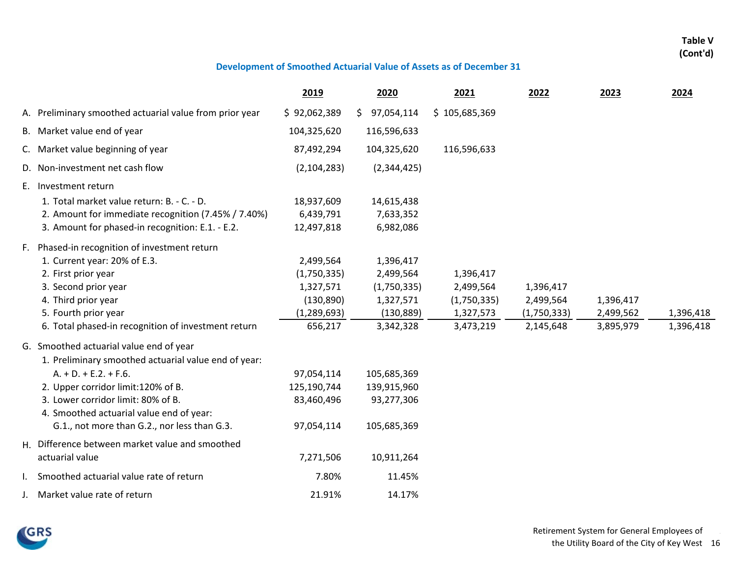**Table V (Cont'd)**

## Development of Smoothed Actuarial Value of Assets as of December 31

| | 2019 | 2020 | 2021 | 2022 | 2023 | 2024 |
|---|---|---|---|---|---|---|
| A. Preliminary smoothed actuarial value from prior year | $ 92,062,389 | $ 97,054,114 | $ 105,685,369 | | | |
| B. Market value end of year | 104,325,620 | 116,596,633 | | | | |
| C. Market value beginning of year | 87,492,294 | 104,325,620 | 116,596,633 | | | |
| D. Non-investment net cash flow | (2,104,283) | (2,344,425) | | | | |
| E. Investment return | | | | | | |
| 1. Total market value return: B. - C. - D. | 18,937,609 | 14,615,438 | | | | |
| 2. Amount for immediate recognition (7.45% / 7.40%) | 6,439,791 | 7,633,352 | | | | |
| 3. Amount for phased-in recognition: E.1. - E.2. | 12,497,818 | 6,982,086 | | | | |
| F. Phased-in recognition of investment return | | | | | | |
| 1. Current year: 20% of E.3. | 2,499,564 | 1,396,417 | | | | |
| 2. First prior year | (1,750,335) | 2,499,564 | 1,396,417 | | | |
| 3. Second prior year | 1,327,571 | (1,750,335) | 2,499,564 | 1,396,417 | | |
| 4. Third prior year | (130,890) | 1,327,571 | (1,750,335) | 2,499,564 | 1,396,417 | |
| 5. Fourth prior year | (1,289,693) | (130,889) | 1,327,573 | (1,750,333) | 2,499,562 | 1,396,418 |
| 6. Total phased-in recognition of investment return | 656,217 | 3,342,328 | 3,473,219 | 2,145,648 | 3,895,979 | 1,396,418 |
| G. Smoothed actuarial value end of year | | | | | | |
| 1. Preliminary smoothed actuarial value end of year: A. + D. + E.2. + F.6. | 97,054,114 | 105,685,369 | | | | |
| 2. Upper corridor limit:120% of B. | 125,190,744 | 139,915,960 | | | | |
| 3. Lower corridor limit: 80% of B. | 83,460,496 | 93,277,306 | | | | |
| 4. Smoothed actuarial value end of year: G.1., not more than G.2., nor less than G.3. | 97,054,114 | 105,685,369 | | | | |
| H. Difference between market value and smoothed actuarial value | 7,271,506 | 10,911,264 | | | | |
| I. Smoothed actuarial value rate of return | 7.80% | 11.45% | | | | |
| J. Market value rate of return | 21.91% | 14.17% | | | | |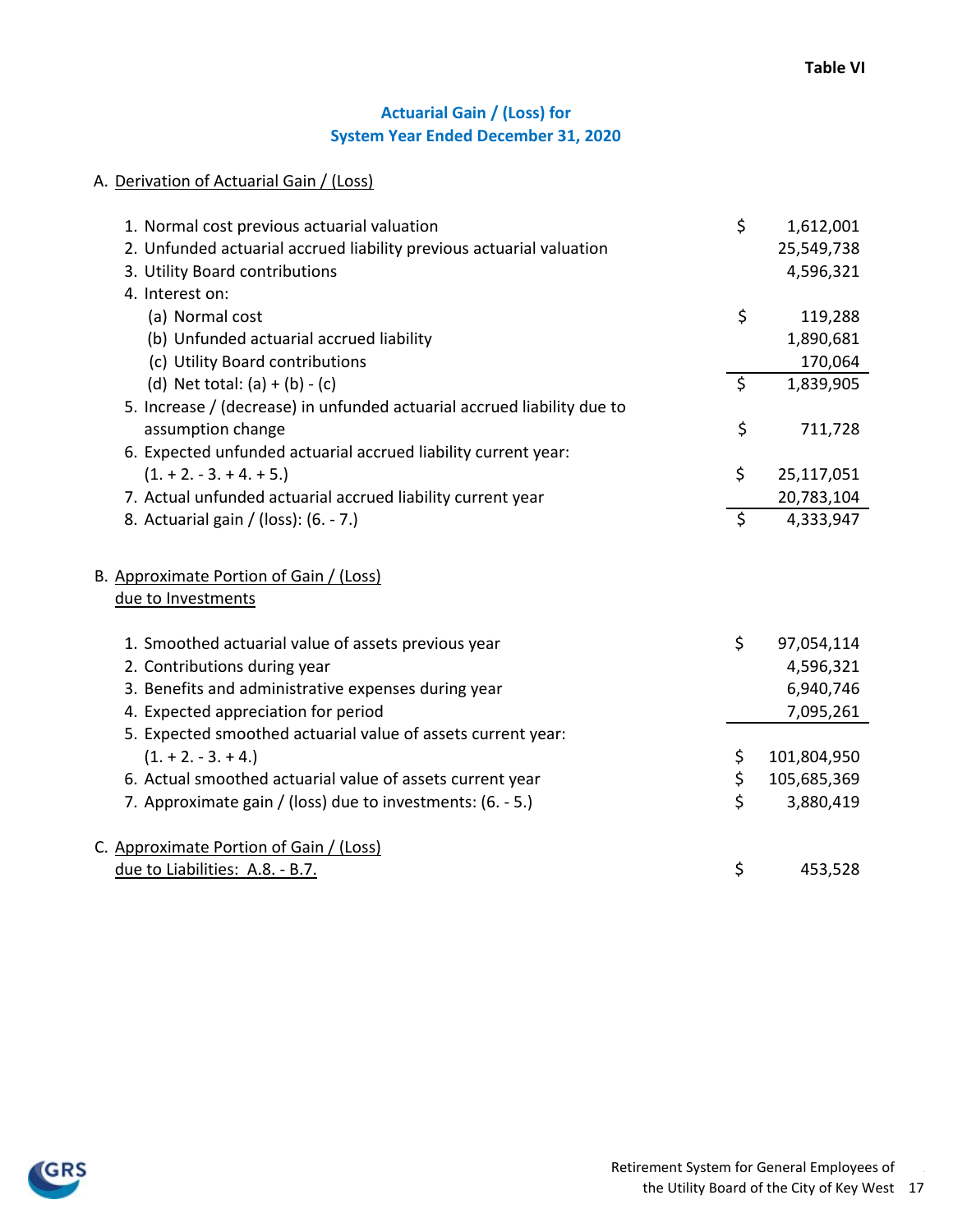**Table VI**

## Actuarial Gain / (Loss) for System Year Ended December 31, 2020

### A. Derivation of Actuarial Gain / (Loss)

| | | |
|---|---|---|
| 1. Normal cost previous actuarial valuation | $ | 1,612,001 |
| 2. Unfunded actuarial accrued liability previous actuarial valuation | | 25,549,738 |
| 3. Utility Board contributions | | 4,596,321 |
| 4. Interest on: | | |
| (a) Normal cost | $ | 119,288 |
| (b) Unfunded actuarial accrued liability | | 1,890,681 |
| (c) Utility Board contributions | | 170,064 |
| (d) Net total: (a) + (b) - (c) | $ | 1,839,905 |
| 5. Increase / (decrease) in unfunded actuarial accrued liability due to assumption change | $ | 711,728 |
| 6. Expected unfunded actuarial accrued liability current year: (1. + 2. - 3. + 4. + 5.) | $ | 25,117,051 |
| 7. Actual unfunded actuarial accrued liability current year | | 20,783,104 |
| 8. Actuarial gain / (loss): (6. - 7.) | $ | 4,333,947 |

### B. Approximate Portion of Gain / (Loss) due to Investments

| | | |
|---|---|---|
| 1. Smoothed actuarial value of assets previous year | $ | 97,054,114 |
| 2. Contributions during year | | 4,596,321 |
| 3. Benefits and administrative expenses during year | | 6,940,746 |
| 4. Expected appreciation for period | | 7,095,261 |
| 5. Expected smoothed actuarial value of assets current year: (1. + 2. - 3. + 4.) | $ | 101,804,950 |
| 6. Actual smoothed actuarial value of assets current year | $ | 105,685,369 |
| 7. Approximate gain / (loss) due to investments: (6. - 5.) | $ | 3,880,419 |

### C. Approximate Portion of Gain / (Loss) due to Liabilities: A.8. - B.7.

| | | |
|---|---|---|
| C. Approximate Portion of Gain / (Loss) due to Liabilities: A.8. - B.7. | $ | 453,528 |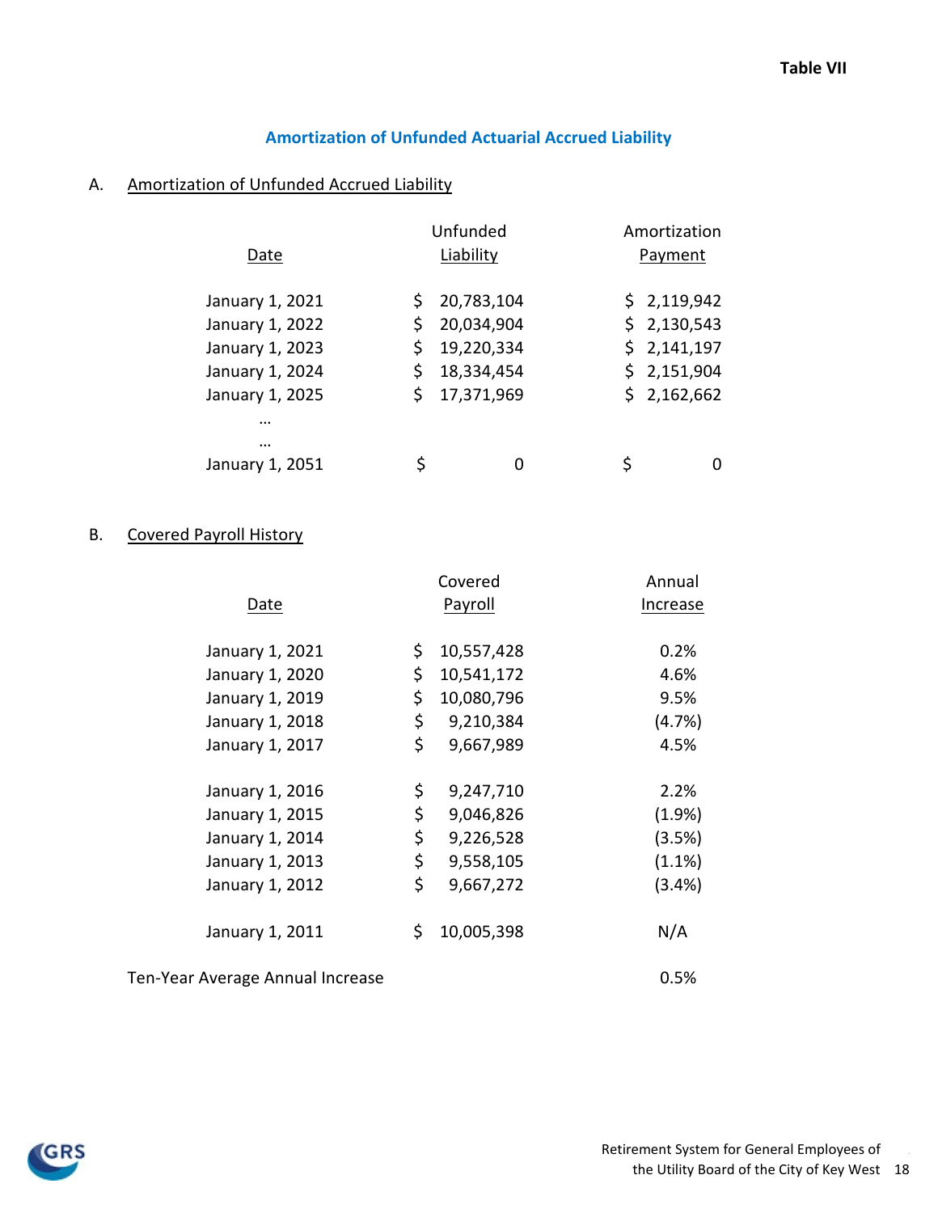**Table VII**

## Amortization of Unfunded Actuarial Accrued Liability

### A. Amortization of Unfunded Accrued Liability

| Date | Unfunded Liability | Amortization Payment |
|---|---|---|
| January 1, 2021 | $ 20,783,104 | $ 2,119,942 |
| January 1, 2022 | $ 20,034,904 | $ 2,130,543 |
| January 1, 2023 | $ 19,220,334 | $ 2,141,197 |
| January 1, 2024 | $ 18,334,454 | $ 2,151,904 |
| January 1, 2025 | $ 17,371,969 | $ 2,162,662 |
| … | | |
| … | | |
| January 1, 2051 | $ 0 | $ 0 |

### B. Covered Payroll History

| Date | Covered Payroll | Annual Increase |
|---|---|---|
| January 1, 2021 | $ 10,557,428 | 0.2% |
| January 1, 2020 | $ 10,541,172 | 4.6% |
| January 1, 2019 | $ 10,080,796 | 9.5% |
| January 1, 2018 | $ 9,210,384 | (4.7%) |
| January 1, 2017 | $ 9,667,989 | 4.5% |
| January 1, 2016 | $ 9,247,710 | 2.2% |
| January 1, 2015 | $ 9,046,826 | (1.9%) |
| January 1, 2014 | $ 9,226,528 | (3.5%) |
| January 1, 2013 | $ 9,558,105 | (1.1%) |
| January 1, 2012 | $ 9,667,272 | (3.4%) |
| January 1, 2011 | $ 10,005,398 | N/A |
| Ten-Year Average Annual Increase | | 0.5% |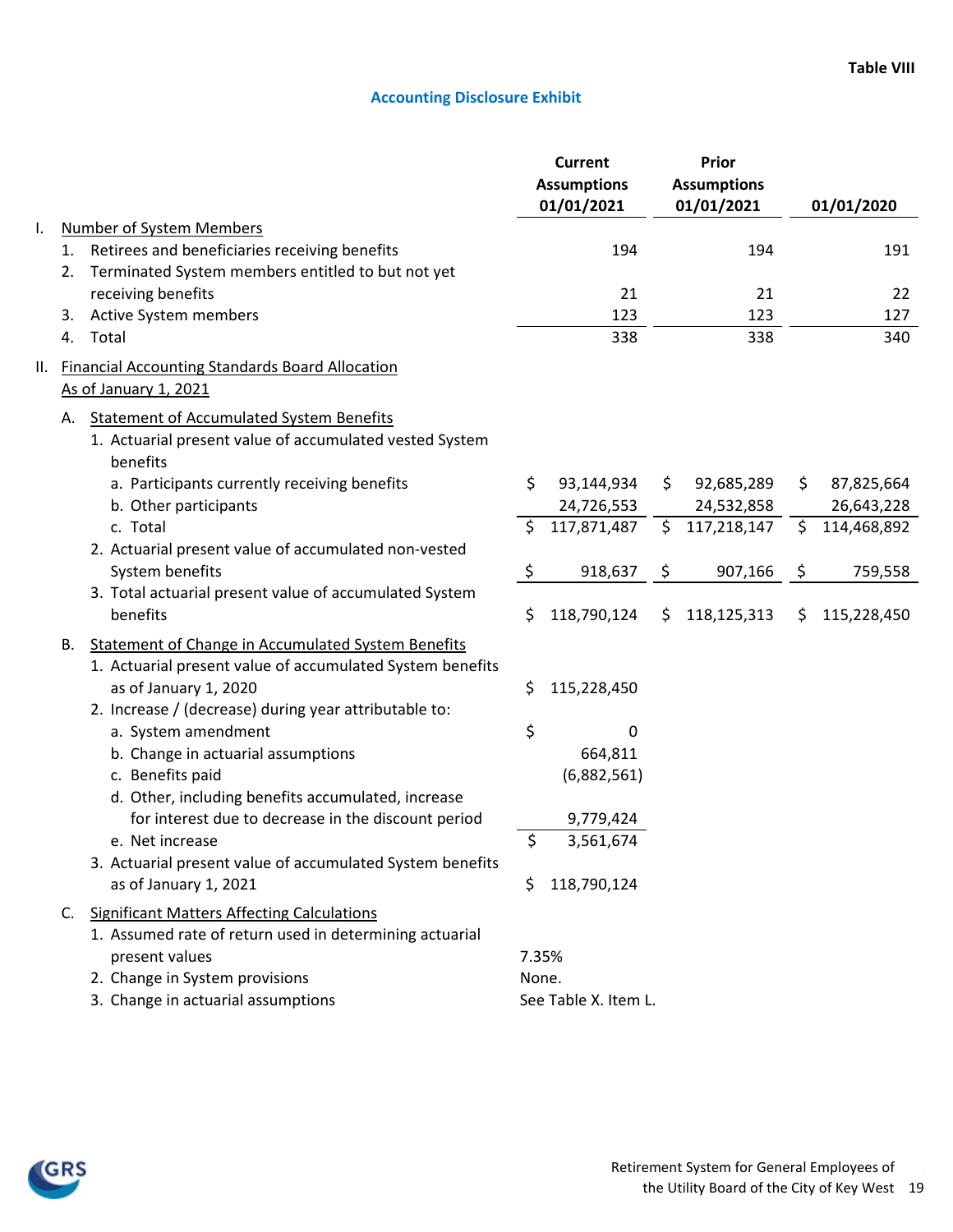Table VIII

## Accounting Disclosure Exhibit

| | Current Assumptions 01/01/2021 | Prior Assumptions 01/01/2021 | 01/01/2020 |
|---|---|---|---|
| **I. Number of System Members** | | | |
| 1. Retirees and beneficiaries receiving benefits | 194 | 194 | 191 |
| 2. Terminated System members entitled to but not yet receiving benefits | 21 | 21 | 22 |
| 3. Active System members | 123 | 123 | 127 |
| 4. Total | 338 | 338 | 340 |
| **II. Financial Accounting Standards Board Allocation As of January 1, 2021** | | | |
| A. Statement of Accumulated System Benefits | | | |
| 1. Actuarial present value of accumulated vested System benefits | | | |
| a. Participants currently receiving benefits | $ 93,144,934 | $ 92,685,289 | $ 87,825,664 |
| b. Other participants | 24,726,553 | 24,532,858 | 26,643,228 |
| c. Total | $ 117,871,487 | $ 117,218,147 | $ 114,468,892 |
| 2. Actuarial present value of accumulated non-vested System benefits | $ 918,637 | $ 907,166 | $ 759,558 |
| 3. Total actuarial present value of accumulated System benefits | $ 118,790,124 | $ 118,125,313 | $ 115,228,450 |
| B. Statement of Change in Accumulated System Benefits | | | |
| 1. Actuarial present value of accumulated System benefits as of January 1, 2020 | $ 115,228,450 | | |
| 2. Increase / (decrease) during year attributable to: | | | |
| a. System amendment | $ 0 | | |
| b. Change in actuarial assumptions | 664,811 | | |
| c. Benefits paid | (6,882,561) | | |
| d. Other, including benefits accumulated, increase for interest due to decrease in the discount period | 9,779,424 | | |
| e. Net increase | $ 3,561,674 | | |
| 3. Actuarial present value of accumulated System benefits as of January 1, 2021 | $ 118,790,124 | | |
| C. Significant Matters Affecting Calculations | | | |
| 1. Assumed rate of return used in determining actuarial present values | 7.35% | | |
| 2. Change in System provisions | None. | | |
| 3. Change in actuarial assumptions | See Table X. Item L. | | |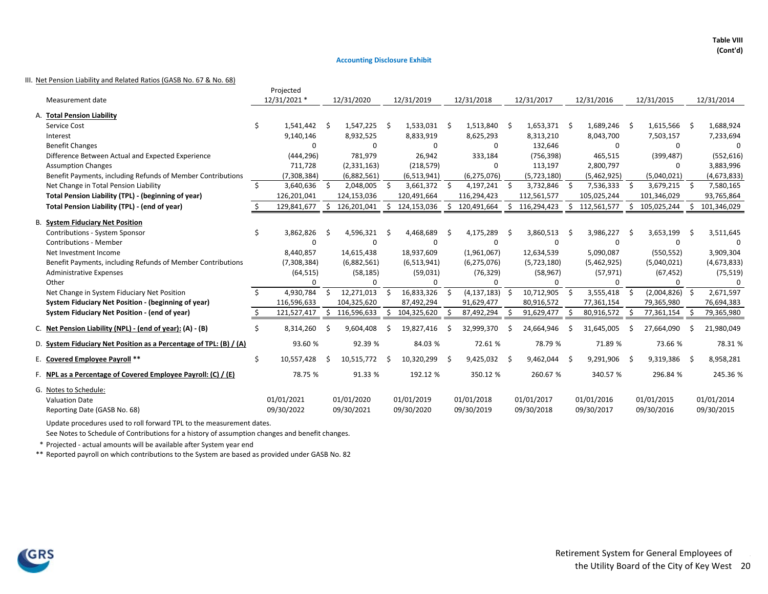**Table VIII (Cont'd)**

**Accounting Disclosure Exhibit**

III. Net Pension Liability and Related Ratios (GASB No. 67 & No. 68)

| Measurement date | Projected 12/31/2021 * | 12/31/2020 | 12/31/2019 | 12/31/2018 | 12/31/2017 | 12/31/2016 | 12/31/2015 | 12/31/2014 |
|---|---|---|---|---|---|---|---|---|
| A. **Total Pension Liability** | | | | | | | | |
| Service Cost | $ 1,541,442 | $ 1,547,225 | $ 1,533,031 | $ 1,513,840 | $ 1,653,371 | $ 1,689,246 | $ 1,615,566 | $ 1,688,924 |
| Interest | 9,140,146 | 8,932,525 | 8,833,919 | 8,625,293 | 8,313,210 | 8,043,700 | 7,503,157 | 7,233,694 |
| Benefit Changes | 0 | 0 | 0 | 0 | 132,646 | 0 | 0 | 0 |
| Difference Between Actual and Expected Experience | (444,296) | 781,979 | 26,942 | 333,184 | (756,398) | 465,515 | (399,487) | (552,616) |
| Assumption Changes | 711,728 | (2,331,163) | (218,579) | 0 | 113,197 | 2,800,797 | 0 | 3,883,996 |
| Benefit Payments, including Refunds of Member Contributions | (7,308,384) | (6,882,561) | (6,513,941) | (6,275,076) | (5,723,180) | (5,462,925) | (5,040,021) | (4,673,833) |
| Net Change in Total Pension Liability | $ 3,640,636 | $ 2,048,005 | $ 3,661,372 | $ 4,197,241 | $ 3,732,846 | $ 7,536,333 | $ 3,679,215 | $ 7,580,165 |
| **Total Pension Liability (TPL) - (beginning of year)** | 126,201,041 | 124,153,036 | 120,491,664 | 116,294,423 | 112,561,577 | 105,025,244 | 101,346,029 | 93,765,864 |
| **Total Pension Liability (TPL) - (end of year)** | $ 129,841,677 | $ 126,201,041 | $ 124,153,036 | $ 120,491,664 | $ 116,294,423 | $ 112,561,577 | $ 105,025,244 | $ 101,346,029 |
| B. **System Fiduciary Net Position** | | | | | | | | |
| Contributions - System Sponsor | $ 3,862,826 | $ 4,596,321 | $ 4,468,689 | $ 4,175,289 | $ 3,860,513 | $ 3,986,227 | $ 3,653,199 | $ 3,511,645 |
| Contributions - Member | 0 | 0 | 0 | 0 | 0 | 0 | 0 | 0 |
| Net Investment Income | 8,440,857 | 14,615,438 | 18,937,609 | (1,961,067) | 12,634,539 | 5,090,087 | (550,552) | 3,909,304 |
| Benefit Payments, including Refunds of Member Contributions | (7,308,384) | (6,882,561) | (6,513,941) | (6,275,076) | (5,723,180) | (5,462,925) | (5,040,021) | (4,673,833) |
| Administrative Expenses | (64,515) | (58,185) | (59,031) | (76,329) | (58,967) | (57,971) | (67,452) | (75,519) |
| Other | 0 | 0 | 0 | 0 | 0 | 0 | 0 | 0 |
| Net Change in System Fiduciary Net Position | $ 4,930,784 | $ 12,271,013 | $ 16,833,326 | $ (4,137,183) | $ 10,712,905 | $ 3,555,418 | $ (2,004,826) | $ 2,671,597 |
| **System Fiduciary Net Position - (beginning of year)** | 116,596,633 | 104,325,620 | 87,492,294 | 91,629,477 | 80,916,572 | 77,361,154 | 79,365,980 | 76,694,383 |
| **System Fiduciary Net Position - (end of year)** | $ 121,527,417 | $ 116,596,633 | $ 104,325,620 | $ 87,492,294 | $ 91,629,477 | $ 80,916,572 | $ 77,361,154 | $ 79,365,980 |
| C. **Net Pension Liability (NPL) - (end of year): (A) - (B)** | $ 8,314,260 | $ 9,604,408 | $ 19,827,416 | $ 32,999,370 | $ 24,664,946 | $ 31,645,005 | $ 27,664,090 | $ 21,980,049 |
| D. **System Fiduciary Net Position as a Percentage of TPL: (B) / (A)** | 93.60 % | 92.39 % | 84.03 % | 72.61 % | 78.79 % | 71.89 % | 73.66 % | 78.31 % |
| E. **Covered Employee Payroll** ** | $ 10,557,428 | $ 10,515,772 | $ 10,320,299 | $ 9,425,032 | $ 9,462,044 | $ 9,291,906 | $ 9,319,386 | $ 8,958,281 |
| F. **NPL as a Percentage of Covered Employee Payroll: (C) / (E)** | 78.75 % | 91.33 % | 192.12 % | 350.12 % | 260.67 % | 340.57 % | 296.84 % | 245.36 % |
| G. Notes to Schedule: | | | | | | | | |
| Valuation Date | 01/01/2021 | 01/01/2020 | 01/01/2019 | 01/01/2018 | 01/01/2017 | 01/01/2016 | 01/01/2015 | 01/01/2014 |
| Reporting Date (GASB No. 68) | 09/30/2022 | 09/30/2021 | 09/30/2020 | 09/30/2019 | 09/30/2018 | 09/30/2017 | 09/30/2016 | 09/30/2015 |

Update procedures used to roll forward TPL to the measurement dates.

See Notes to Schedule of Contributions for a history of assumption changes and benefit changes.

\* Projected - actual amounts will be available after System year end

\*\* Reported payroll on which contributions to the System are based as provided under GASB No. 82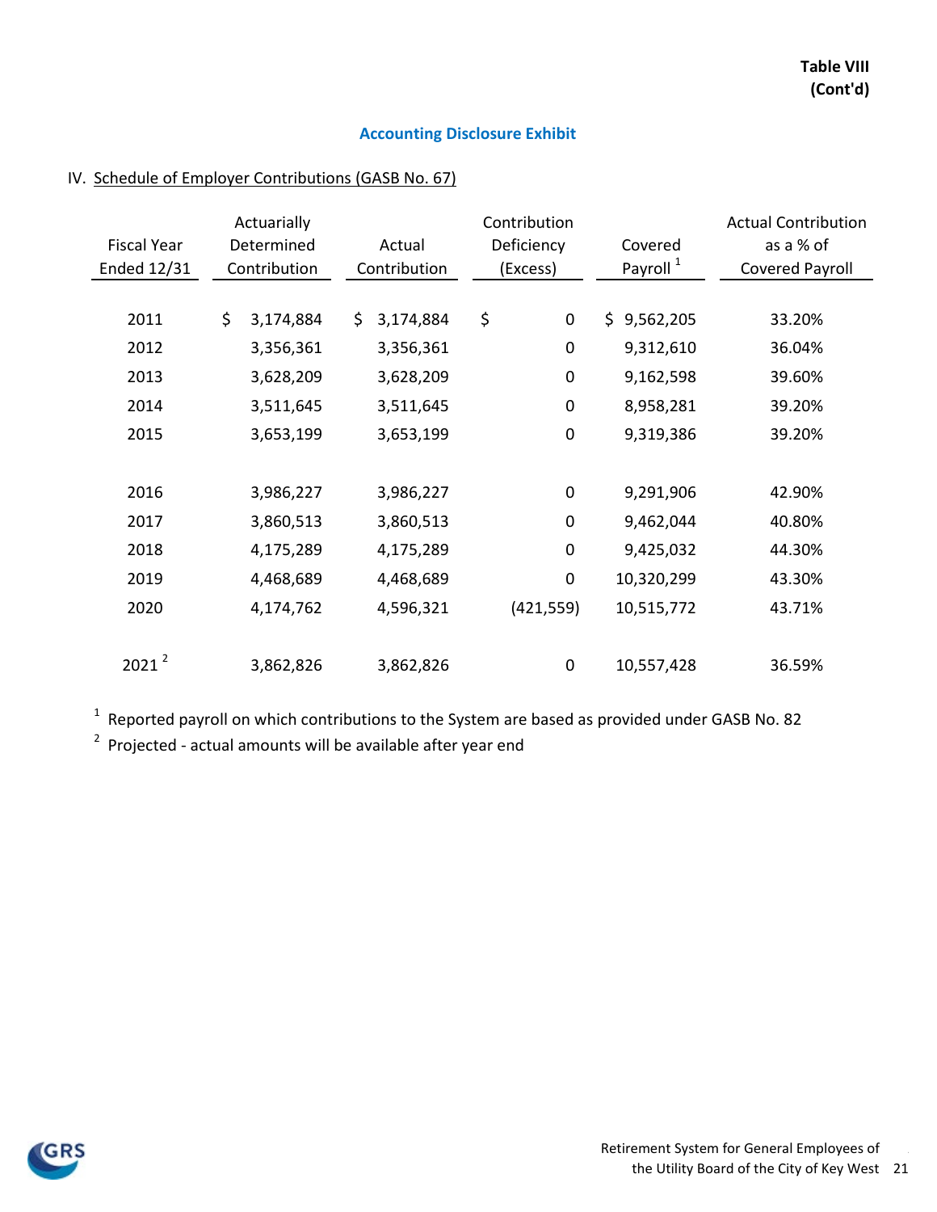**Table VIII (Cont'd)**

## Accounting Disclosure Exhibit

IV. Schedule of Employer Contributions (GASB No. 67)

| Fiscal Year Ended 12/31 | Actuarially Determined Contribution | Actual Contribution | Contribution Deficiency (Excess) | Covered Payroll [1] | Actual Contribution as a % of Covered Payroll |
|---|---|---|---|---|---|
| 2011 | $ 3,174,884 | $ 3,174,884 | $ 0 | $ 9,562,205 | 33.20% |
| 2012 | 3,356,361 | 3,356,361 | 0 | 9,312,610 | 36.04% |
| 2013 | 3,628,209 | 3,628,209 | 0 | 9,162,598 | 39.60% |
| 2014 | 3,511,645 | 3,511,645 | 0 | 8,958,281 | 39.20% |
| 2015 | 3,653,199 | 3,653,199 | 0 | 9,319,386 | 39.20% |
| 2016 | 3,986,227 | 3,986,227 | 0 | 9,291,906 | 42.90% |
| 2017 | 3,860,513 | 3,860,513 | 0 | 9,462,044 | 40.80% |
| 2018 | 4,175,289 | 4,175,289 | 0 | 9,425,032 | 44.30% |
| 2019 | 4,468,689 | 4,468,689 | 0 | 10,320,299 | 43.30% |
| 2020 | 4,174,762 | 4,596,321 | (421,559) | 10,515,772 | 43.71% |
| 2021 [2] | 3,862,826 | 3,862,826 | 0 | 10,557,428 | 36.59% |

[1] Reported payroll on which contributions to the System are based as provided under GASB No. 82

[2] Projected - actual amounts will be available after year end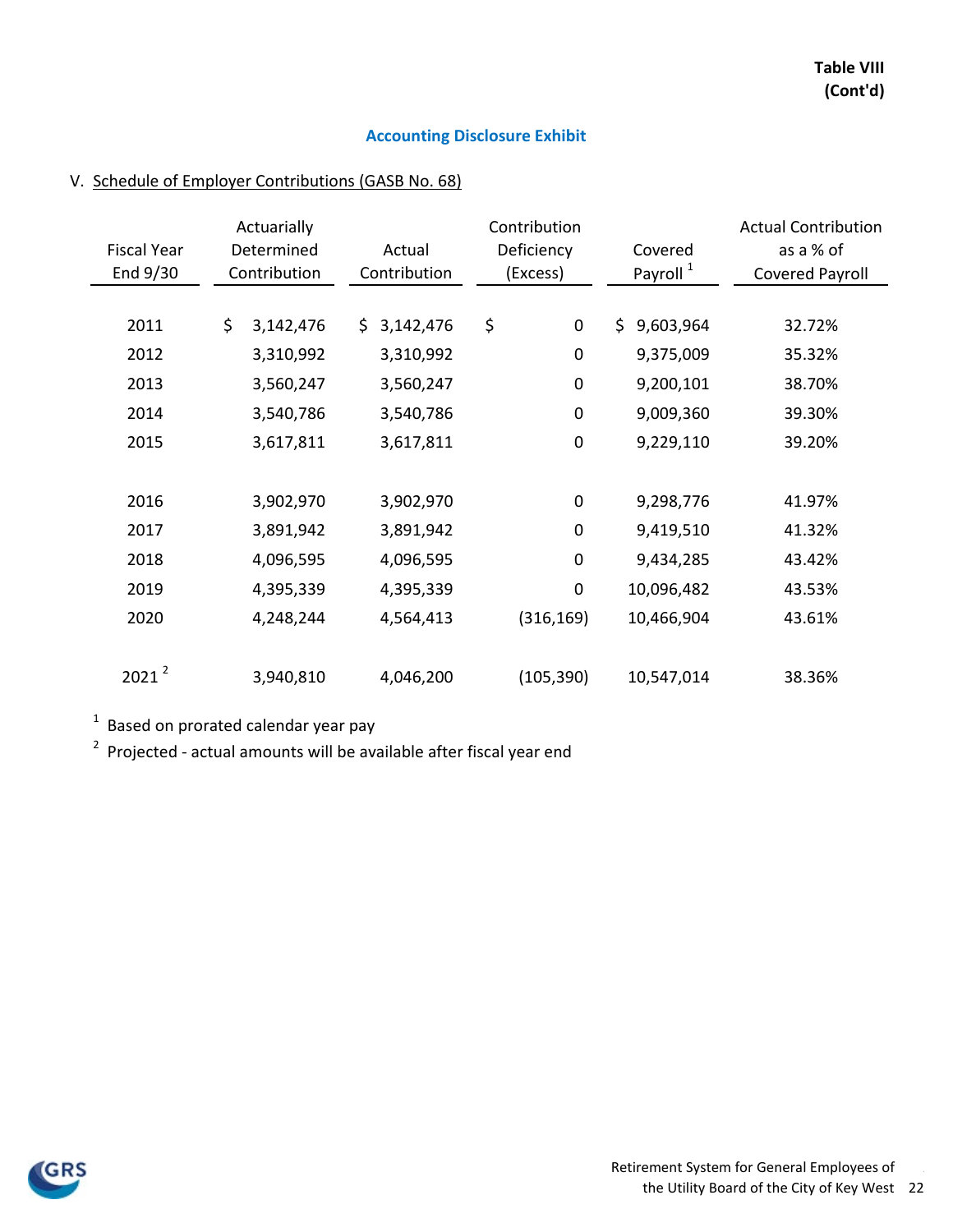**Table VIII**
**(Cont'd)**

## Accounting Disclosure Exhibit

V. Schedule of Employer Contributions (GASB No. 68)

| Fiscal Year End 9/30 | Actuarially Determined Contribution | Actual Contribution | Contribution Deficiency (Excess) | Covered Payroll [1] | Actual Contribution as a % of Covered Payroll |
|---|---|---|---|---|---|
| 2011 | $ 3,142,476 | $ 3,142,476 | $ 0 | $ 9,603,964 | 32.72% |
| 2012 | 3,310,992 | 3,310,992 | 0 | 9,375,009 | 35.32% |
| 2013 | 3,560,247 | 3,560,247 | 0 | 9,200,101 | 38.70% |
| 2014 | 3,540,786 | 3,540,786 | 0 | 9,009,360 | 39.30% |
| 2015 | 3,617,811 | 3,617,811 | 0 | 9,229,110 | 39.20% |
| 2016 | 3,902,970 | 3,902,970 | 0 | 9,298,776 | 41.97% |
| 2017 | 3,891,942 | 3,891,942 | 0 | 9,419,510 | 41.32% |
| 2018 | 4,096,595 | 4,096,595 | 0 | 9,434,285 | 43.42% |
| 2019 | 4,395,339 | 4,395,339 | 0 | 10,096,482 | 43.53% |
| 2020 | 4,248,244 | 4,564,413 | (316,169) | 10,466,904 | 43.61% |
| 2021 [2] | 3,940,810 | 4,046,200 | (105,390) | 10,547,014 | 38.36% |

[1] Based on prorated calendar year pay

[2] Projected - actual amounts will be available after fiscal year end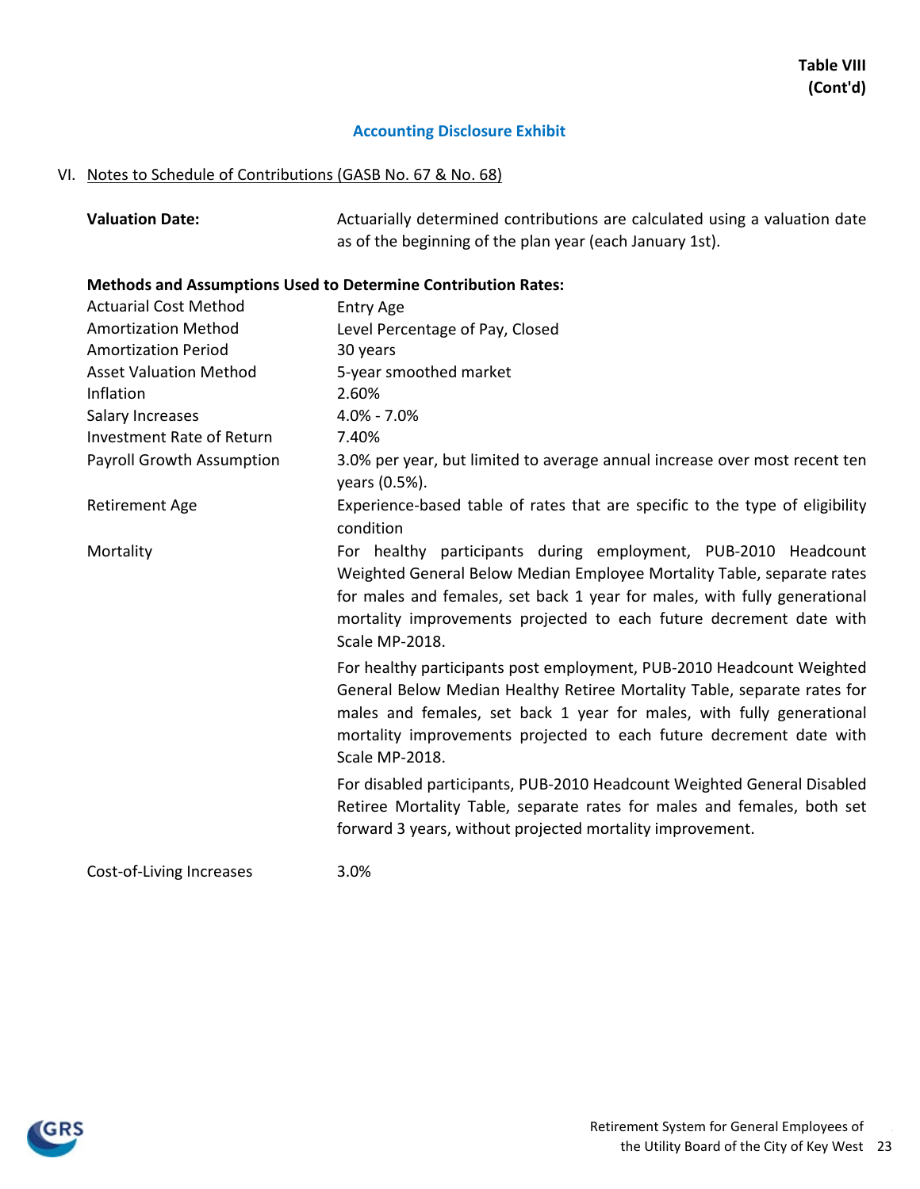**Table VIII**
**(Cont'd)**

## Accounting Disclosure Exhibit

VI. Notes to Schedule of Contributions (GASB No. 67 & No. 68)

**Valuation Date:** Actuarially determined contributions are calculated using a valuation date as of the beginning of the plan year (each January 1st).

**Methods and Assumptions Used to Determine Contribution Rates:**

| | |
|---|---|
| Actuarial Cost Method | Entry Age |
| Amortization Method | Level Percentage of Pay, Closed |
| Amortization Period | 30 years |
| Asset Valuation Method | 5-year smoothed market |
| Inflation | 2.60% |
| Salary Increases | 4.0% - 7.0% |
| Investment Rate of Return | 7.40% |
| Payroll Growth Assumption | 3.0% per year, but limited to average annual increase over most recent ten years (0.5%). |
| Retirement Age | Experience-based table of rates that are specific to the type of eligibility condition |
| Mortality | For healthy participants during employment, PUB-2010 Headcount Weighted General Below Median Employee Mortality Table, separate rates for males and females, set back 1 year for males, with fully generational mortality improvements projected to each future decrement date with Scale MP-2018.<br><br>For healthy participants post employment, PUB-2010 Headcount Weighted General Below Median Healthy Retiree Mortality Table, separate rates for males and females, set back 1 year for males, with fully generational mortality improvements projected to each future decrement date with Scale MP-2018.<br><br>For disabled participants, PUB-2010 Headcount Weighted General Disabled Retiree Mortality Table, separate rates for males and females, both set forward 3 years, without projected mortality improvement. |
| Cost-of-Living Increases | 3.0% |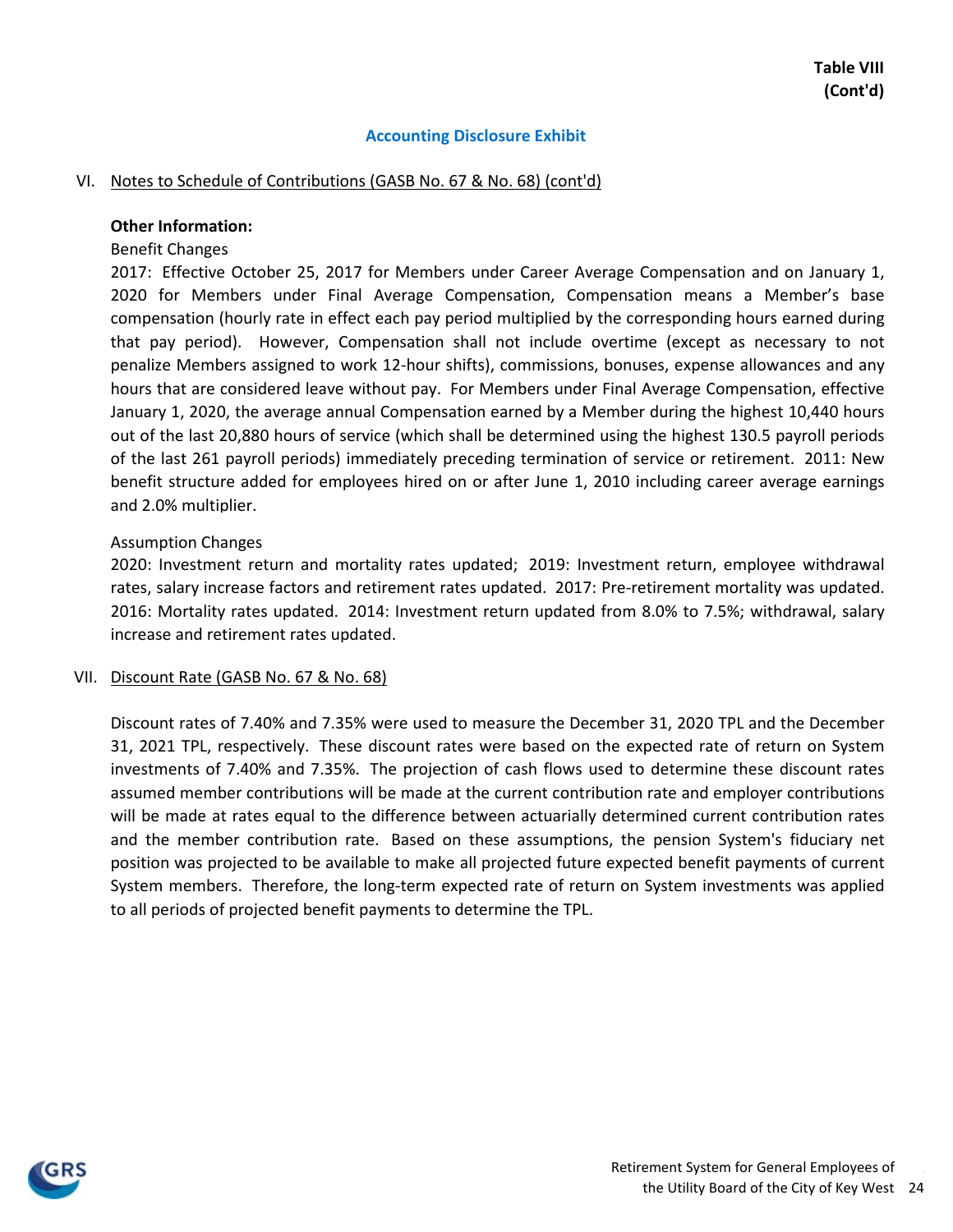**Table VIII (Cont'd)**

## Accounting Disclosure Exhibit

VI. Notes to Schedule of Contributions (GASB No. 67 & No. 68) (cont'd)

**Other Information:**

Benefit Changes

2017: Effective October 25, 2017 for Members under Career Average Compensation and on January 1, 2020 for Members under Final Average Compensation, Compensation means a Member's base compensation (hourly rate in effect each pay period multiplied by the corresponding hours earned during that pay period). However, Compensation shall not include overtime (except as necessary to not penalize Members assigned to work 12-hour shifts), commissions, bonuses, expense allowances and any hours that are considered leave without pay. For Members under Final Average Compensation, effective January 1, 2020, the average annual Compensation earned by a Member during the highest 10,440 hours out of the last 20,880 hours of service (which shall be determined using the highest 130.5 payroll periods of the last 261 payroll periods) immediately preceding termination of service or retirement. 2011: New benefit structure added for employees hired on or after June 1, 2010 including career average earnings and 2.0% multiplier.

Assumption Changes

2020: Investment return and mortality rates updated; 2019: Investment return, employee withdrawal rates, salary increase factors and retirement rates updated. 2017: Pre-retirement mortality was updated. 2016: Mortality rates updated. 2014: Investment return updated from 8.0% to 7.5%; withdrawal, salary increase and retirement rates updated.

VII. Discount Rate (GASB No. 67 & No. 68)

Discount rates of 7.40% and 7.35% were used to measure the December 31, 2020 TPL and the December 31, 2021 TPL, respectively. These discount rates were based on the expected rate of return on System investments of 7.40% and 7.35%. The projection of cash flows used to determine these discount rates assumed member contributions will be made at the current contribution rate and employer contributions will be made at rates equal to the difference between actuarially determined current contribution rates and the member contribution rate. Based on these assumptions, the pension System's fiduciary net position was projected to be available to make all projected future expected benefit payments of current System members. Therefore, the long-term expected rate of return on System investments was applied to all periods of projected benefit payments to determine the TPL.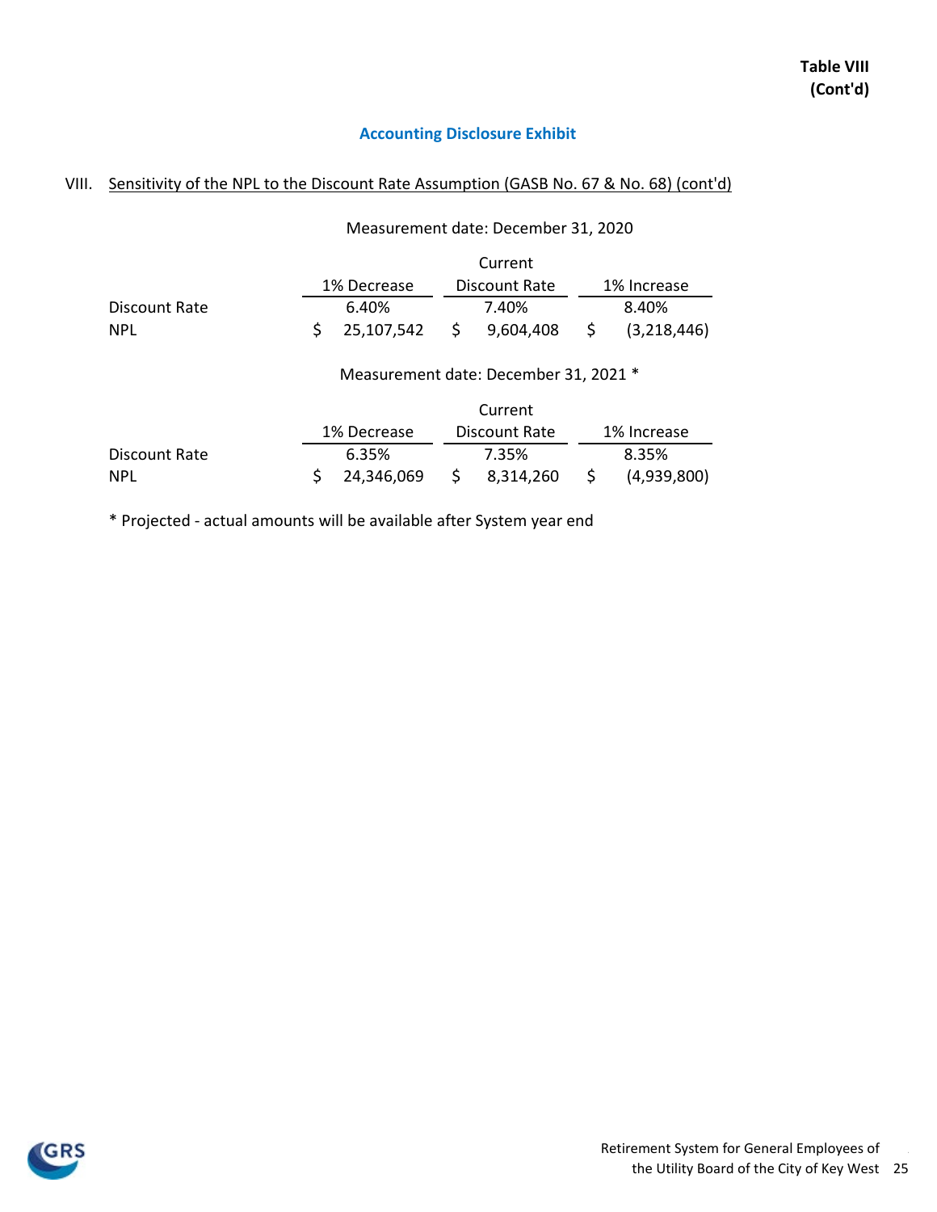**Table VIII (Cont'd)**

## Accounting Disclosure Exhibit

VIII. Sensitivity of the NPL to the Discount Rate Assumption (GASB No. 67 & No. 68) (cont'd)

Measurement date: December 31, 2020

| | 1% Decrease | Current Discount Rate | 1% Increase |
|---|---|---|---|
| Discount Rate | 6.40% | 7.40% | 8.40% |
| NPL | $ 25,107,542 | $ 9,604,408 | $ (3,218,446) |

Measurement date: December 31, 2021 *

| | 1% Decrease | Current Discount Rate | 1% Increase |
|---|---|---|---|
| Discount Rate | 6.35% | 7.35% | 8.35% |
| NPL | $ 24,346,069 | $ 8,314,260 | $ (4,939,800) |

\* Projected - actual amounts will be available after System year end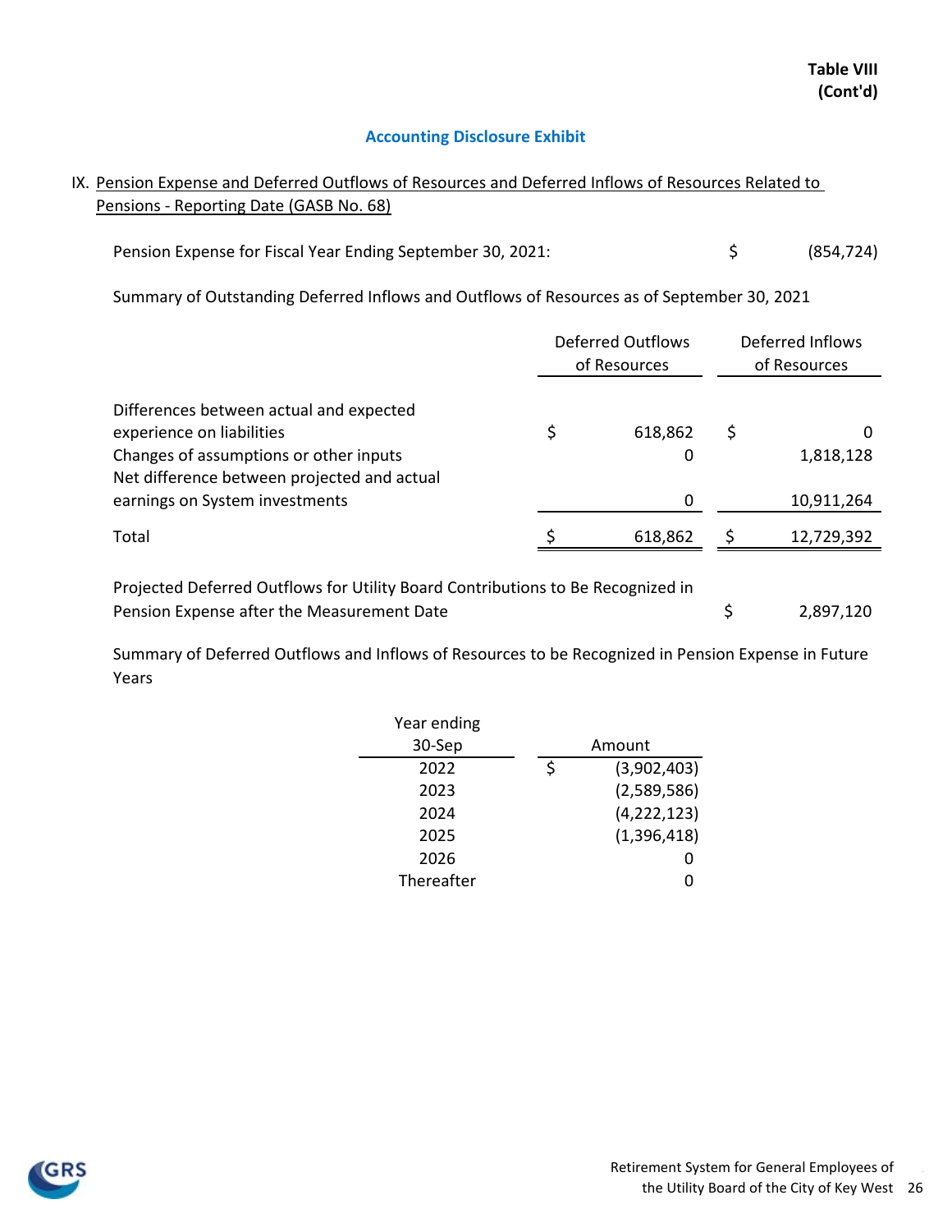**Table VIII (Cont'd)**

## Accounting Disclosure Exhibit

IX. Pension Expense and Deferred Outflows of Resources and Deferred Inflows of Resources Related to Pensions - Reporting Date (GASB No. 68)

Pension Expense for Fiscal Year Ending September 30, 2021: $ (854,724)

Summary of Outstanding Deferred Inflows and Outflows of Resources as of September 30, 2021

| | Deferred Outflows of Resources | Deferred Inflows of Resources |
|---|---|---|
| Differences between actual and expected experience on liabilities | $ 618,862 | $ 0 |
| Changes of assumptions or other inputs | 0 | 1,818,128 |
| Net difference between projected and actual earnings on System investments | 0 | 10,911,264 |
| Total | $ 618,862 | $ 12,729,392 |

Projected Deferred Outflows for Utility Board Contributions to Be Recognized in Pension Expense after the Measurement Date $ 2,897,120

Summary of Deferred Outflows and Inflows of Resources to be Recognized in Pension Expense in Future Years

| Year ending 30-Sep | Amount |
|---|---|
| 2022 | $ (3,902,403) |
| 2023 | (2,589,586) |
| 2024 | (4,222,123) |
| 2025 | (1,396,418) |
| 2026 | 0 |
| Thereafter | 0 |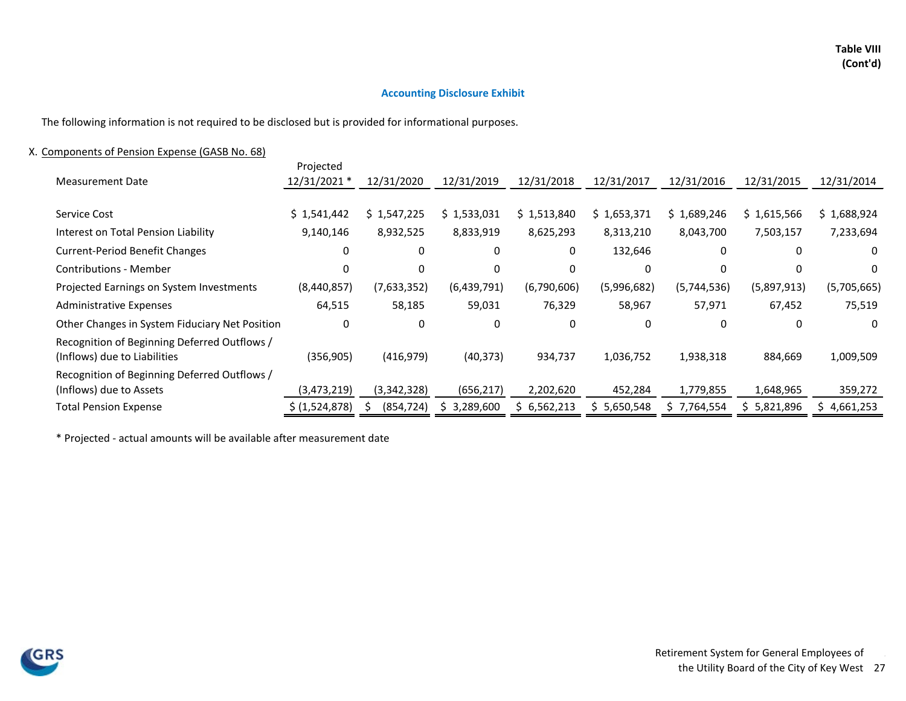**Table VIII**
**(Cont'd)**

## Accounting Disclosure Exhibit

The following information is not required to be disclosed but is provided for informational purposes.

X. Components of Pension Expense (GASB No. 68)

| Measurement Date | Projected 12/31/2021 * | 12/31/2020 | 12/31/2019 | 12/31/2018 | 12/31/2017 | 12/31/2016 | 12/31/2015 | 12/31/2014 |
|---|---|---|---|---|---|---|---|---|
| Service Cost | $ 1,541,442 | $ 1,547,225 | $ 1,533,031 | $ 1,513,840 | $ 1,653,371 | $ 1,689,246 | $ 1,615,566 | $ 1,688,924 |
| Interest on Total Pension Liability | 9,140,146 | 8,932,525 | 8,833,919 | 8,625,293 | 8,313,210 | 8,043,700 | 7,503,157 | 7,233,694 |
| Current-Period Benefit Changes | 0 | 0 | 0 | 0 | 132,646 | 0 | 0 | 0 |
| Contributions - Member | 0 | 0 | 0 | 0 | 0 | 0 | 0 | 0 |
| Projected Earnings on System Investments | (8,440,857) | (7,633,352) | (6,439,791) | (6,790,606) | (5,996,682) | (5,744,536) | (5,897,913) | (5,705,665) |
| Administrative Expenses | 64,515 | 58,185 | 59,031 | 76,329 | 58,967 | 57,971 | 67,452 | 75,519 |
| Other Changes in System Fiduciary Net Position | 0 | 0 | 0 | 0 | 0 | 0 | 0 | 0 |
| Recognition of Beginning Deferred Outflows / (Inflows) due to Liabilities | (356,905) | (416,979) | (40,373) | 934,737 | 1,036,752 | 1,938,318 | 884,669 | 1,009,509 |
| Recognition of Beginning Deferred Outflows / (Inflows) due to Assets | (3,473,219) | (3,342,328) | (656,217) | 2,202,620 | 452,284 | 1,779,855 | 1,648,965 | 359,272 |
| Total Pension Expense | $ (1,524,878) | $ (854,724) | $ 3,289,600 | $ 6,562,213 | $ 5,650,548 | $ 7,764,554 | $ 5,821,896 | $ 4,661,253 |

* Projected - actual amounts will be available after measurement date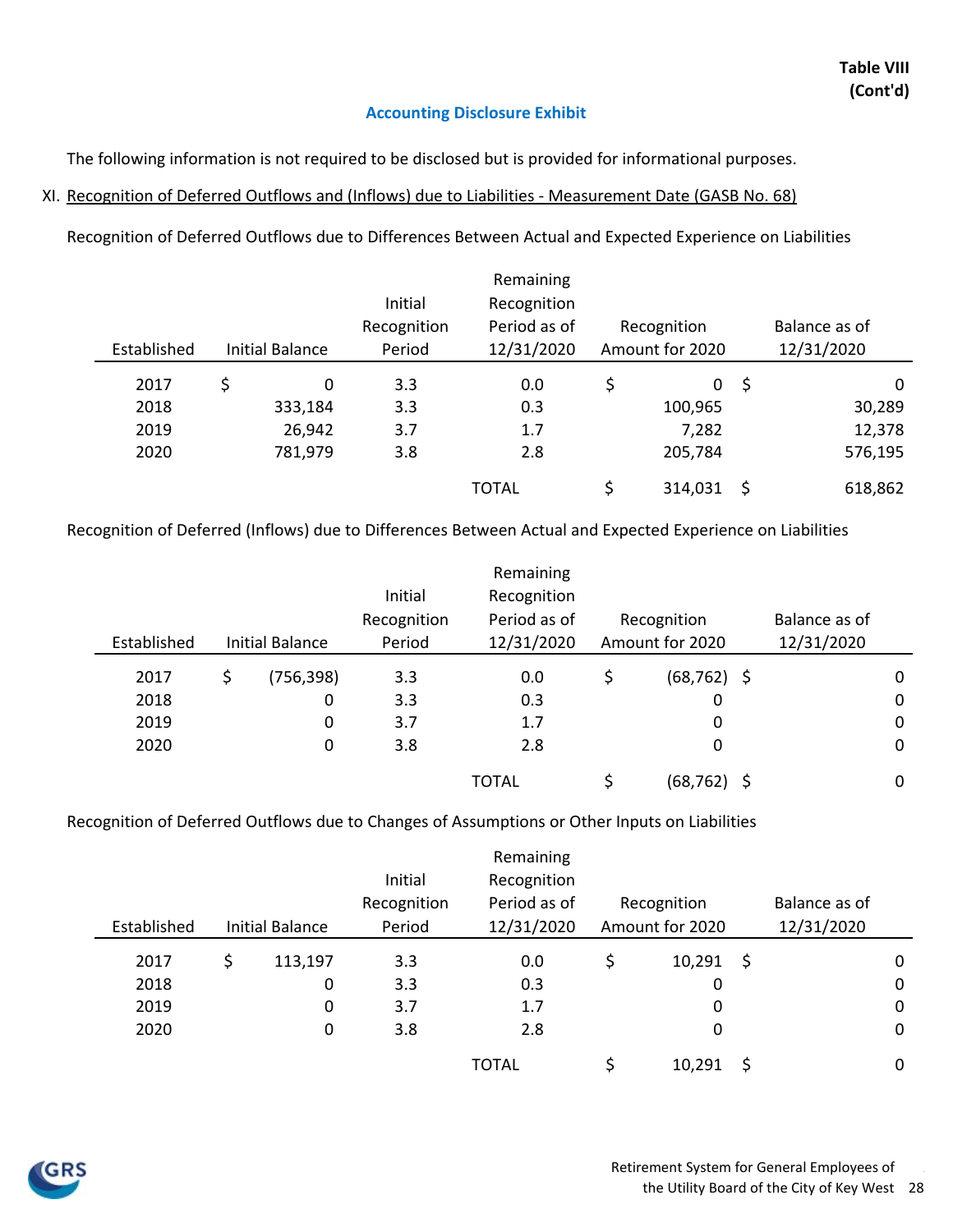**Table VIII (Cont'd)**

## Accounting Disclosure Exhibit

The following information is not required to be disclosed but is provided for informational purposes.

XI. Recognition of Deferred Outflows and (Inflows) due to Liabilities - Measurement Date (GASB No. 68)

Recognition of Deferred Outflows due to Differences Between Actual and Expected Experience on Liabilities

| Established | Initial Balance | Initial Recognition Period | Remaining Recognition Period as of 12/31/2020 | Recognition Amount for 2020 | Balance as of 12/31/2020 |
|---|---|---|---|---|---|
| 2017 | $ 0 | 3.3 | 0.0 | $ 0 | $ 0 |
| 2018 | 333,184 | 3.3 | 0.3 | 100,965 | 30,289 |
| 2019 | 26,942 | 3.7 | 1.7 | 7,282 | 12,378 |
| 2020 | 781,979 | 3.8 | 2.8 | 205,784 | 576,195 |
| | | | TOTAL | $ 314,031 | $ 618,862 |

Recognition of Deferred (Inflows) due to Differences Between Actual and Expected Experience on Liabilities

| Established | Initial Balance | Initial Recognition Period | Remaining Recognition Period as of 12/31/2020 | Recognition Amount for 2020 | Balance as of 12/31/2020 |
|---|---|---|---|---|---|
| 2017 | $ (756,398) | 3.3 | 0.0 | $ (68,762) | $ 0 |
| 2018 | 0 | 3.3 | 0.3 | 0 | 0 |
| 2019 | 0 | 3.7 | 1.7 | 0 | 0 |
| 2020 | 0 | 3.8 | 2.8 | 0 | 0 |
| | | | TOTAL | $ (68,762) | $ 0 |

Recognition of Deferred Outflows due to Changes of Assumptions or Other Inputs on Liabilities

| Established | Initial Balance | Initial Recognition Period | Remaining Recognition Period as of 12/31/2020 | Recognition Amount for 2020 | Balance as of 12/31/2020 |
|---|---|---|---|---|---|
| 2017 | $ 113,197 | 3.3 | 0.0 | $ 10,291 | $ 0 |
| 2018 | 0 | 3.3 | 0.3 | 0 | 0 |
| 2019 | 0 | 3.7 | 1.7 | 0 | 0 |
| 2020 | 0 | 3.8 | 2.8 | 0 | 0 |
| | | | TOTAL | $ 10,291 | $ 0 |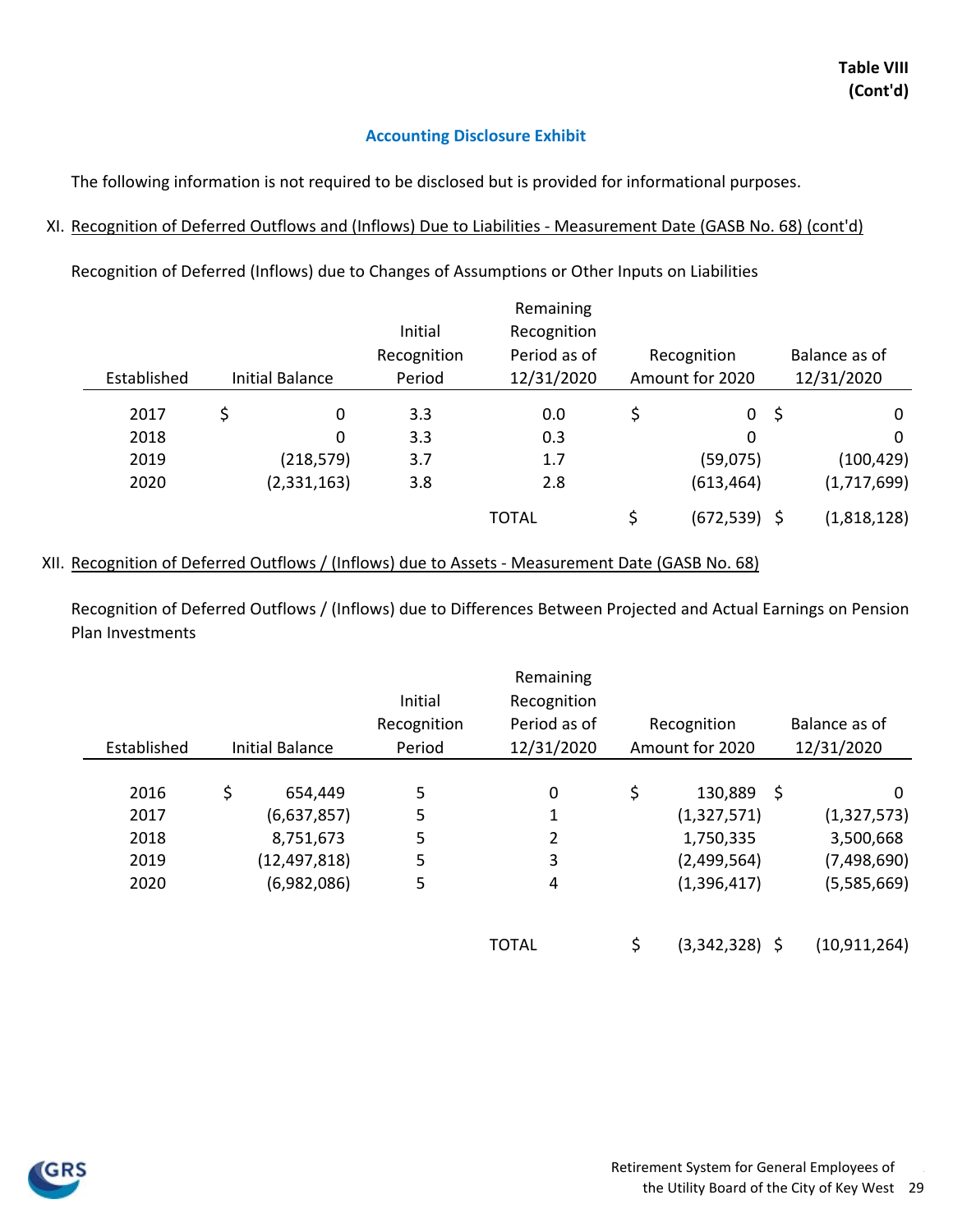**Table VIII (Cont'd)**

## Accounting Disclosure Exhibit

The following information is not required to be disclosed but is provided for informational purposes.

XI. Recognition of Deferred Outflows and (Inflows) Due to Liabilities - Measurement Date (GASB No. 68) (cont'd)

Recognition of Deferred (Inflows) due to Changes of Assumptions or Other Inputs on Liabilities

| Established | Initial Balance | Initial Recognition Period | Remaining Recognition Period as of 12/31/2020 | Recognition Amount for 2020 | Balance as of 12/31/2020 |
|---|---|---|---|---|---|
| 2017 | $ 0 | 3.3 | 0.0 | $ 0 | $ 0 |
| 2018 | 0 | 3.3 | 0.3 | 0 | 0 |
| 2019 | (218,579) | 3.7 | 1.7 | (59,075) | (100,429) |
| 2020 | (2,331,163) | 3.8 | 2.8 | (613,464) | (1,717,699) |
| | | | TOTAL | $ (672,539) | $ (1,818,128) |

XII. Recognition of Deferred Outflows / (Inflows) due to Assets - Measurement Date (GASB No. 68)

Recognition of Deferred Outflows / (Inflows) due to Differences Between Projected and Actual Earnings on Pension Plan Investments

| Established | Initial Balance | Initial Recognition Period | Remaining Recognition Period as of 12/31/2020 | Recognition Amount for 2020 | Balance as of 12/31/2020 |
|---|---|---|---|---|---|
| 2016 | $ 654,449 | 5 | 0 | $ 130,889 | $ 0 |
| 2017 | (6,637,857) | 5 | 1 | (1,327,571) | (1,327,573) |
| 2018 | 8,751,673 | 5 | 2 | 1,750,335 | 3,500,668 |
| 2019 | (12,497,818) | 5 | 3 | (2,499,564) | (7,498,690) |
| 2020 | (6,982,086) | 5 | 4 | (1,396,417) | (5,585,669) |
| | | | TOTAL | $ (3,342,328) | $ (10,911,264) |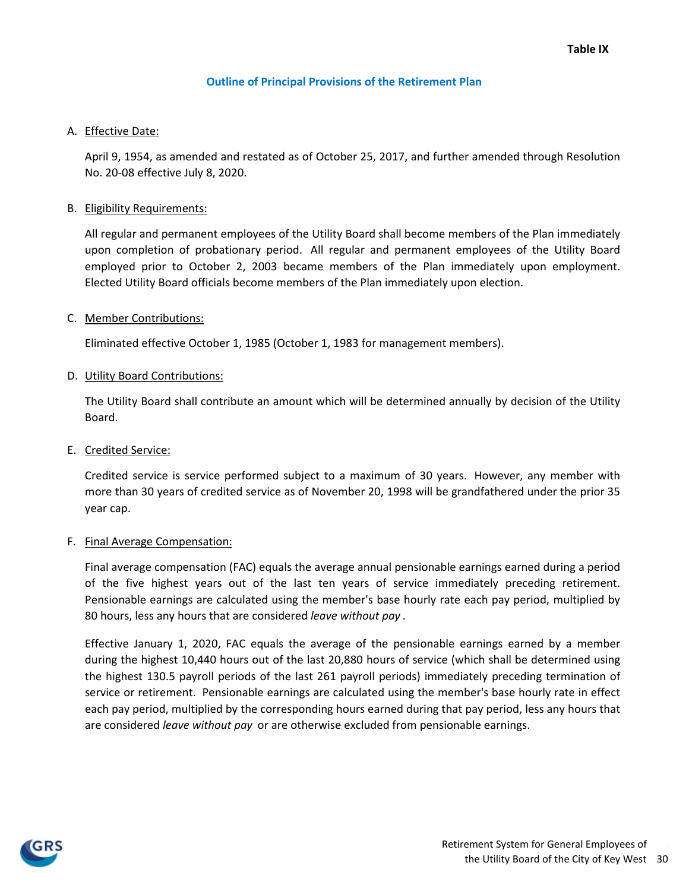**Table IX**

## Outline of Principal Provisions of the Retirement Plan

A. Effective Date:

April 9, 1954, as amended and restated as of October 25, 2017, and further amended through Resolution No. 20-08 effective July 8, 2020.

B. Eligibility Requirements:

All regular and permanent employees of the Utility Board shall become members of the Plan immediately upon completion of probationary period. All regular and permanent employees of the Utility Board employed prior to October 2, 2003 became members of the Plan immediately upon employment. Elected Utility Board officials become members of the Plan immediately upon election.

C. Member Contributions:

Eliminated effective October 1, 1985 (October 1, 1983 for management members).

D. Utility Board Contributions:

The Utility Board shall contribute an amount which will be determined annually by decision of the Utility Board.

E. Credited Service:

Credited service is service performed subject to a maximum of 30 years. However, any member with more than 30 years of credited service as of November 20, 1998 will be grandfathered under the prior 35 year cap.

F. Final Average Compensation:

Final average compensation (FAC) equals the average annual pensionable earnings earned during a period of the five highest years out of the last ten years of service immediately preceding retirement. Pensionable earnings are calculated using the member's base hourly rate each pay period, multiplied by 80 hours, less any hours that are considered *leave without pay* .

Effective January 1, 2020, FAC equals the average of the pensionable earnings earned by a member during the highest 10,440 hours out of the last 20,880 hours of service (which shall be determined using the highest 130.5 payroll periods of the last 261 payroll periods) immediately preceding termination of service or retirement. Pensionable earnings are calculated using the member's base hourly rate in effect each pay period, multiplied by the corresponding hours earned during that pay period, less any hours that are considered *leave without pay* or are otherwise excluded from pensionable earnings.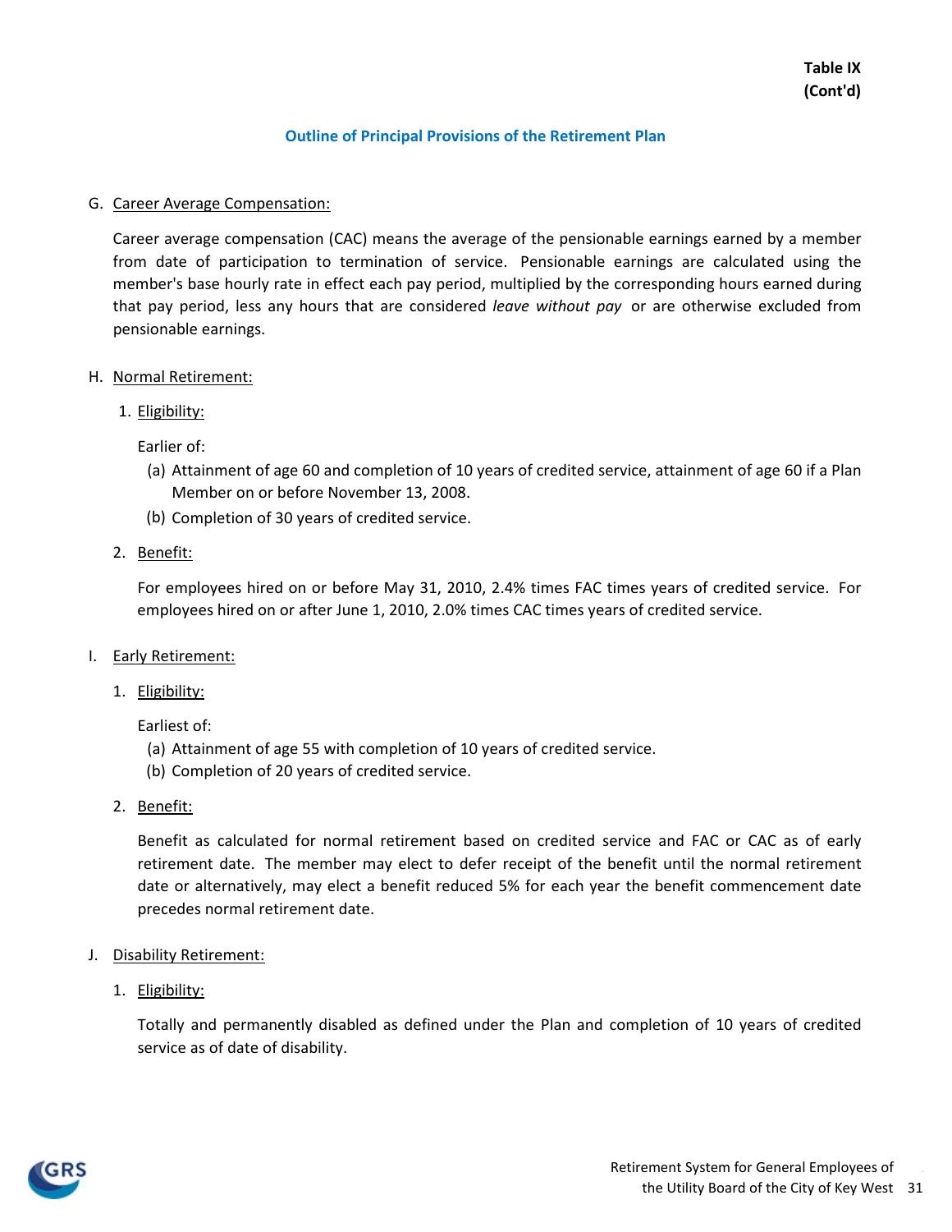**Table IX (Cont'd)**

## Outline of Principal Provisions of the Retirement Plan

G. <u>Career Average Compensation:</u>

Career average compensation (CAC) means the average of the pensionable earnings earned by a member from date of participation to termination of service. Pensionable earnings are calculated using the member's base hourly rate in effect each pay period, multiplied by the corresponding hours earned during that pay period, less any hours that are considered *leave without pay* or are otherwise excluded from pensionable earnings.

H. <u>Normal Retirement:</u>

1. <u>Eligibility:</u>

   Earlier of:

   (a) Attainment of age 60 and completion of 10 years of credited service, attainment of age 60 if a Plan Member on or before November 13, 2008.

   (b) Completion of 30 years of credited service.

2. <u>Benefit:</u>

   For employees hired on or before May 31, 2010, 2.4% times FAC times years of credited service. For employees hired on or after June 1, 2010, 2.0% times CAC times years of credited service.

I. <u>Early Retirement:</u>

1. <u>Eligibility:</u>

   Earliest of:

   (a) Attainment of age 55 with completion of 10 years of credited service.

   (b) Completion of 20 years of credited service.

2. <u>Benefit:</u>

   Benefit as calculated for normal retirement based on credited service and FAC or CAC as of early retirement date. The member may elect to defer receipt of the benefit until the normal retirement date or alternatively, may elect a benefit reduced 5% for each year the benefit commencement date precedes normal retirement date.

J. <u>Disability Retirement:</u>

1. <u>Eligibility:</u>

   Totally and permanently disabled as defined under the Plan and completion of 10 years of credited service as of date of disability.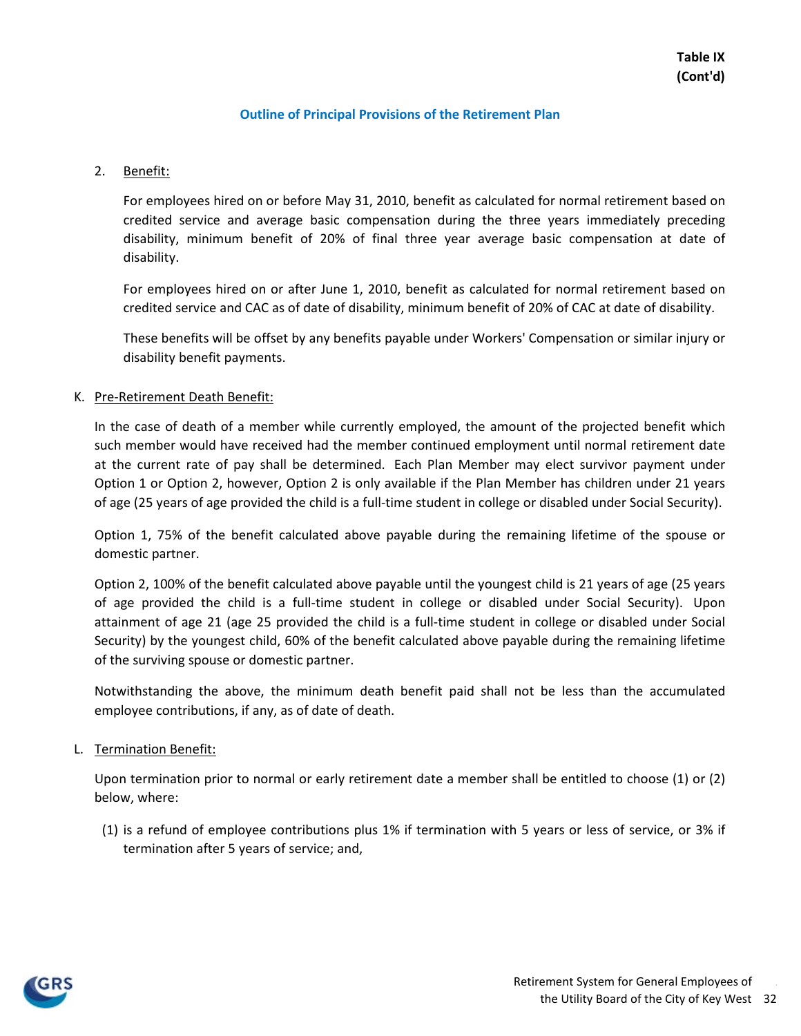**Table IX**
**(Cont'd)**

## Outline of Principal Provisions of the Retirement Plan

2. Benefit:

   For employees hired on or before May 31, 2010, benefit as calculated for normal retirement based on credited service and average basic compensation during the three years immediately preceding disability, minimum benefit of 20% of final three year average basic compensation at date of disability.

   For employees hired on or after June 1, 2010, benefit as calculated for normal retirement based on credited service and CAC as of date of disability, minimum benefit of 20% of CAC at date of disability.

   These benefits will be offset by any benefits payable under Workers' Compensation or similar injury or disability benefit payments.

K. Pre-Retirement Death Benefit:

In the case of death of a member while currently employed, the amount of the projected benefit which such member would have received had the member continued employment until normal retirement date at the current rate of pay shall be determined. Each Plan Member may elect survivor payment under Option 1 or Option 2, however, Option 2 is only available if the Plan Member has children under 21 years of age (25 years of age provided the child is a full-time student in college or disabled under Social Security).

Option 1, 75% of the benefit calculated above payable during the remaining lifetime of the spouse or domestic partner.

Option 2, 100% of the benefit calculated above payable until the youngest child is 21 years of age (25 years of age provided the child is a full-time student in college or disabled under Social Security). Upon attainment of age 21 (age 25 provided the child is a full-time student in college or disabled under Social Security) by the youngest child, 60% of the benefit calculated above payable during the remaining lifetime of the surviving spouse or domestic partner.

Notwithstanding the above, the minimum death benefit paid shall not be less than the accumulated employee contributions, if any, as of date of death.

L. Termination Benefit:

Upon termination prior to normal or early retirement date a member shall be entitled to choose (1) or (2) below, where:

(1) is a refund of employee contributions plus 1% if termination with 5 years or less of service, or 3% if termination after 5 years of service; and,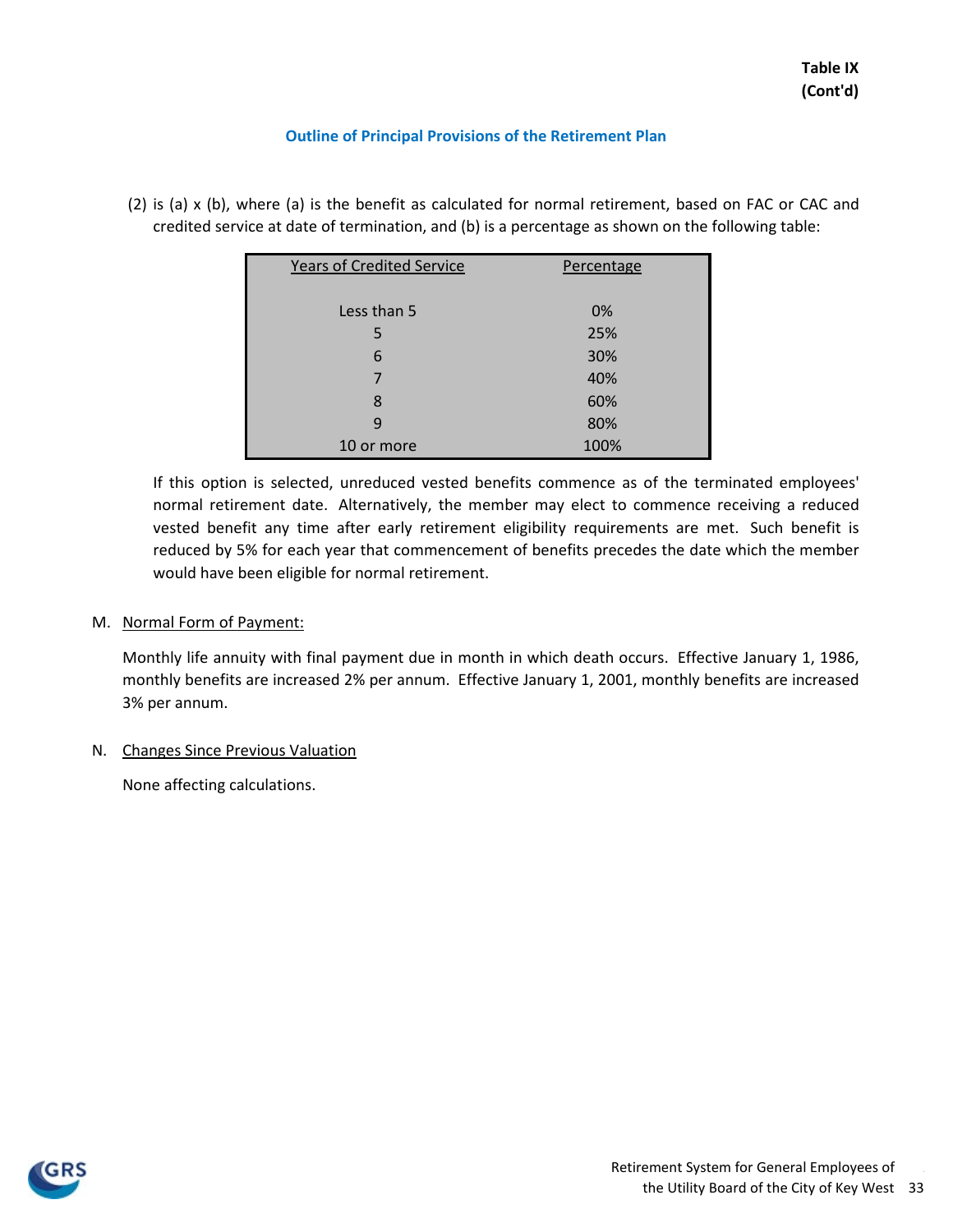**Table IX**
**(Cont'd)**

## Outline of Principal Provisions of the Retirement Plan

(2) is (a) x (b), where (a) is the benefit as calculated for normal retirement, based on FAC or CAC and credited service at date of termination, and (b) is a percentage as shown on the following table:

| Years of Credited Service | Percentage |
|---|---|
| Less than 5 | 0% |
| 5 | 25% |
| 6 | 30% |
| 7 | 40% |
| 8 | 60% |
| 9 | 80% |
| 10 or more | 100% |

If this option is selected, unreduced vested benefits commence as of the terminated employees' normal retirement date. Alternatively, the member may elect to commence receiving a reduced vested benefit any time after early retirement eligibility requirements are met. Such benefit is reduced by 5% for each year that commencement of benefits precedes the date which the member would have been eligible for normal retirement.

M. Normal Form of Payment:

Monthly life annuity with final payment due in month in which death occurs. Effective January 1, 1986, monthly benefits are increased 2% per annum. Effective January 1, 2001, monthly benefits are increased 3% per annum.

N. Changes Since Previous Valuation

None affecting calculations.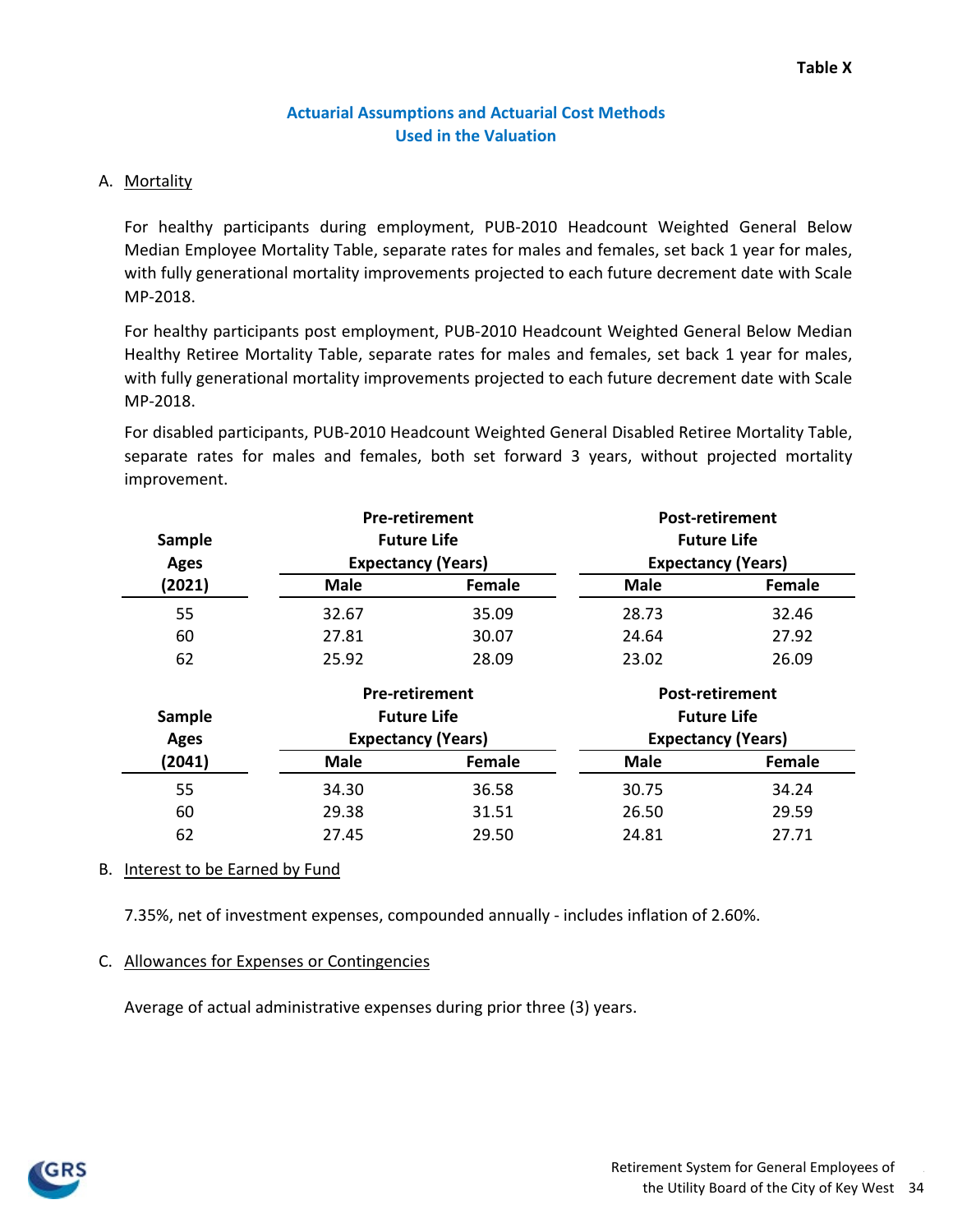**Table X**

## Actuarial Assumptions and Actuarial Cost Methods Used in the Valuation

A. Mortality

For healthy participants during employment, PUB-2010 Headcount Weighted General Below Median Employee Mortality Table, separate rates for males and females, set back 1 year for males, with fully generational mortality improvements projected to each future decrement date with Scale MP-2018.

For healthy participants post employment, PUB-2010 Headcount Weighted General Below Median Healthy Retiree Mortality Table, separate rates for males and females, set back 1 year for males, with fully generational mortality improvements projected to each future decrement date with Scale MP-2018.

For disabled participants, PUB-2010 Headcount Weighted General Disabled Retiree Mortality Table, separate rates for males and females, both set forward 3 years, without projected mortality improvement.

| Sample Ages (2021) | Pre-retirement Future Life Expectancy (Years) | | Post-retirement Future Life Expectancy (Years) | |
|---|---|---|---|---|
| | Male | Female | Male | Female |
| 55 | 32.67 | 35.09 | 28.73 | 32.46 |
| 60 | 27.81 | 30.07 | 24.64 | 27.92 |
| 62 | 25.92 | 28.09 | 23.02 | 26.09 |

| Sample Ages (2041) | Pre-retirement Future Life Expectancy (Years) | | Post-retirement Future Life Expectancy (Years) | |
|---|---|---|---|---|
| | Male | Female | Male | Female |
| 55 | 34.30 | 36.58 | 30.75 | 34.24 |
| 60 | 29.38 | 31.51 | 26.50 | 29.59 |
| 62 | 27.45 | 29.50 | 24.81 | 27.71 |

B. Interest to be Earned by Fund

7.35%, net of investment expenses, compounded annually - includes inflation of 2.60%.

C. Allowances for Expenses or Contingencies

Average of actual administrative expenses during prior three (3) years.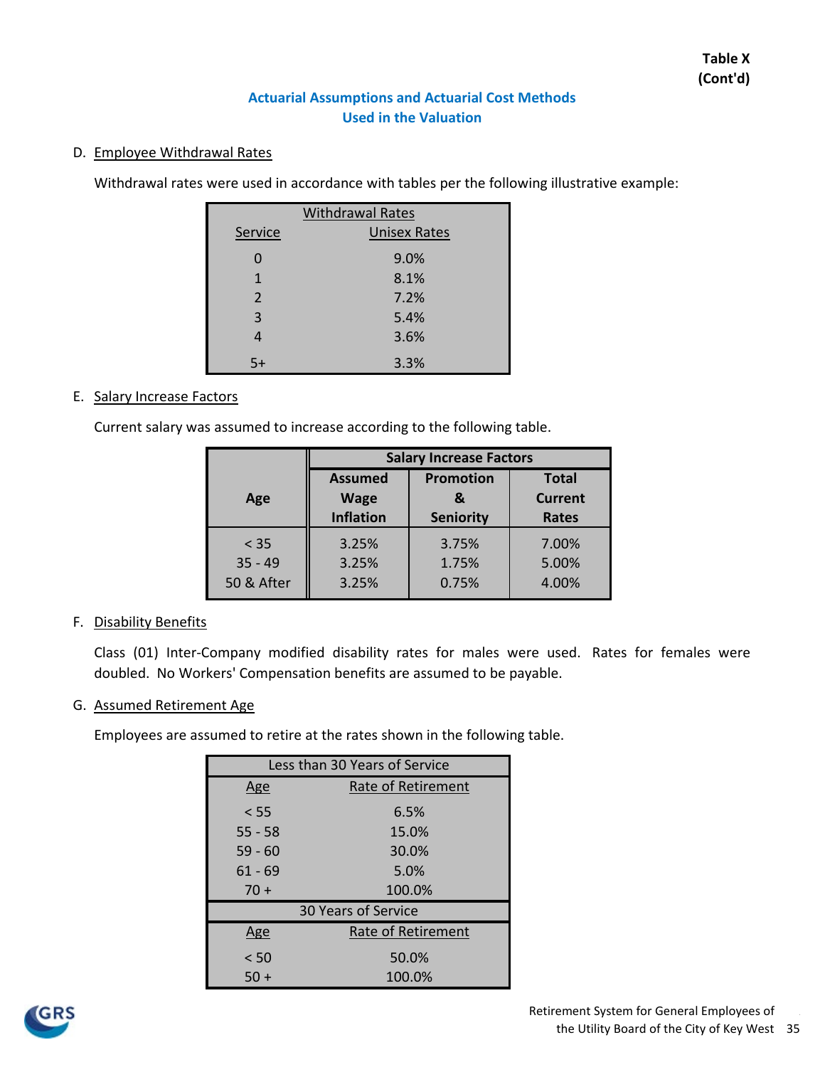**Table X**
**(Cont'd)**

## Actuarial Assumptions and Actuarial Cost Methods Used in the Valuation

D. Employee Withdrawal Rates

Withdrawal rates were used in accordance with tables per the following illustrative example:

| Withdrawal Rates | |
|---|---|
| Service | Unisex Rates |
| 0 | 9.0% |
| 1 | 8.1% |
| 2 | 7.2% |
| 3 | 5.4% |
| 4 | 3.6% |
| 5+ | 3.3% |

E. Salary Increase Factors

Current salary was assumed to increase according to the following table.

| Age | Salary Increase Factors | | |
|---|---|---|---|
| | Assumed Wage Inflation | Promotion & Seniority | Total Current Rates |
| < 35 | 3.25% | 3.75% | 7.00% |
| 35 - 49 | 3.25% | 1.75% | 5.00% |
| 50 & After | 3.25% | 0.75% | 4.00% |

F. Disability Benefits

Class (01) Inter-Company modified disability rates for males were used. Rates for females were doubled. No Workers' Compensation benefits are assumed to be payable.

G. Assumed Retirement Age

Employees are assumed to retire at the rates shown in the following table.

| Less than 30 Years of Service | |
|---|---|
| Age | Rate of Retirement |
| < 55 | 6.5% |
| 55 - 58 | 15.0% |
| 59 - 60 | 30.0% |
| 61 - 69 | 5.0% |
| 70 + | 100.0% |
| **30 Years of Service** | |
| Age | Rate of Retirement |
| < 50 | 50.0% |
| 50 + | 100.0% |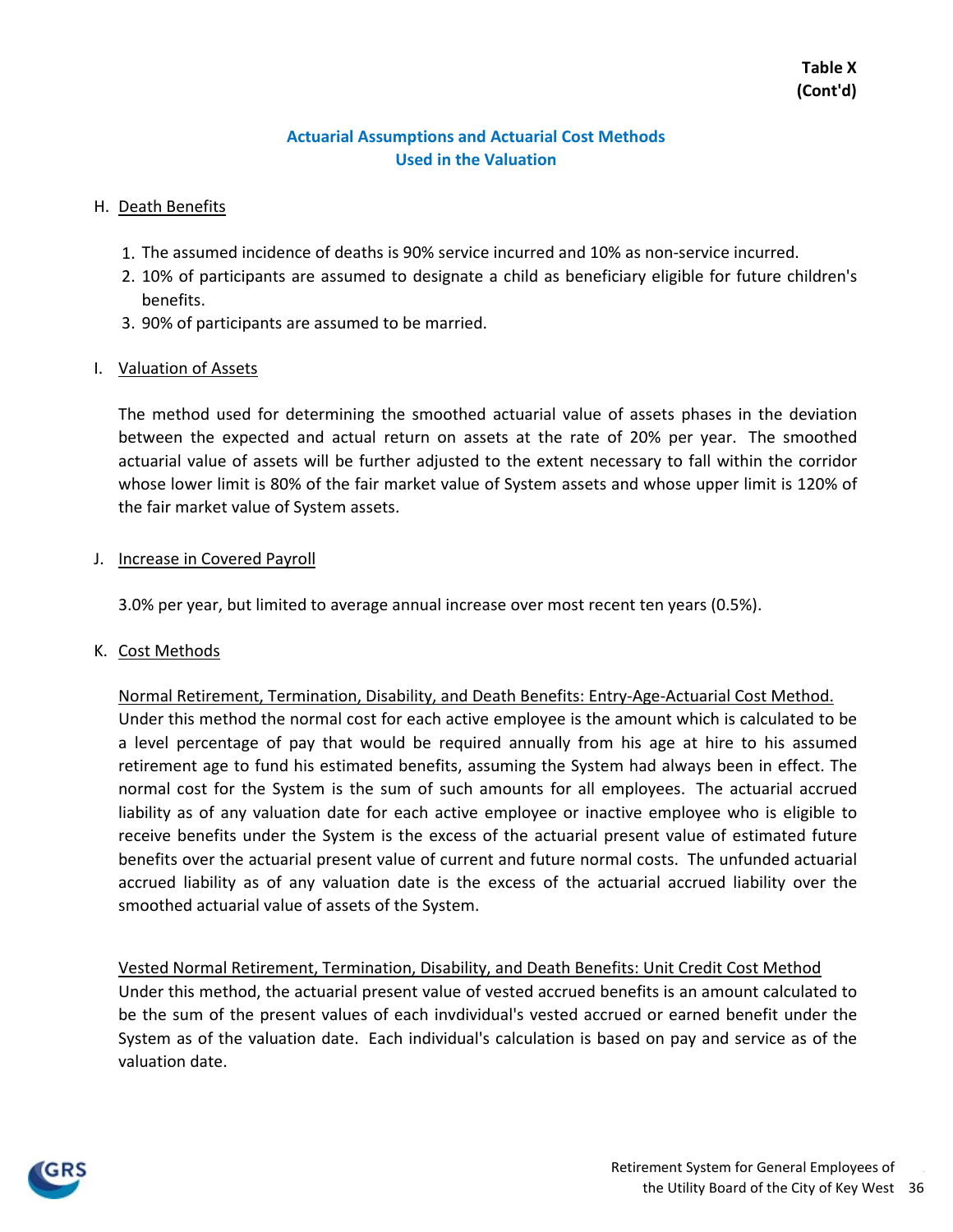**Table X**
**(Cont'd)**

## Actuarial Assumptions and Actuarial Cost Methods Used in the Valuation

H. Death Benefits

1. The assumed incidence of deaths is 90% service incurred and 10% as non-service incurred.
2. 10% of participants are assumed to designate a child as beneficiary eligible for future children's benefits.
3. 90% of participants are assumed to be married.

I. Valuation of Assets

The method used for determining the smoothed actuarial value of assets phases in the deviation between the expected and actual return on assets at the rate of 20% per year. The smoothed actuarial value of assets will be further adjusted to the extent necessary to fall within the corridor whose lower limit is 80% of the fair market value of System assets and whose upper limit is 120% of the fair market value of System assets.

J. Increase in Covered Payroll

3.0% per year, but limited to average annual increase over most recent ten years (0.5%).

K. Cost Methods

Normal Retirement, Termination, Disability, and Death Benefits: Entry-Age-Actuarial Cost Method.
Under this method the normal cost for each active employee is the amount which is calculated to be a level percentage of pay that would be required annually from his age at hire to his assumed retirement age to fund his estimated benefits, assuming the System had always been in effect. The normal cost for the System is the sum of such amounts for all employees. The actuarial accrued liability as of any valuation date for each active employee or inactive employee who is eligible to receive benefits under the System is the excess of the actuarial present value of estimated future benefits over the actuarial present value of current and future normal costs. The unfunded actuarial accrued liability as of any valuation date is the excess of the actuarial accrued liability over the smoothed actuarial value of assets of the System.

Vested Normal Retirement, Termination, Disability, and Death Benefits: Unit Credit Cost Method
Under this method, the actuarial present value of vested accrued benefits is an amount calculated to be the sum of the present values of each invdividual's vested accrued or earned benefit under the System as of the valuation date. Each individual's calculation is based on pay and service as of the valuation date.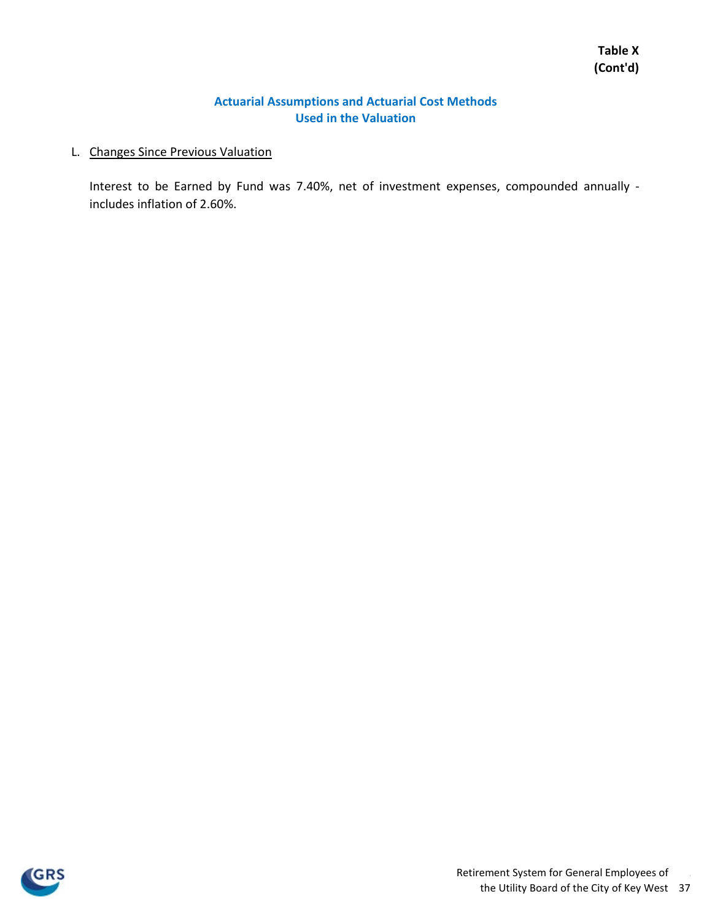**Table X**
**(Cont'd)**

## Actuarial Assumptions and Actuarial Cost Methods Used in the Valuation

L. Changes Since Previous Valuation

Interest to be Earned by Fund was 7.40%, net of investment expenses, compounded annually - includes inflation of 2.60%.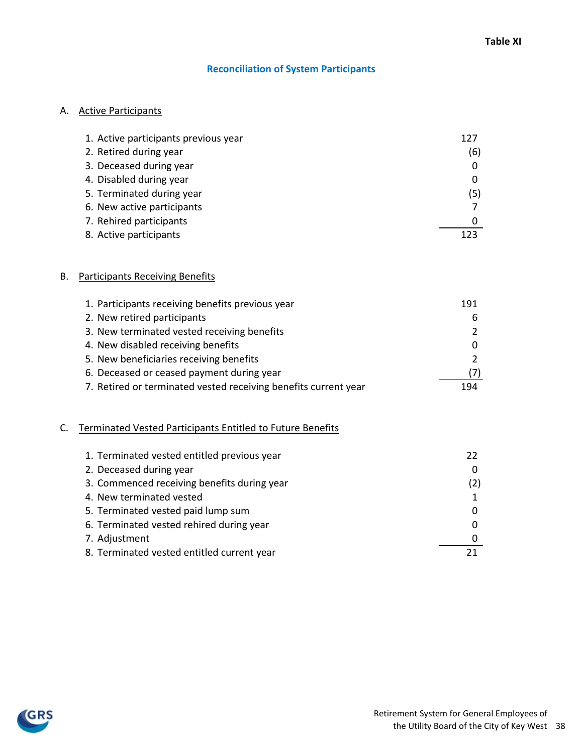Table XI

## Reconciliation of System Participants

### A. Active Participants

| | |
|---|---|
| 1. Active participants previous year | 127 |
| 2. Retired during year | (6) |
| 3. Deceased during year | 0 |
| 4. Disabled during year | 0 |
| 5. Terminated during year | (5) |
| 6. New active participants | 7 |
| 7. Rehired participants | 0 |
| 8. Active participants | 123 |

### B. Participants Receiving Benefits

| | |
|---|---|
| 1. Participants receiving benefits previous year | 191 |
| 2. New retired participants | 6 |
| 3. New terminated vested receiving benefits | 2 |
| 4. New disabled receiving benefits | 0 |
| 5. New beneficiaries receiving benefits | 2 |
| 6. Deceased or ceased payment during year | (7) |
| 7. Retired or terminated vested receiving benefits current year | 194 |

### C. Terminated Vested Participants Entitled to Future Benefits

| | |
|---|---|
| 1. Terminated vested entitled previous year | 22 |
| 2. Deceased during year | 0 |
| 3. Commenced receiving benefits during year | (2) |
| 4. New terminated vested | 1 |
| 5. Terminated vested paid lump sum | 0 |
| 6. Terminated vested rehired during year | 0 |
| 7. Adjustment | 0 |
| 8. Terminated vested entitled current year | 21 |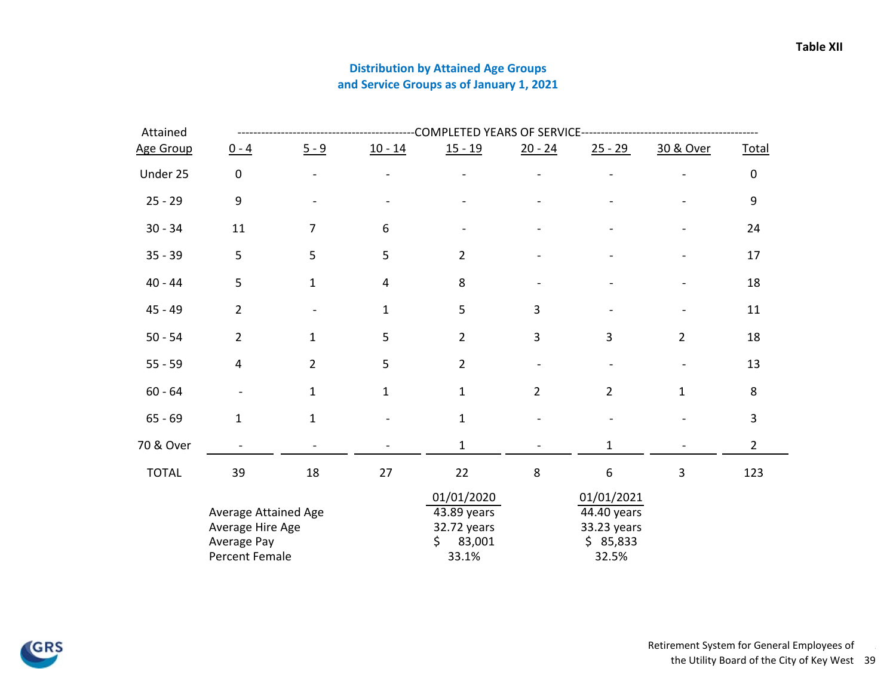Table XII

## Distribution by Attained Age Groups and Service Groups as of January 1, 2021

| Attained Age Group | 0 - 4 | 5 - 9 | 10 - 14 | 15 - 19 | 20 - 24 | 25 - 29 | 30 & Over | Total |
|---|---|---|---|---|---|---|---|---|
| | COMPLETED YEARS OF SERVICE | | | | | | | |
| Under 25 | 0 | - | - | - | - | - | - | 0 |
| 25 - 29 | 9 | - | - | - | - | - | - | 9 |
| 30 - 34 | 11 | 7 | 6 | - | - | - | - | 24 |
| 35 - 39 | 5 | 5 | 5 | 2 | - | - | - | 17 |
| 40 - 44 | 5 | 1 | 4 | 8 | - | - | - | 18 |
| 45 - 49 | 2 | - | 1 | 5 | 3 | - | - | 11 |
| 50 - 54 | 2 | 1 | 5 | 2 | 3 | 3 | 2 | 18 |
| 55 - 59 | 4 | 2 | 5 | 2 | - | - | - | 13 |
| 60 - 64 | - | 1 | 1 | 1 | 2 | 2 | 1 | 8 |
| 65 - 69 | 1 | 1 | - | 1 | - | - | - | 3 |
| 70 & Over | - | - | - | 1 | - | 1 | - | 2 |
| TOTAL | 39 | 18 | 27 | 22 | 8 | 6 | 3 | 123 |

| | 01/01/2020 | 01/01/2021 |
|---|---|---|
| Average Attained Age | 43.89 years | 44.40 years |
| Average Hire Age | 32.72 years | 33.23 years |
| Average Pay | $ 83,001 | $ 85,833 |
| Percent Female | 33.1% | 32.5% |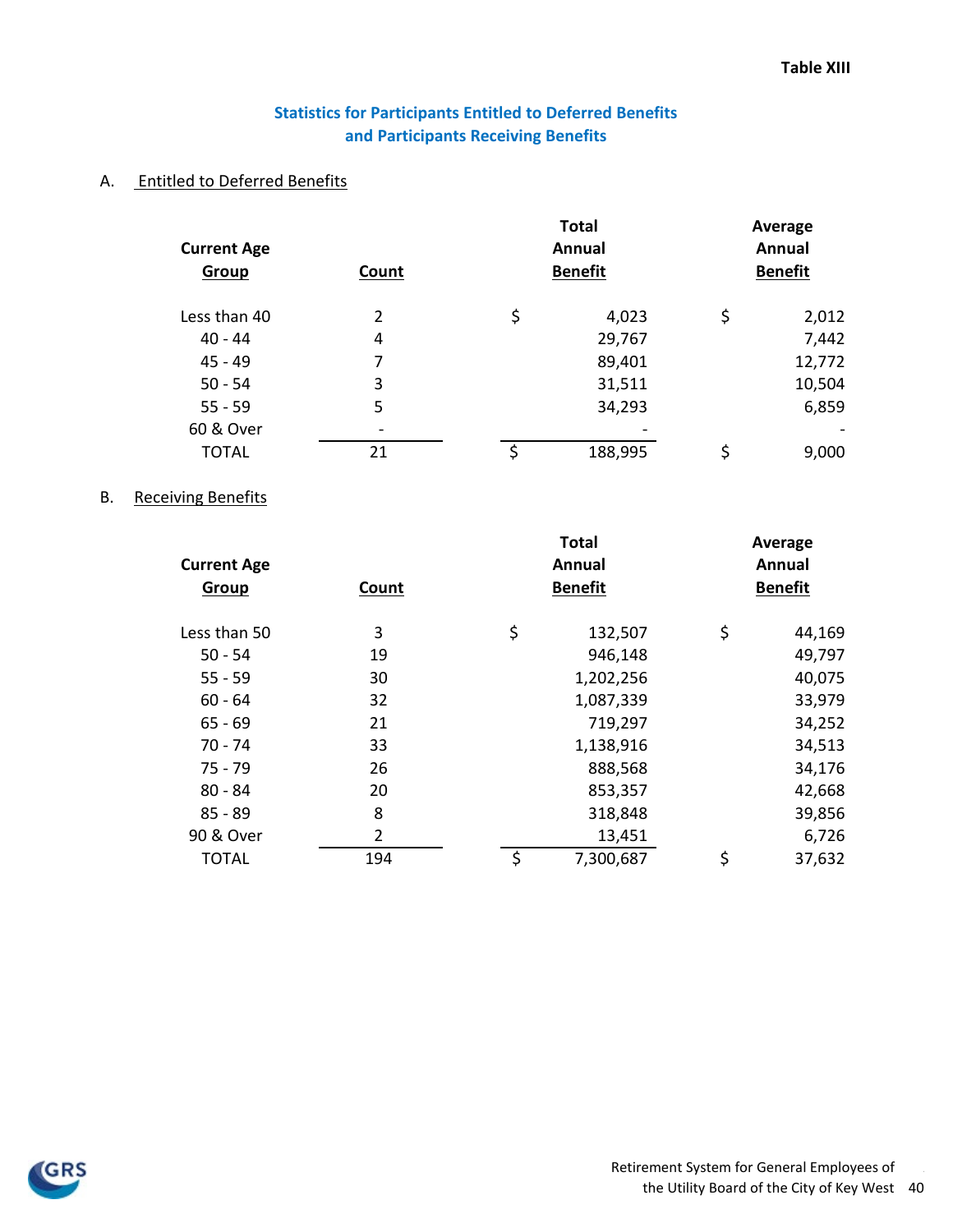**Table XIII**

## Statistics for Participants Entitled to Deferred Benefits and Participants Receiving Benefits

### A. Entitled to Deferred Benefits

| Current Age Group | Count | Total Annual Benefit | Average Annual Benefit |
|---|---|---|---|
| Less than 40 | 2 | $ 4,023 | $ 2,012 |
| 40 - 44 | 4 | 29,767 | 7,442 |
| 45 - 49 | 7 | 89,401 | 12,772 |
| 50 - 54 | 3 | 31,511 | 10,504 |
| 55 - 59 | 5 | 34,293 | 6,859 |
| 60 & Over | - | - | - |
| TOTAL | 21 | $ 188,995 | $ 9,000 |

### B. Receiving Benefits

| Current Age Group | Count | Total Annual Benefit | Average Annual Benefit |
|---|---|---|---|
| Less than 50 | 3 | $ 132,507 | $ 44,169 |
| 50 - 54 | 19 | 946,148 | 49,797 |
| 55 - 59 | 30 | 1,202,256 | 40,075 |
| 60 - 64 | 32 | 1,087,339 | 33,979 |
| 65 - 69 | 21 | 719,297 | 34,252 |
| 70 - 74 | 33 | 1,138,916 | 34,513 |
| 75 - 79 | 26 | 888,568 | 34,176 |
| 80 - 84 | 20 | 853,357 | 42,668 |
| 85 - 89 | 8 | 318,848 | 39,856 |
| 90 & Over | 2 | 13,451 | 6,726 |
| TOTAL | 194 | $ 7,300,687 | $ 37,632 |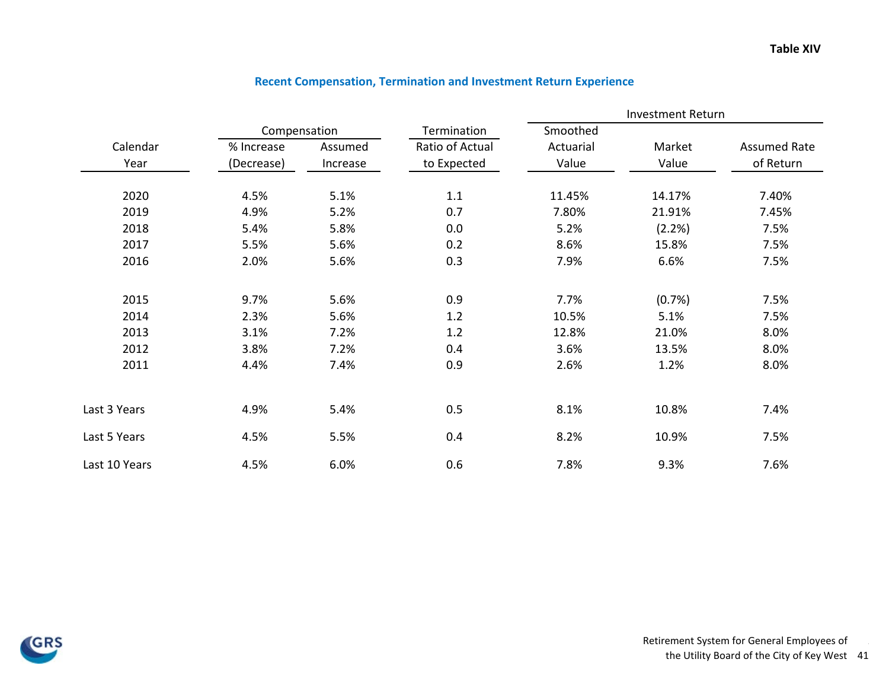Table XIV

## Recent Compensation, Termination and Investment Return Experience

| Calendar Year | Compensation % Increase (Decrease) | Compensation Assumed Increase | Termination Ratio of Actual to Expected | Investment Return Smoothed Actuarial Value | Investment Return Market Value | Investment Return Assumed Rate of Return |
|---|---|---|---|---|---|---|
| 2020 | 4.5% | 5.1% | 1.1 | 11.45% | 14.17% | 7.40% |
| 2019 | 4.9% | 5.2% | 0.7 | 7.80% | 21.91% | 7.45% |
| 2018 | 5.4% | 5.8% | 0.0 | 5.2% | (2.2%) | 7.5% |
| 2017 | 5.5% | 5.6% | 0.2 | 8.6% | 15.8% | 7.5% |
| 2016 | 2.0% | 5.6% | 0.3 | 7.9% | 6.6% | 7.5% |
| 2015 | 9.7% | 5.6% | 0.9 | 7.7% | (0.7%) | 7.5% |
| 2014 | 2.3% | 5.6% | 1.2 | 10.5% | 5.1% | 7.5% |
| 2013 | 3.1% | 7.2% | 1.2 | 12.8% | 21.0% | 8.0% |
| 2012 | 3.8% | 7.2% | 0.4 | 3.6% | 13.5% | 8.0% |
| 2011 | 4.4% | 7.4% | 0.9 | 2.6% | 1.2% | 8.0% |
| Last 3 Years | 4.9% | 5.4% | 0.5 | 8.1% | 10.8% | 7.4% |
| Last 5 Years | 4.5% | 5.5% | 0.4 | 8.2% | 10.9% | 7.5% |
| Last 10 Years | 4.5% | 6.0% | 0.6 | 7.8% | 9.3% | 7.6% |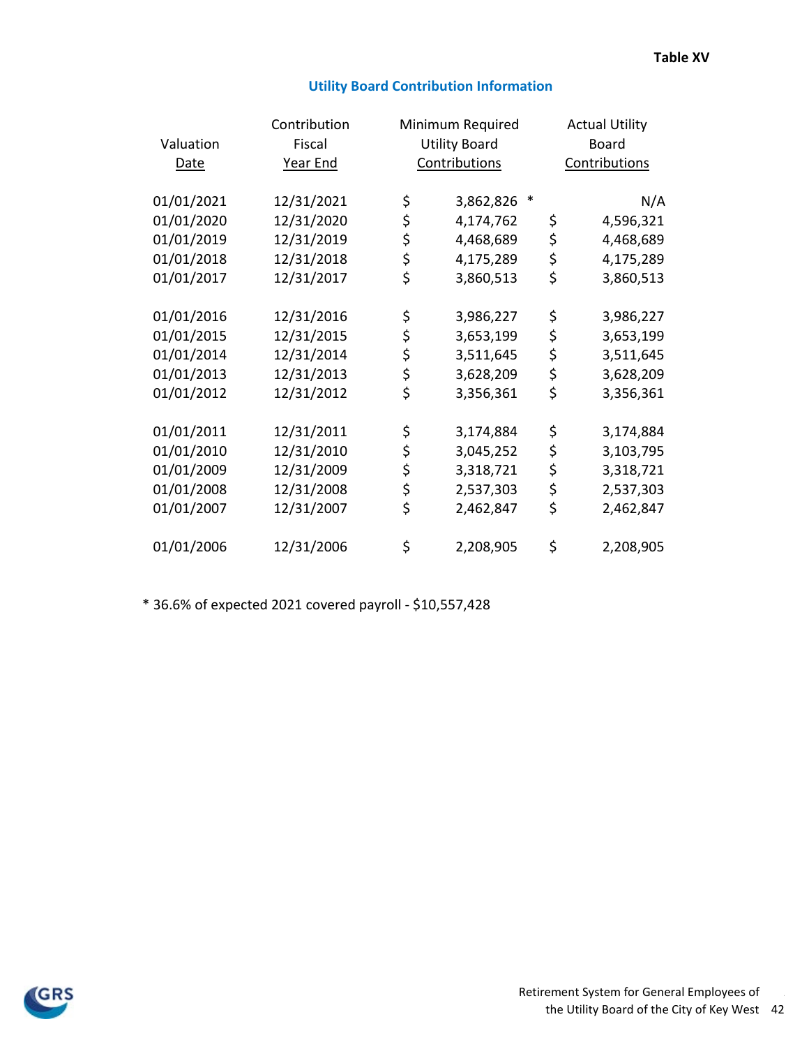**Table XV**

## Utility Board Contribution Information

| Valuation Date | Contribution Fiscal Year End | Minimum Required Utility Board Contributions | Actual Utility Board Contributions |
|---|---|---|---|
| 01/01/2021 | 12/31/2021 | $ 3,862,826 * | N/A |
| 01/01/2020 | 12/31/2020 | $ 4,174,762 | $ 4,596,321 |
| 01/01/2019 | 12/31/2019 | $ 4,468,689 | $ 4,468,689 |
| 01/01/2018 | 12/31/2018 | $ 4,175,289 | $ 4,175,289 |
| 01/01/2017 | 12/31/2017 | $ 3,860,513 | $ 3,860,513 |
| 01/01/2016 | 12/31/2016 | $ 3,986,227 | $ 3,986,227 |
| 01/01/2015 | 12/31/2015 | $ 3,653,199 | $ 3,653,199 |
| 01/01/2014 | 12/31/2014 | $ 3,511,645 | $ 3,511,645 |
| 01/01/2013 | 12/31/2013 | $ 3,628,209 | $ 3,628,209 |
| 01/01/2012 | 12/31/2012 | $ 3,356,361 | $ 3,356,361 |
| 01/01/2011 | 12/31/2011 | $ 3,174,884 | $ 3,174,884 |
| 01/01/2010 | 12/31/2010 | $ 3,045,252 | $ 3,103,795 |
| 01/01/2009 | 12/31/2009 | $ 3,318,721 | $ 3,318,721 |
| 01/01/2008 | 12/31/2008 | $ 2,537,303 | $ 2,537,303 |
| 01/01/2007 | 12/31/2007 | $ 2,462,847 | $ 2,462,847 |
| 01/01/2006 | 12/31/2006 | $ 2,208,905 | $ 2,208,905 |

* 36.6% of expected 2021 covered payroll - $10,557,428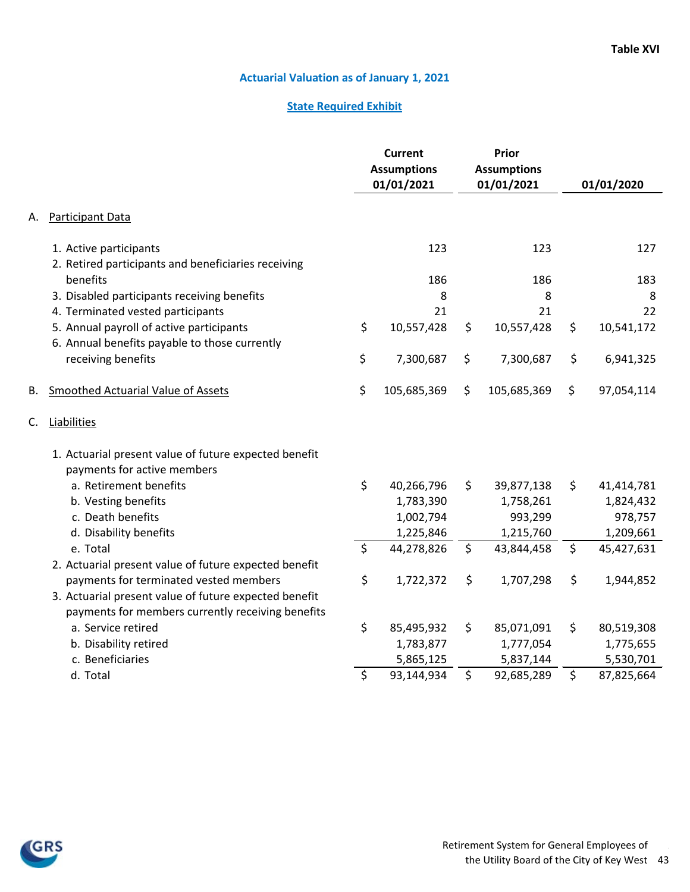**Table XVI**

## Actuarial Valuation as of January 1, 2021

### State Required Exhibit

| | Current Assumptions 01/01/2021 | Prior Assumptions 01/01/2021 | 01/01/2020 |
|---|---|---|---|
| A. Participant Data | | | |
| 1. Active participants | 123 | 123 | 127 |
| 2. Retired participants and beneficiaries receiving benefits | 186 | 186 | 183 |
| 3. Disabled participants receiving benefits | 8 | 8 | 8 |
| 4. Terminated vested participants | 21 | 21 | 22 |
| 5. Annual payroll of active participants | $ 10,557,428 | $ 10,557,428 | $ 10,541,172 |
| 6. Annual benefits payable to those currently receiving benefits | $ 7,300,687 | $ 7,300,687 | $ 6,941,325 |
| B. Smoothed Actuarial Value of Assets | $ 105,685,369 | $ 105,685,369 | $ 97,054,114 |
| C. Liabilities | | | |
| 1. Actuarial present value of future expected benefit payments for active members | | | |
| a. Retirement benefits | $ 40,266,796 | $ 39,877,138 | $ 41,414,781 |
| b. Vesting benefits | 1,783,390 | 1,758,261 | 1,824,432 |
| c. Death benefits | 1,002,794 | 993,299 | 978,757 |
| d. Disability benefits | 1,225,846 | 1,215,760 | 1,209,661 |
| e. Total | $ 44,278,826 | $ 43,844,458 | $ 45,427,631 |
| 2. Actuarial present value of future expected benefit payments for terminated vested members | $ 1,722,372 | $ 1,707,298 | $ 1,944,852 |
| 3. Actuarial present value of future expected benefit payments for members currently receiving benefits | | | |
| a. Service retired | $ 85,495,932 | $ 85,071,091 | $ 80,519,308 |
| b. Disability retired | 1,783,877 | 1,777,054 | 1,775,655 |
| c. Beneficiaries | 5,865,125 | 5,837,144 | 5,530,701 |
| d. Total | $ 93,144,934 | $ 92,685,289 | $ 87,825,664 |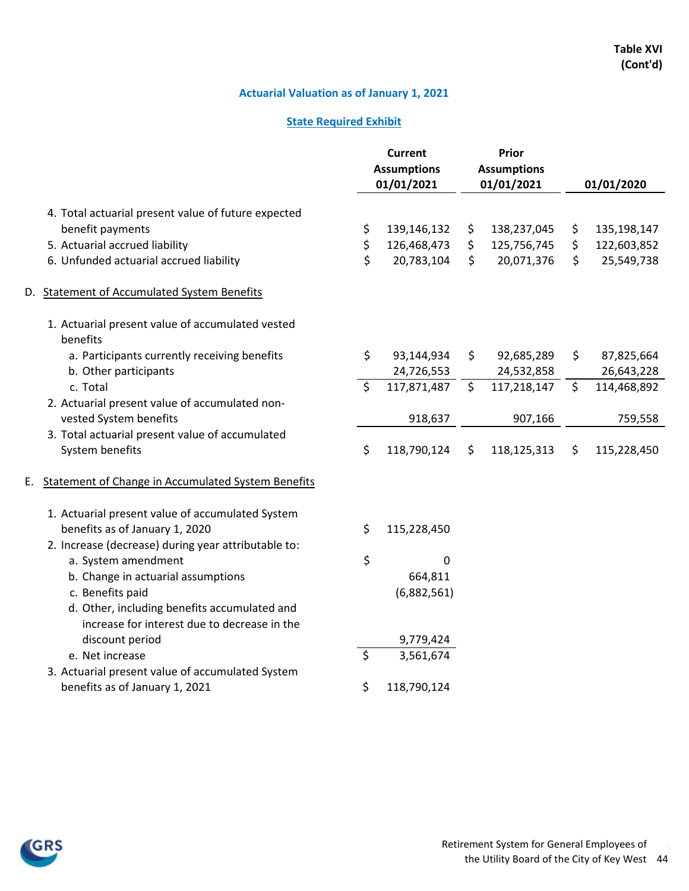**Table XVI (Cont'd)**

## Actuarial Valuation as of January 1, 2021

### State Required Exhibit

| | Current Assumptions 01/01/2021 | Prior Assumptions 01/01/2021 | 01/01/2020 |
|---|---|---|---|
| 4. Total actuarial present value of future expected benefit payments | $ 139,146,132 | $ 138,237,045 | $ 135,198,147 |
| 5. Actuarial accrued liability | $ 126,468,473 | $ 125,756,745 | $ 122,603,852 |
| 6. Unfunded actuarial accrued liability | $ 20,783,104 | $ 20,071,376 | $ 25,549,738 |
| **D. Statement of Accumulated System Benefits** | | | |
| 1. Actuarial present value of accumulated vested benefits | | | |
| a. Participants currently receiving benefits | $ 93,144,934 | $ 92,685,289 | $ 87,825,664 |
| b. Other participants | 24,726,553 | 24,532,858 | 26,643,228 |
| c. Total | $ 117,871,487 | $ 117,218,147 | $ 114,468,892 |
| 2. Actuarial present value of accumulated non-vested System benefits | 918,637 | 907,166 | 759,558 |
| 3. Total actuarial present value of accumulated System benefits | $ 118,790,124 | $ 118,125,313 | $ 115,228,450 |

**E. Statement of Change in Accumulated System Benefits**

| | |
|---|---|
| 1. Actuarial present value of accumulated System benefits as of January 1, 2020 | $ 115,228,450 |
| 2. Increase (decrease) during year attributable to: | |
| a. System amendment | $ 0 |
| b. Change in actuarial assumptions | 664,811 |
| c. Benefits paid | (6,882,561) |
| d. Other, including benefits accumulated and increase for interest due to decrease in the discount period | 9,779,424 |
| e. Net increase | $ 3,561,674 |
| 3. Actuarial present value of accumulated System benefits as of January 1, 2021 | $ 118,790,124 |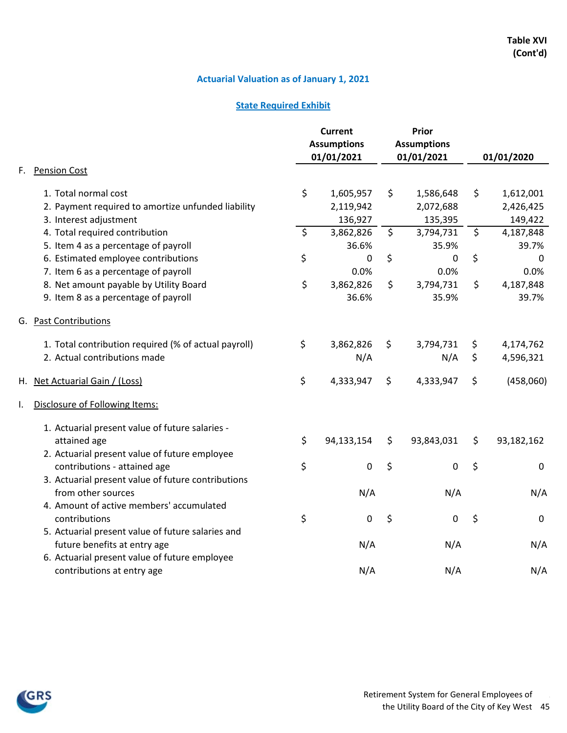**Table XVI (Cont'd)**

## Actuarial Valuation as of January 1, 2021

### State Required Exhibit

| | Current Assumptions 01/01/2021 | Prior Assumptions 01/01/2021 | 01/01/2020 |
|---|---|---|---|
| **F. Pension Cost** | | | |
| 1. Total normal cost | $ 1,605,957 | $ 1,586,648 | $ 1,612,001 |
| 2. Payment required to amortize unfunded liability | 2,119,942 | 2,072,688 | 2,426,425 |
| 3. Interest adjustment | 136,927 | 135,395 | 149,422 |
| 4. Total required contribution | $ 3,862,826 | $ 3,794,731 | $ 4,187,848 |
| 5. Item 4 as a percentage of payroll | 36.6% | 35.9% | 39.7% |
| 6. Estimated employee contributions | $ 0 | $ 0 | $ 0 |
| 7. Item 6 as a percentage of payroll | 0.0% | 0.0% | 0.0% |
| 8. Net amount payable by Utility Board | $ 3,862,826 | $ 3,794,731 | $ 4,187,848 |
| 9. Item 8 as a percentage of payroll | 36.6% | 35.9% | 39.7% |
| **G. Past Contributions** | | | |
| 1. Total contribution required (% of actual payroll) | $ 3,862,826 | $ 3,794,731 | $ 4,174,762 |
| 2. Actual contributions made | N/A | N/A | $ 4,596,321 |
| **H. Net Actuarial Gain / (Loss)** | $ 4,333,947 | $ 4,333,947 | $ (458,060) |
| **I. Disclosure of Following Items:** | | | |
| 1. Actuarial present value of future salaries - attained age | $ 94,133,154 | $ 93,843,031 | $ 93,182,162 |
| 2. Actuarial present value of future employee contributions - attained age | $ 0 | $ 0 | $ 0 |
| 3. Actuarial present value of future contributions from other sources | N/A | N/A | N/A |
| 4. Amount of active members' accumulated contributions | $ 0 | $ 0 | $ 0 |
| 5. Actuarial present value of future salaries and future benefits at entry age | N/A | N/A | N/A |
| 6. Actuarial present value of future employee contributions at entry age | N/A | N/A | N/A |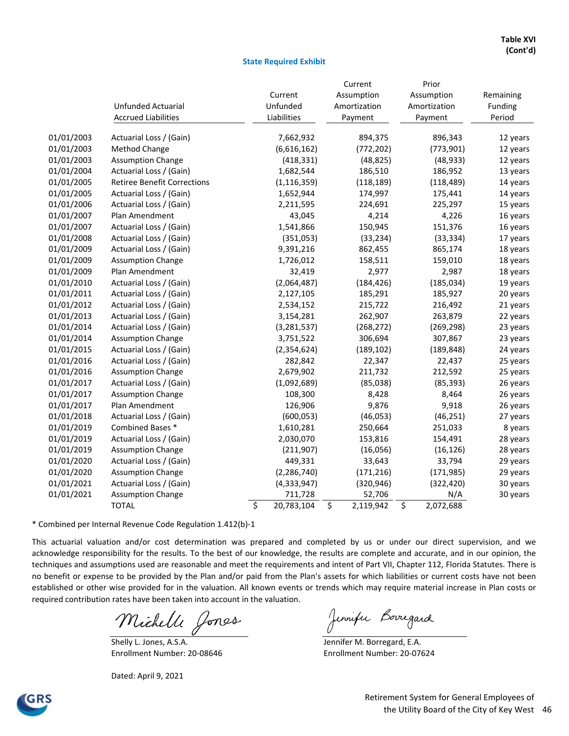**Table XVI (Cont'd)**

## State Required Exhibit

| | Unfunded Actuarial Accrued Liabilities | Current Unfunded Liabilities | Current Assumption Amortization Payment | Prior Assumption Amortization Payment | Remaining Funding Period |
|---|---|---|---|---|---|
| 01/01/2003 | Actuarial Loss / (Gain) | 7,662,932 | 894,375 | 896,343 | 12 years |
| 01/01/2003 | Method Change | (6,616,162) | (772,202) | (773,901) | 12 years |
| 01/01/2003 | Assumption Change | (418,331) | (48,825) | (48,933) | 12 years |
| 01/01/2004 | Actuarial Loss / (Gain) | 1,682,544 | 186,510 | 186,952 | 13 years |
| 01/01/2005 | Retiree Benefit Corrections | (1,116,359) | (118,189) | (118,489) | 14 years |
| 01/01/2005 | Actuarial Loss / (Gain) | 1,652,944 | 174,997 | 175,441 | 14 years |
| 01/01/2006 | Actuarial Loss / (Gain) | 2,211,595 | 224,691 | 225,297 | 15 years |
| 01/01/2007 | Plan Amendment | 43,045 | 4,214 | 4,226 | 16 years |
| 01/01/2007 | Actuarial Loss / (Gain) | 1,541,866 | 150,945 | 151,376 | 16 years |
| 01/01/2008 | Actuarial Loss / (Gain) | (351,053) | (33,234) | (33,334) | 17 years |
| 01/01/2009 | Actuarial Loss / (Gain) | 9,391,216 | 862,455 | 865,174 | 18 years |
| 01/01/2009 | Assumption Change | 1,726,012 | 158,511 | 159,010 | 18 years |
| 01/01/2009 | Plan Amendment | 32,419 | 2,977 | 2,987 | 18 years |
| 01/01/2010 | Actuarial Loss / (Gain) | (2,064,487) | (184,426) | (185,034) | 19 years |
| 01/01/2011 | Actuarial Loss / (Gain) | 2,127,105 | 185,291 | 185,927 | 20 years |
| 01/01/2012 | Actuarial Loss / (Gain) | 2,534,152 | 215,722 | 216,492 | 21 years |
| 01/01/2013 | Actuarial Loss / (Gain) | 3,154,281 | 262,907 | 263,879 | 22 years |
| 01/01/2014 | Actuarial Loss / (Gain) | (3,281,537) | (268,272) | (269,298) | 23 years |
| 01/01/2014 | Assumption Change | 3,751,522 | 306,694 | 307,867 | 23 years |
| 01/01/2015 | Actuarial Loss / (Gain) | (2,354,624) | (189,102) | (189,848) | 24 years |
| 01/01/2016 | Actuarial Loss / (Gain) | 282,842 | 22,347 | 22,437 | 25 years |
| 01/01/2016 | Assumption Change | 2,679,902 | 211,732 | 212,592 | 25 years |
| 01/01/2017 | Actuarial Loss / (Gain) | (1,092,689) | (85,038) | (85,393) | 26 years |
| 01/01/2017 | Assumption Change | 108,300 | 8,428 | 8,464 | 26 years |
| 01/01/2017 | Plan Amendment | 126,906 | 9,876 | 9,918 | 26 years |
| 01/01/2018 | Actuarial Loss / (Gain) | (600,053) | (46,053) | (46,251) | 27 years |
| 01/01/2019 | Combined Bases * | 1,610,281 | 250,664 | 251,033 | 8 years |
| 01/01/2019 | Actuarial Loss / (Gain) | 2,030,070 | 153,816 | 154,491 | 28 years |
| 01/01/2019 | Assumption Change | (211,907) | (16,056) | (16,126) | 28 years |
| 01/01/2020 | Actuarial Loss / (Gain) | 449,331 | 33,643 | 33,794 | 29 years |
| 01/01/2020 | Assumption Change | (2,286,740) | (171,216) | (171,985) | 29 years |
| 01/01/2021 | Actuarial Loss / (Gain) | (4,333,947) | (320,946) | (322,420) | 30 years |
| 01/01/2021 | Assumption Change | 711,728 | 52,706 | N/A | 30 years |
| | TOTAL | $ 20,783,104 | $ 2,119,942 | $ 2,072,688 | |

* Combined per Internal Revenue Code Regulation 1.412(b)-1

This actuarial valuation and/or cost determination was prepared and completed by us or under our direct supervision, and we acknowledge responsibility for the results. To the best of our knowledge, the results are complete and accurate, and in our opinion, the techniques and assumptions used are reasonable and meet the requirements and intent of Part VII, Chapter 112, Florida Statutes. There is no benefit or expense to be provided by the Plan and/or paid from the Plan's assets for which liabilities or current costs have not been established or other wise provided for in the valuation. All known events or trends which may require material increase in Plan costs or required contribution rates have been taken into account in the valuation.

Shelly L. Jones, A.S.A.
Enrollment Number: 20-08646

Jennifer M. Borregard, E.A.
Enrollment Number: 20-07624

Dated: April 9, 2021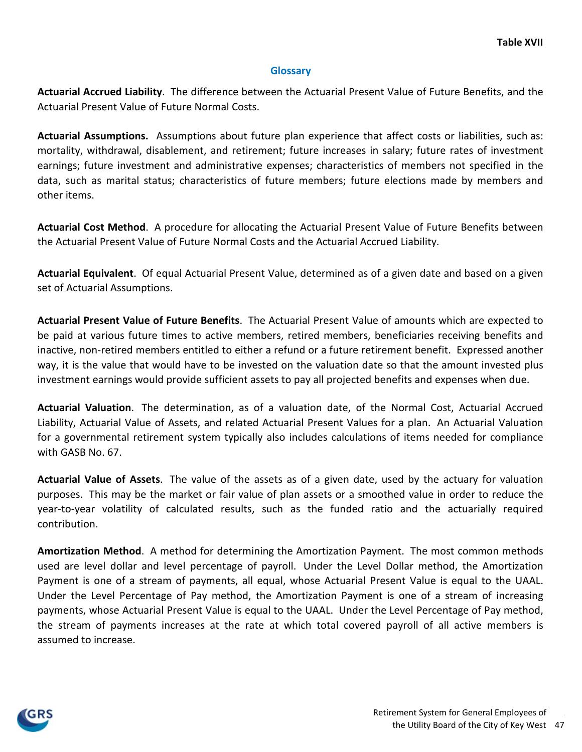Table XVII

## Glossary

**Actuarial Accrued Liability**. The difference between the Actuarial Present Value of Future Benefits, and the Actuarial Present Value of Future Normal Costs.

**Actuarial Assumptions.** Assumptions about future plan experience that affect costs or liabilities, such as: mortality, withdrawal, disablement, and retirement; future increases in salary; future rates of investment earnings; future investment and administrative expenses; characteristics of members not specified in the data, such as marital status; characteristics of future members; future elections made by members and other items.

**Actuarial Cost Method**. A procedure for allocating the Actuarial Present Value of Future Benefits between the Actuarial Present Value of Future Normal Costs and the Actuarial Accrued Liability.

**Actuarial Equivalent**. Of equal Actuarial Present Value, determined as of a given date and based on a given set of Actuarial Assumptions.

**Actuarial Present Value of Future Benefits**. The Actuarial Present Value of amounts which are expected to be paid at various future times to active members, retired members, beneficiaries receiving benefits and inactive, non-retired members entitled to either a refund or a future retirement benefit. Expressed another way, it is the value that would have to be invested on the valuation date so that the amount invested plus investment earnings would provide sufficient assets to pay all projected benefits and expenses when due.

**Actuarial Valuation**. The determination, as of a valuation date, of the Normal Cost, Actuarial Accrued Liability, Actuarial Value of Assets, and related Actuarial Present Values for a plan. An Actuarial Valuation for a governmental retirement system typically also includes calculations of items needed for compliance with GASB No. 67.

**Actuarial Value of Assets**. The value of the assets as of a given date, used by the actuary for valuation purposes. This may be the market or fair value of plan assets or a smoothed value in order to reduce the year-to-year volatility of calculated results, such as the funded ratio and the actuarially required contribution.

**Amortization Method**. A method for determining the Amortization Payment. The most common methods used are level dollar and level percentage of payroll. Under the Level Dollar method, the Amortization Payment is one of a stream of payments, all equal, whose Actuarial Present Value is equal to the UAAL. Under the Level Percentage of Pay method, the Amortization Payment is one of a stream of increasing payments, whose Actuarial Present Value is equal to the UAAL. Under the Level Percentage of Pay method, the stream of payments increases at the rate at which total covered payroll of all active members is assumed to increase.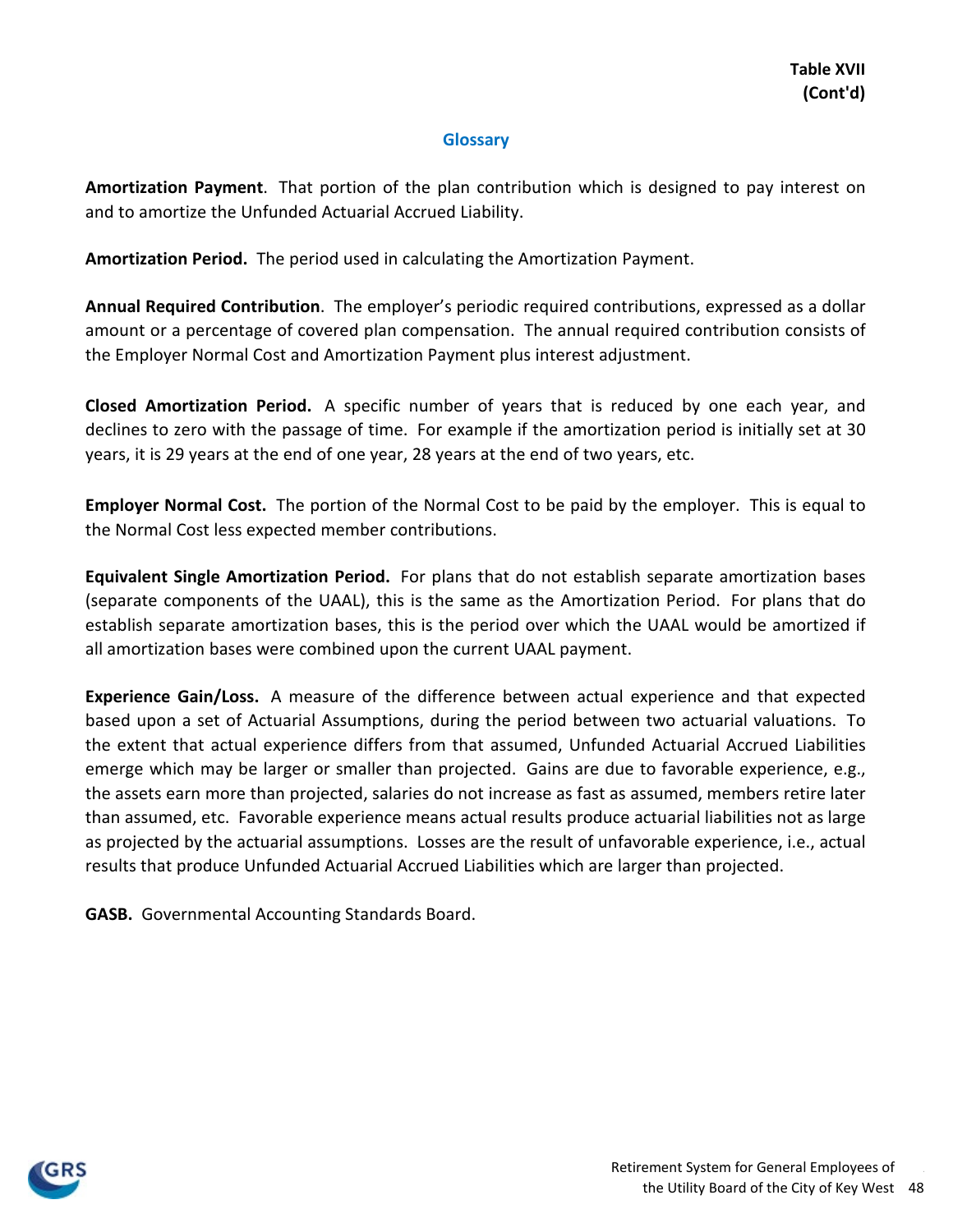**Table XVII**
**(Cont'd)**

## Glossary

**Amortization Payment**. That portion of the plan contribution which is designed to pay interest on and to amortize the Unfunded Actuarial Accrued Liability.

**Amortization Period.** The period used in calculating the Amortization Payment.

**Annual Required Contribution**. The employer's periodic required contributions, expressed as a dollar amount or a percentage of covered plan compensation. The annual required contribution consists of the Employer Normal Cost and Amortization Payment plus interest adjustment.

**Closed Amortization Period.** A specific number of years that is reduced by one each year, and declines to zero with the passage of time. For example if the amortization period is initially set at 30 years, it is 29 years at the end of one year, 28 years at the end of two years, etc.

**Employer Normal Cost.** The portion of the Normal Cost to be paid by the employer. This is equal to the Normal Cost less expected member contributions.

**Equivalent Single Amortization Period.** For plans that do not establish separate amortization bases (separate components of the UAAL), this is the same as the Amortization Period. For plans that do establish separate amortization bases, this is the period over which the UAAL would be amortized if all amortization bases were combined upon the current UAAL payment.

**Experience Gain/Loss.** A measure of the difference between actual experience and that expected based upon a set of Actuarial Assumptions, during the period between two actuarial valuations. To the extent that actual experience differs from that assumed, Unfunded Actuarial Accrued Liabilities emerge which may be larger or smaller than projected. Gains are due to favorable experience, e.g., the assets earn more than projected, salaries do not increase as fast as assumed, members retire later than assumed, etc. Favorable experience means actual results produce actuarial liabilities not as large as projected by the actuarial assumptions. Losses are the result of unfavorable experience, i.e., actual results that produce Unfunded Actuarial Accrued Liabilities which are larger than projected.

**GASB.** Governmental Accounting Standards Board.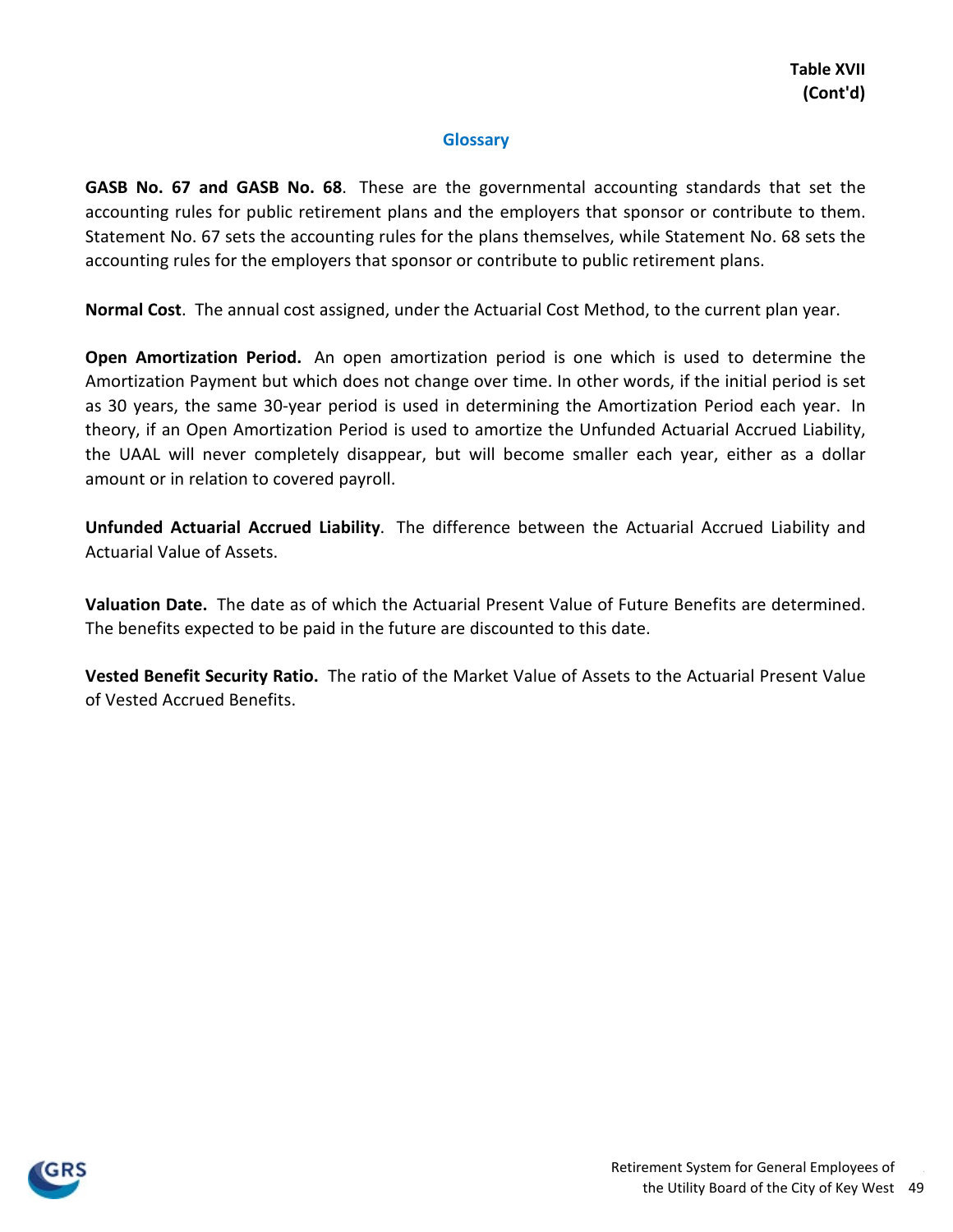**Table XVII**
**(Cont'd)**

## Glossary

**GASB No. 67 and GASB No. 68**. These are the governmental accounting standards that set the accounting rules for public retirement plans and the employers that sponsor or contribute to them. Statement No. 67 sets the accounting rules for the plans themselves, while Statement No. 68 sets the accounting rules for the employers that sponsor or contribute to public retirement plans.

**Normal Cost**. The annual cost assigned, under the Actuarial Cost Method, to the current plan year.

**Open Amortization Period.** An open amortization period is one which is used to determine the Amortization Payment but which does not change over time. In other words, if the initial period is set as 30 years, the same 30-year period is used in determining the Amortization Period each year. In theory, if an Open Amortization Period is used to amortize the Unfunded Actuarial Accrued Liability, the UAAL will never completely disappear, but will become smaller each year, either as a dollar amount or in relation to covered payroll.

**Unfunded Actuarial Accrued Liability**. The difference between the Actuarial Accrued Liability and Actuarial Value of Assets.

**Valuation Date.** The date as of which the Actuarial Present Value of Future Benefits are determined. The benefits expected to be paid in the future are discounted to this date.

**Vested Benefit Security Ratio.** The ratio of the Market Value of Assets to the Actuarial Present Value of Vested Accrued Benefits.